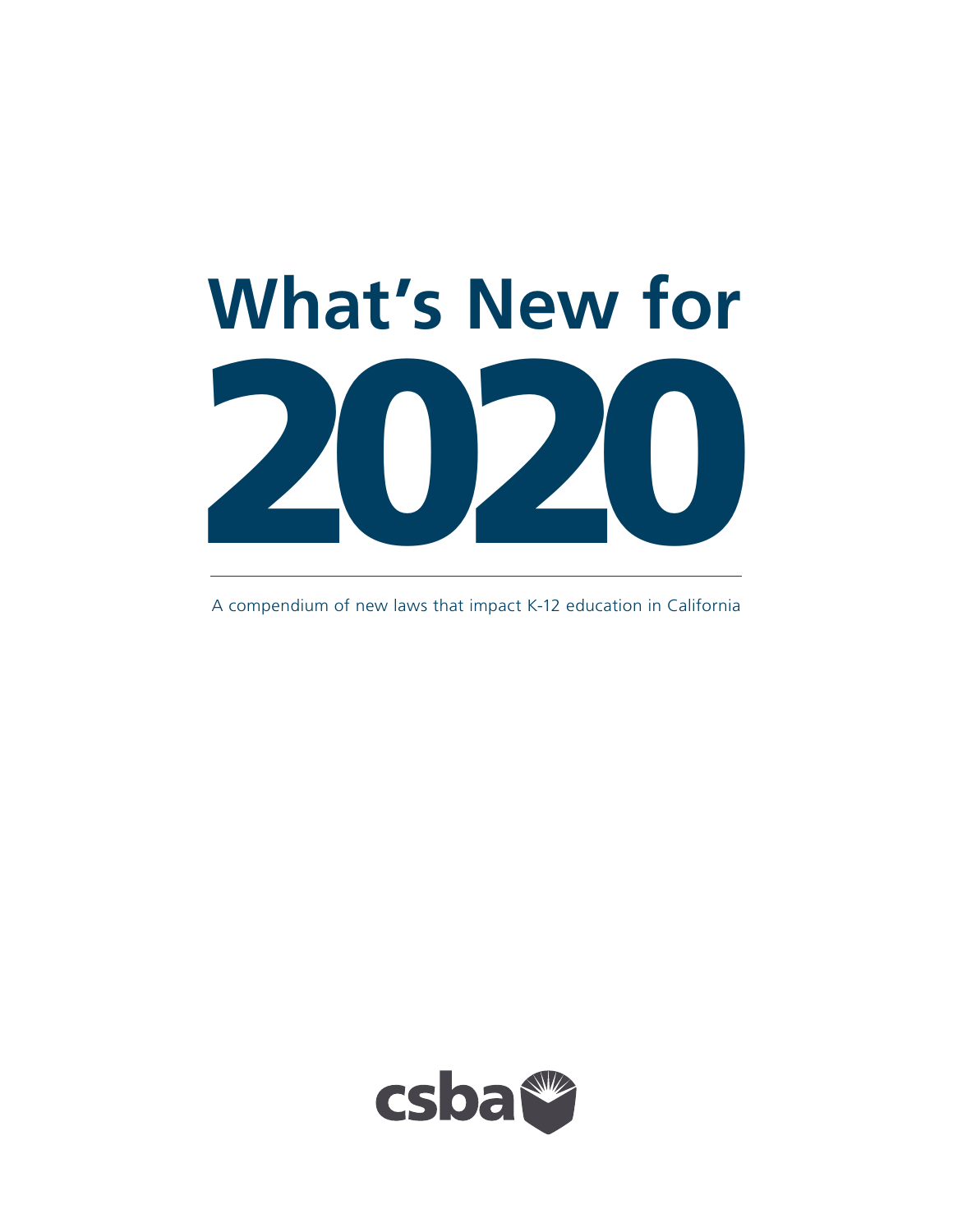# What's New for 2020

A compendium of new laws that impact K-12 education in California

csba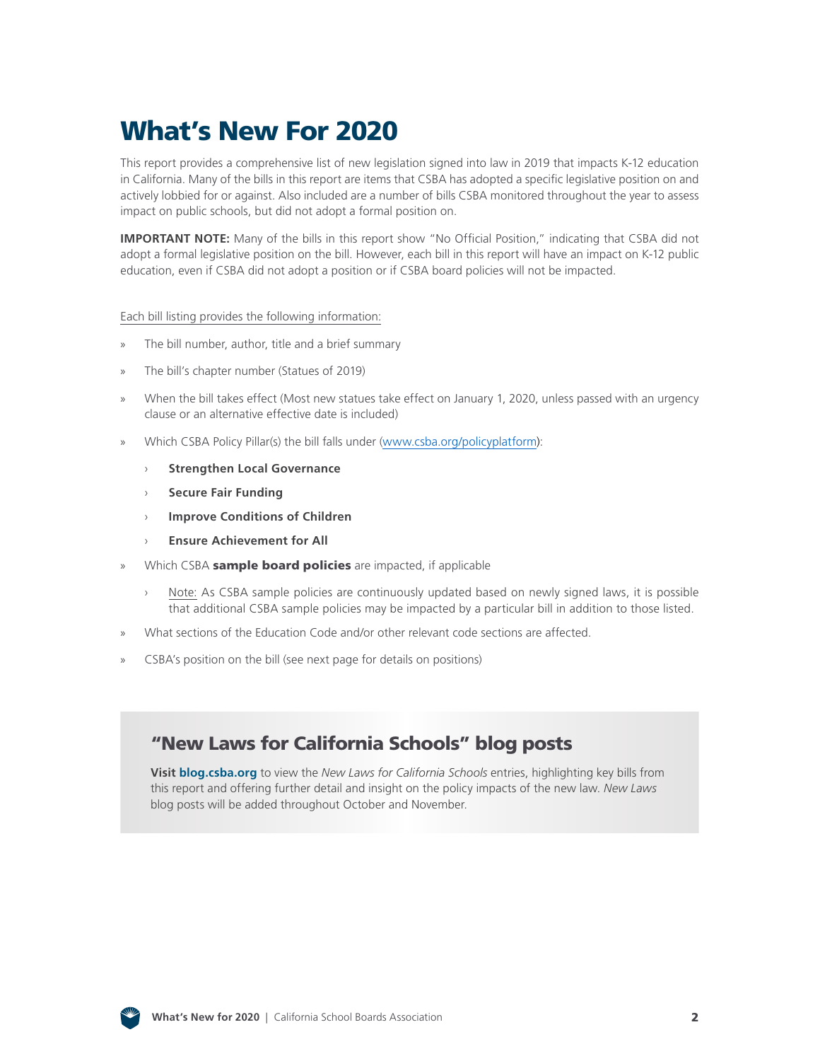# What's New For 2020

This report provides a comprehensive list of new legislation signed into law in 2019 that impacts K-12 education in California. Many of the bills in this report are items that CSBA has adopted a specific legislative position on and actively lobbied for or against. Also included are a number of bills CSBA monitored throughout the year to assess impact on public schools, but did not adopt a formal position on.

**IMPORTANT NOTE:** Many of the bills in this report show "No Official Position," indicating that CSBA did not adopt a formal legislative position on the bill. However, each bill in this report will have an impact on K-12 public education, even if CSBA did not adopt a position or if CSBA board policies will not be impacted.

Each bill listing provides the following information:

- The bill number, author, title and a brief summary
- The bill's chapter number (Statues of 2019)
- When the bill takes effect (Most new statues take effect on January 1, 2020, unless passed with an urgency clause or an alternative effective date is included)
- Which CSBA Policy Pillar(s) the bill falls under (www.csba.org/policyplatform):
  - **Strengthen Local Governance**
  - **Secure Fair Funding**
  - **Improve Conditions of Children**
  - **Ensure Achievement for All**
- Which CSBA **sample board policies** are impacted, if applicable
  - Note: As CSBA sample policies are continuously updated based on newly signed laws, it is possible that additional CSBA sample policies may be impacted by a particular bill in addition to those listed.
- What sections of the Education Code and/or other relevant code sections are affected.
- CSBA's position on the bill (see next page for details on positions)

## "New Laws for California Schools" blog posts

**Visit blog.csba.org** to view the *New Laws for California Schools* entries, highlighting key bills from this report and offering further detail and insight on the policy impacts of the new law. *New Laws* blog posts will be added throughout October and November.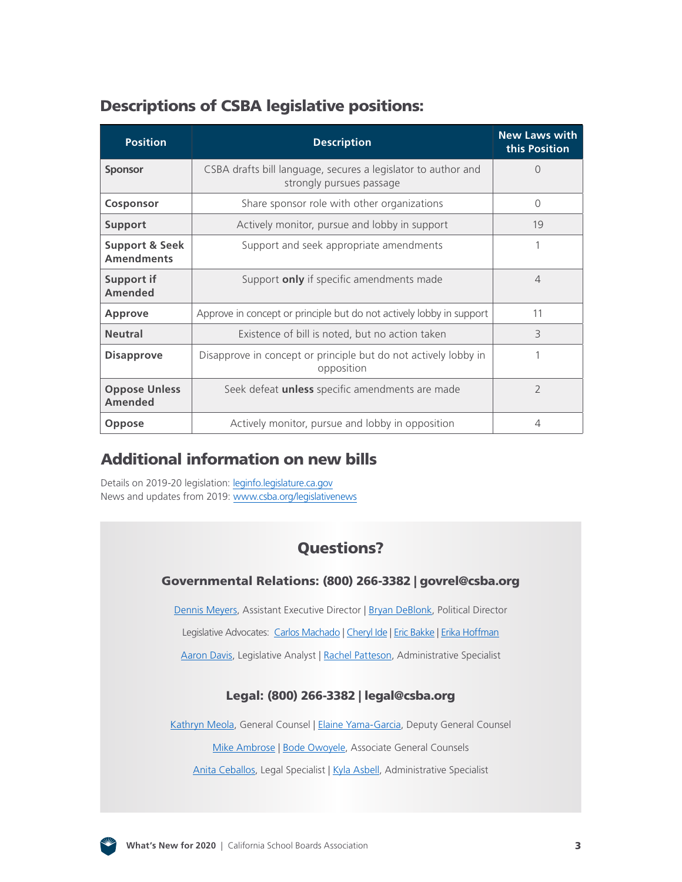## Descriptions of CSBA legislative positions:

| Position | Description | New Laws with this Position |
| --- | --- | --- |
| **Sponsor** | CSBA drafts bill language, secures a legislator to author and strongly pursues passage | 0 |
| **Cosponsor** | Share sponsor role with other organizations | 0 |
| **Support** | Actively monitor, pursue and lobby in support | 19 |
| **Support & Seek Amendments** | Support and seek appropriate amendments | 1 |
| **Support if Amended** | Support **only** if specific amendments made | 4 |
| **Approve** | Approve in concept or principle but do not actively lobby in support | 11 |
| **Neutral** | Existence of bill is noted, but no action taken | 3 |
| **Disapprove** | Disapprove in concept or principle but do not actively lobby in opposition | 1 |
| **Oppose Unless Amended** | Seek defeat **unless** specific amendments are made | 2 |
| **Oppose** | Actively monitor, pursue and lobby in opposition | 4 |

## Additional information on new bills

Details on 2019-20 legislation: leginfo.legislature.ca.gov
News and updates from 2019: www.csba.org/legislativenews

## Questions?

### Governmental Relations: (800) 266-3382 | govrel@csba.org

Dennis Meyers, Assistant Executive Director | Bryan DeBlonk, Political Director

Legislative Advocates: Carlos Machado | Cheryl Ide | Eric Bakke | Erika Hoffman

Aaron Davis, Legislative Analyst | Rachel Patteson, Administrative Specialist

### Legal: (800) 266-3382 | legal@csba.org

Kathryn Meola, General Counsel | Elaine Yama-Garcia, Deputy General Counsel

Mike Ambrose | Bode Owoyele, Associate General Counsels

Anita Ceballos, Legal Specialist | Kyla Asbell, Administrative Specialist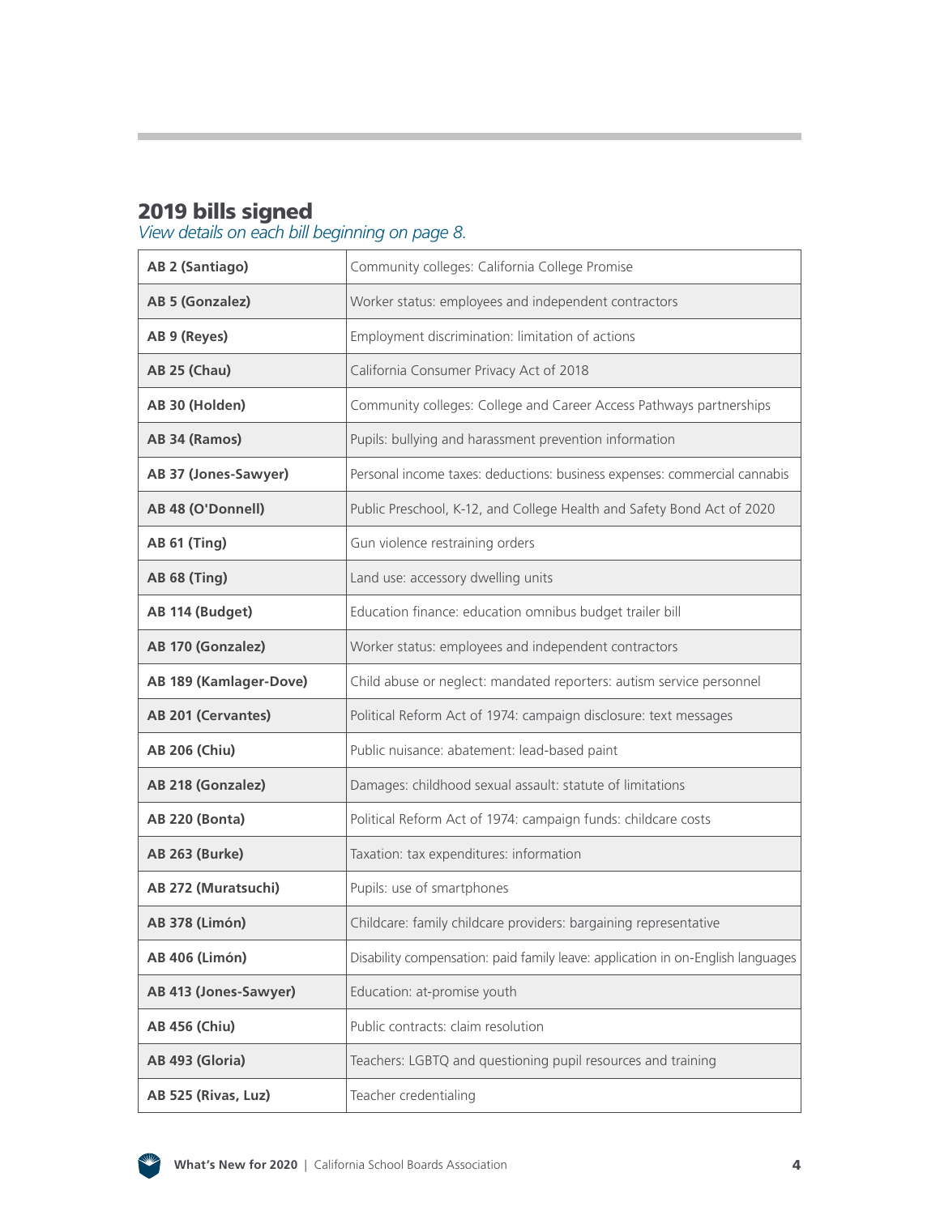## 2019 bills signed

*View details on each bill beginning on page 8.*

| | |
|---|---|
| **AB 2 (Santiago)** | Community colleges: California College Promise |
| **AB 5 (Gonzalez)** | Worker status: employees and independent contractors |
| **AB 9 (Reyes)** | Employment discrimination: limitation of actions |
| **AB 25 (Chau)** | California Consumer Privacy Act of 2018 |
| **AB 30 (Holden)** | Community colleges: College and Career Access Pathways partnerships |
| **AB 34 (Ramos)** | Pupils: bullying and harassment prevention information |
| **AB 37 (Jones-Sawyer)** | Personal income taxes: deductions: business expenses: commercial cannabis |
| **AB 48 (O'Donnell)** | Public Preschool, K-12, and College Health and Safety Bond Act of 2020 |
| **AB 61 (Ting)** | Gun violence restraining orders |
| **AB 68 (Ting)** | Land use: accessory dwelling units |
| **AB 114 (Budget)** | Education finance: education omnibus budget trailer bill |
| **AB 170 (Gonzalez)** | Worker status: employees and independent contractors |
| **AB 189 (Kamlager-Dove)** | Child abuse or neglect: mandated reporters: autism service personnel |
| **AB 201 (Cervantes)** | Political Reform Act of 1974: campaign disclosure: text messages |
| **AB 206 (Chiu)** | Public nuisance: abatement: lead-based paint |
| **AB 218 (Gonzalez)** | Damages: childhood sexual assault: statute of limitations |
| **AB 220 (Bonta)** | Political Reform Act of 1974: campaign funds: childcare costs |
| **AB 263 (Burke)** | Taxation: tax expenditures: information |
| **AB 272 (Muratsuchi)** | Pupils: use of smartphones |
| **AB 378 (Limón)** | Childcare: family childcare providers: bargaining representative |
| **AB 406 (Limón)** | Disability compensation: paid family leave: application in on-English languages |
| **AB 413 (Jones-Sawyer)** | Education: at-promise youth |
| **AB 456 (Chiu)** | Public contracts: claim resolution |
| **AB 493 (Gloria)** | Teachers: LGBTQ and questioning pupil resources and training |
| **AB 525 (Rivas, Luz)** | Teacher credentialing |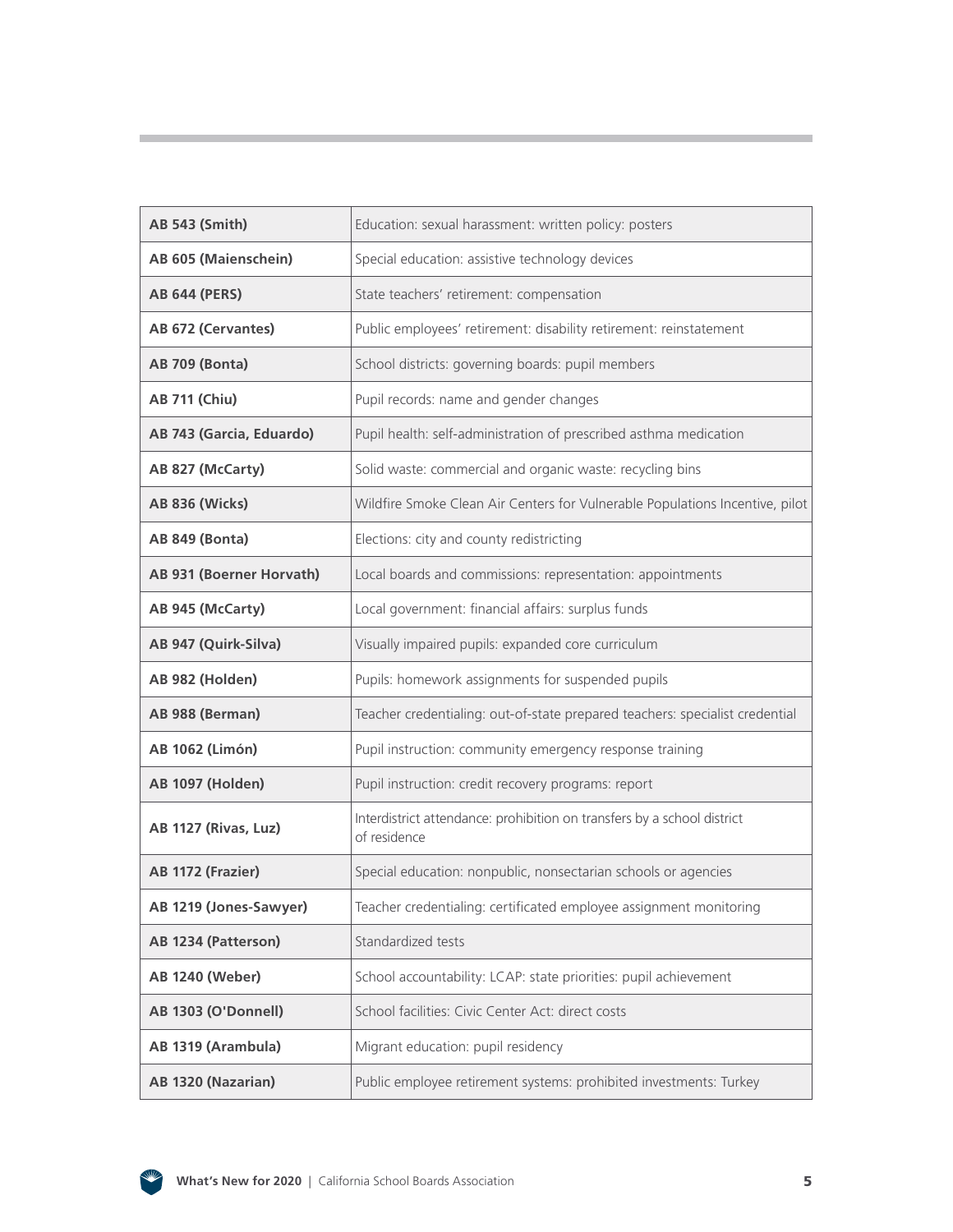| | |
|---|---|
| **AB 543 (Smith)** | Education: sexual harassment: written policy: posters |
| **AB 605 (Maienschein)** | Special education: assistive technology devices |
| **AB 644 (PERS)** | State teachers' retirement: compensation |
| **AB 672 (Cervantes)** | Public employees' retirement: disability retirement: reinstatement |
| **AB 709 (Bonta)** | School districts: governing boards: pupil members |
| **AB 711 (Chiu)** | Pupil records: name and gender changes |
| **AB 743 (Garcia, Eduardo)** | Pupil health: self-administration of prescribed asthma medication |
| **AB 827 (McCarty)** | Solid waste: commercial and organic waste: recycling bins |
| **AB 836 (Wicks)** | Wildfire Smoke Clean Air Centers for Vulnerable Populations Incentive, pilot |
| **AB 849 (Bonta)** | Elections: city and county redistricting |
| **AB 931 (Boerner Horvath)** | Local boards and commissions: representation: appointments |
| **AB 945 (McCarty)** | Local government: financial affairs: surplus funds |
| **AB 947 (Quirk-Silva)** | Visually impaired pupils: expanded core curriculum |
| **AB 982 (Holden)** | Pupils: homework assignments for suspended pupils |
| **AB 988 (Berman)** | Teacher credentialing: out-of-state prepared teachers: specialist credential |
| **AB 1062 (Limón)** | Pupil instruction: community emergency response training |
| **AB 1097 (Holden)** | Pupil instruction: credit recovery programs: report |
| **AB 1127 (Rivas, Luz)** | Interdistrict attendance: prohibition on transfers by a school district of residence |
| **AB 1172 (Frazier)** | Special education: nonpublic, nonsectarian schools or agencies |
| **AB 1219 (Jones-Sawyer)** | Teacher credentialing: certificated employee assignment monitoring |
| **AB 1234 (Patterson)** | Standardized tests |
| **AB 1240 (Weber)** | School accountability: LCAP: state priorities: pupil achievement |
| **AB 1303 (O'Donnell)** | School facilities: Civic Center Act: direct costs |
| **AB 1319 (Arambula)** | Migrant education: pupil residency |
| **AB 1320 (Nazarian)** | Public employee retirement systems: prohibited investments: Turkey |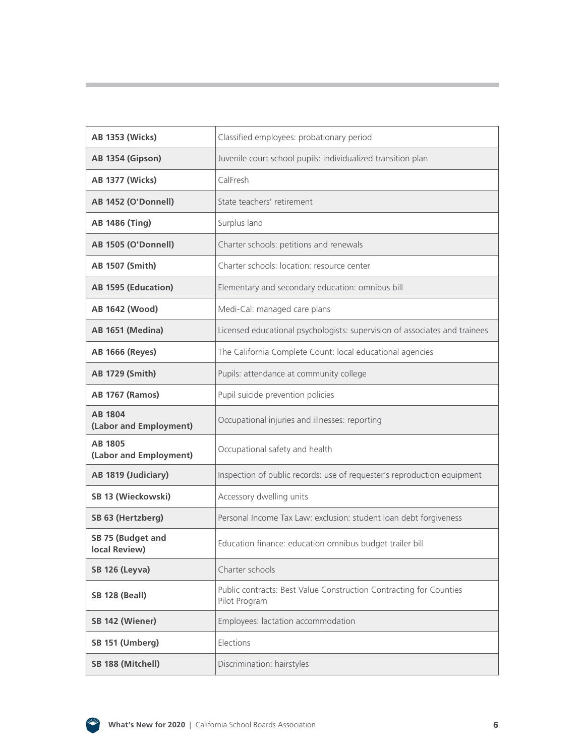| | |
|---|---|
| **AB 1353 (Wicks)** | Classified employees: probationary period |
| **AB 1354 (Gipson)** | Juvenile court school pupils: individualized transition plan |
| **AB 1377 (Wicks)** | CalFresh |
| **AB 1452 (O'Donnell)** | State teachers' retirement |
| **AB 1486 (Ting)** | Surplus land |
| **AB 1505 (O'Donnell)** | Charter schools: petitions and renewals |
| **AB 1507 (Smith)** | Charter schools: location: resource center |
| **AB 1595 (Education)** | Elementary and secondary education: omnibus bill |
| **AB 1642 (Wood)** | Medi-Cal: managed care plans |
| **AB 1651 (Medina)** | Licensed educational psychologists: supervision of associates and trainees |
| **AB 1666 (Reyes)** | The California Complete Count: local educational agencies |
| **AB 1729 (Smith)** | Pupils: attendance at community college |
| **AB 1767 (Ramos)** | Pupil suicide prevention policies |
| **AB 1804 (Labor and Employment)** | Occupational injuries and illnesses: reporting |
| **AB 1805 (Labor and Employment)** | Occupational safety and health |
| **AB 1819 (Judiciary)** | Inspection of public records: use of requester's reproduction equipment |
| **SB 13 (Wieckowski)** | Accessory dwelling units |
| **SB 63 (Hertzberg)** | Personal Income Tax Law: exclusion: student loan debt forgiveness |
| **SB 75 (Budget and local Review)** | Education finance: education omnibus budget trailer bill |
| **SB 126 (Leyva)** | Charter schools |
| **SB 128 (Beall)** | Public contracts: Best Value Construction Contracting for Counties Pilot Program |
| **SB 142 (Wiener)** | Employees: lactation accommodation |
| **SB 151 (Umberg)** | Elections |
| **SB 188 (Mitchell)** | Discrimination: hairstyles |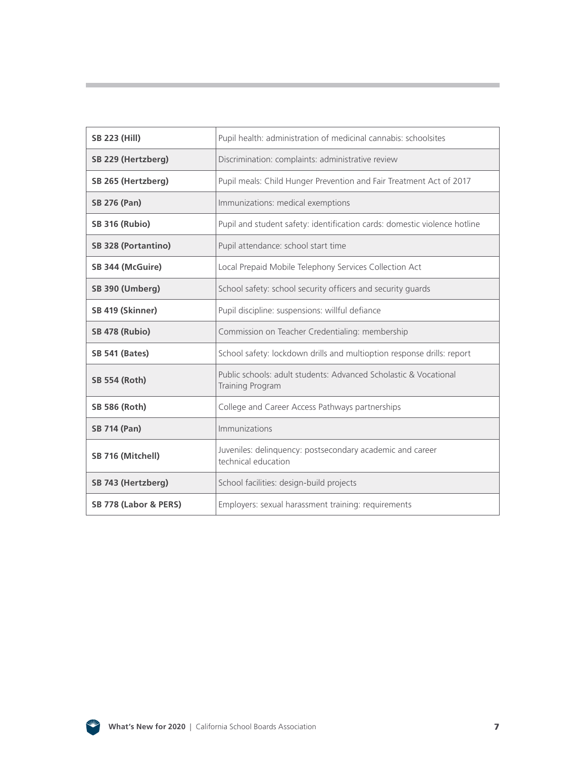| | |
|---|---|
| **SB 223 (Hill)** | Pupil health: administration of medicinal cannabis: schoolsites |
| **SB 229 (Hertzberg)** | Discrimination: complaints: administrative review |
| **SB 265 (Hertzberg)** | Pupil meals: Child Hunger Prevention and Fair Treatment Act of 2017 |
| **SB 276 (Pan)** | Immunizations: medical exemptions |
| **SB 316 (Rubio)** | Pupil and student safety: identification cards: domestic violence hotline |
| **SB 328 (Portantino)** | Pupil attendance: school start time |
| **SB 344 (McGuire)** | Local Prepaid Mobile Telephony Services Collection Act |
| **SB 390 (Umberg)** | School safety: school security officers and security guards |
| **SB 419 (Skinner)** | Pupil discipline: suspensions: willful defiance |
| **SB 478 (Rubio)** | Commission on Teacher Credentialing: membership |
| **SB 541 (Bates)** | School safety: lockdown drills and multioption response drills: report |
| **SB 554 (Roth)** | Public schools: adult students: Advanced Scholastic & Vocational Training Program |
| **SB 586 (Roth)** | College and Career Access Pathways partnerships |
| **SB 714 (Pan)** | Immunizations |
| **SB 716 (Mitchell)** | Juveniles: delinquency: postsecondary academic and career technical education |
| **SB 743 (Hertzberg)** | School facilities: design-build projects |
| **SB 778 (Labor & PERS)** | Employers: sexual harassment training: requirements |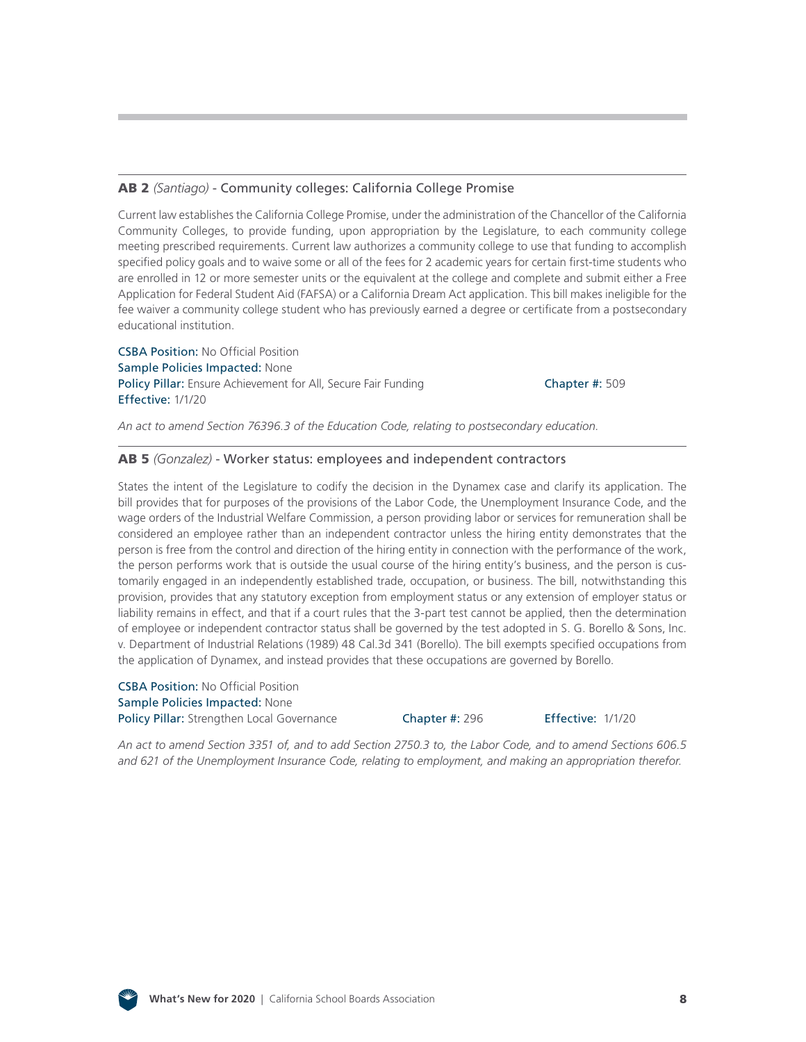### **AB 2** *(Santiago)* - Community colleges: California College Promise

Current law establishes the California College Promise, under the administration of the Chancellor of the California Community Colleges, to provide funding, upon appropriation by the Legislature, to each community college meeting prescribed requirements. Current law authorizes a community college to use that funding to accomplish specified policy goals and to waive some or all of the fees for 2 academic years for certain first-time students who are enrolled in 12 or more semester units or the equivalent at the college and complete and submit either a Free Application for Federal Student Aid (FAFSA) or a California Dream Act application. This bill makes ineligible for the fee waiver a community college student who has previously earned a degree or certificate from a postsecondary educational institution.

**CSBA Position:** No Official Position
**Sample Policies Impacted:** None
**Policy Pillar:** Ensure Achievement for All, Secure Fair Funding
**Chapter #:** 509
**Effective:** 1/1/20

*An act to amend Section 76396.3 of the Education Code, relating to postsecondary education.*

### **AB 5** *(Gonzalez)* - Worker status: employees and independent contractors

States the intent of the Legislature to codify the decision in the Dynamex case and clarify its application. The bill provides that for purposes of the provisions of the Labor Code, the Unemployment Insurance Code, and the wage orders of the Industrial Welfare Commission, a person providing labor or services for remuneration shall be considered an employee rather than an independent contractor unless the hiring entity demonstrates that the person is free from the control and direction of the hiring entity in connection with the performance of the work, the person performs work that is outside the usual course of the hiring entity's business, and the person is customarily engaged in an independently established trade, occupation, or business. The bill, notwithstanding this provision, provides that any statutory exception from employment status or any extension of employer status or liability remains in effect, and that if a court rules that the 3-part test cannot be applied, then the determination of employee or independent contractor status shall be governed by the test adopted in S. G. Borello & Sons, Inc. v. Department of Industrial Relations (1989) 48 Cal.3d 341 (Borello). The bill exempts specified occupations from the application of Dynamex, and instead provides that these occupations are governed by Borello.

**CSBA Position:** No Official Position
**Sample Policies Impacted:** None
**Policy Pillar:** Strengthen Local Governance
**Chapter #:** 296
**Effective:** 1/1/20

*An act to amend Section 3351 of, and to add Section 2750.3 to, the Labor Code, and to amend Sections 606.5 and 621 of the Unemployment Insurance Code, relating to employment, and making an appropriation therefor.*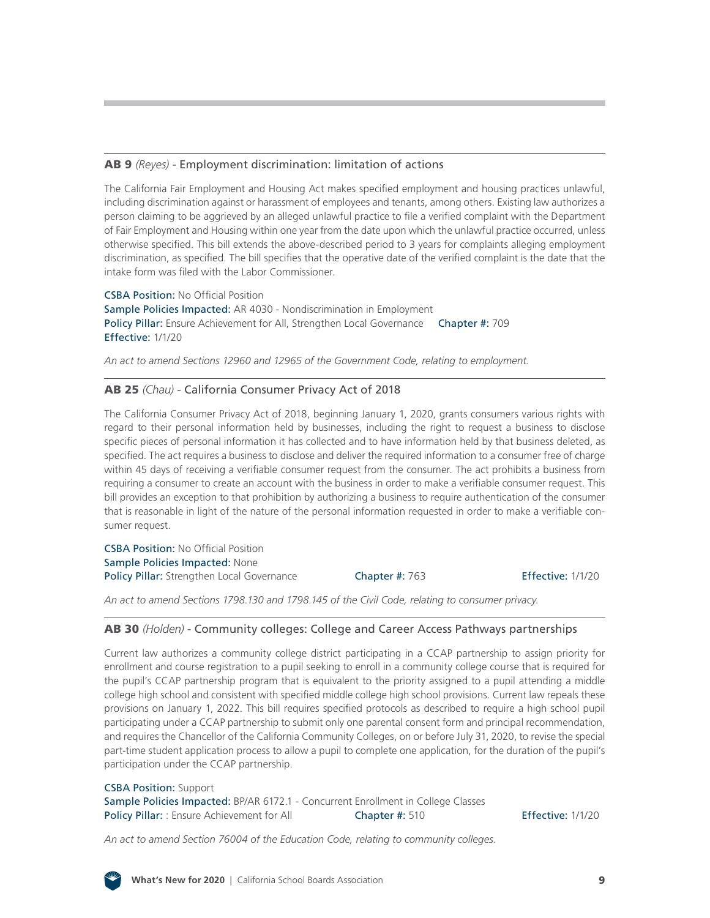### **AB 9** *(Reyes)* - Employment discrimination: limitation of actions

The California Fair Employment and Housing Act makes specified employment and housing practices unlawful, including discrimination against or harassment of employees and tenants, among others. Existing law authorizes a person claiming to be aggrieved by an alleged unlawful practice to file a verified complaint with the Department of Fair Employment and Housing within one year from the date upon which the unlawful practice occurred, unless otherwise specified. This bill extends the above-described period to 3 years for complaints alleging employment discrimination, as specified. The bill specifies that the operative date of the verified complaint is the date that the intake form was filed with the Labor Commissioner.

CSBA Position: No Official Position
Sample Policies Impacted: AR 4030 - Nondiscrimination in Employment
Policy Pillar: Ensure Achievement for All, Strengthen Local Governance  Chapter #: 709
Effective: 1/1/20

*An act to amend Sections 12960 and 12965 of the Government Code, relating to employment.*

### **AB 25** *(Chau)* - California Consumer Privacy Act of 2018

The California Consumer Privacy Act of 2018, beginning January 1, 2020, grants consumers various rights with regard to their personal information held by businesses, including the right to request a business to disclose specific pieces of personal information it has collected and to have information held by that business deleted, as specified. The act requires a business to disclose and deliver the required information to a consumer free of charge within 45 days of receiving a verifiable consumer request from the consumer. The act prohibits a business from requiring a consumer to create an account with the business in order to make a verifiable consumer request. This bill provides an exception to that prohibition by authorizing a business to require authentication of the consumer that is reasonable in light of the nature of the personal information requested in order to make a verifiable consumer request.

CSBA Position: No Official Position
Sample Policies Impacted: None
Policy Pillar: Strengthen Local Governance  Chapter #: 763  Effective: 1/1/20

*An act to amend Sections 1798.130 and 1798.145 of the Civil Code, relating to consumer privacy.*

### **AB 30** *(Holden)* - Community colleges: College and Career Access Pathways partnerships

Current law authorizes a community college district participating in a CCAP partnership to assign priority for enrollment and course registration to a pupil seeking to enroll in a community college course that is required for the pupil's CCAP partnership program that is equivalent to the priority assigned to a pupil attending a middle college high school and consistent with specified middle college high school provisions. Current law repeals these provisions on January 1, 2022. This bill requires specified protocols as described to require a high school pupil participating under a CCAP partnership to submit only one parental consent form and principal recommendation, and requires the Chancellor of the California Community Colleges, on or before July 31, 2020, to revise the special part-time student application process to allow a pupil to complete one application, for the duration of the pupil's participation under the CCAP partnership.

CSBA Position: Support
Sample Policies Impacted: BP/AR 6172.1 - Concurrent Enrollment in College Classes
Policy Pillar: : Ensure Achievement for All  Chapter #: 510  Effective: 1/1/20

*An act to amend Section 76004 of the Education Code, relating to community colleges.*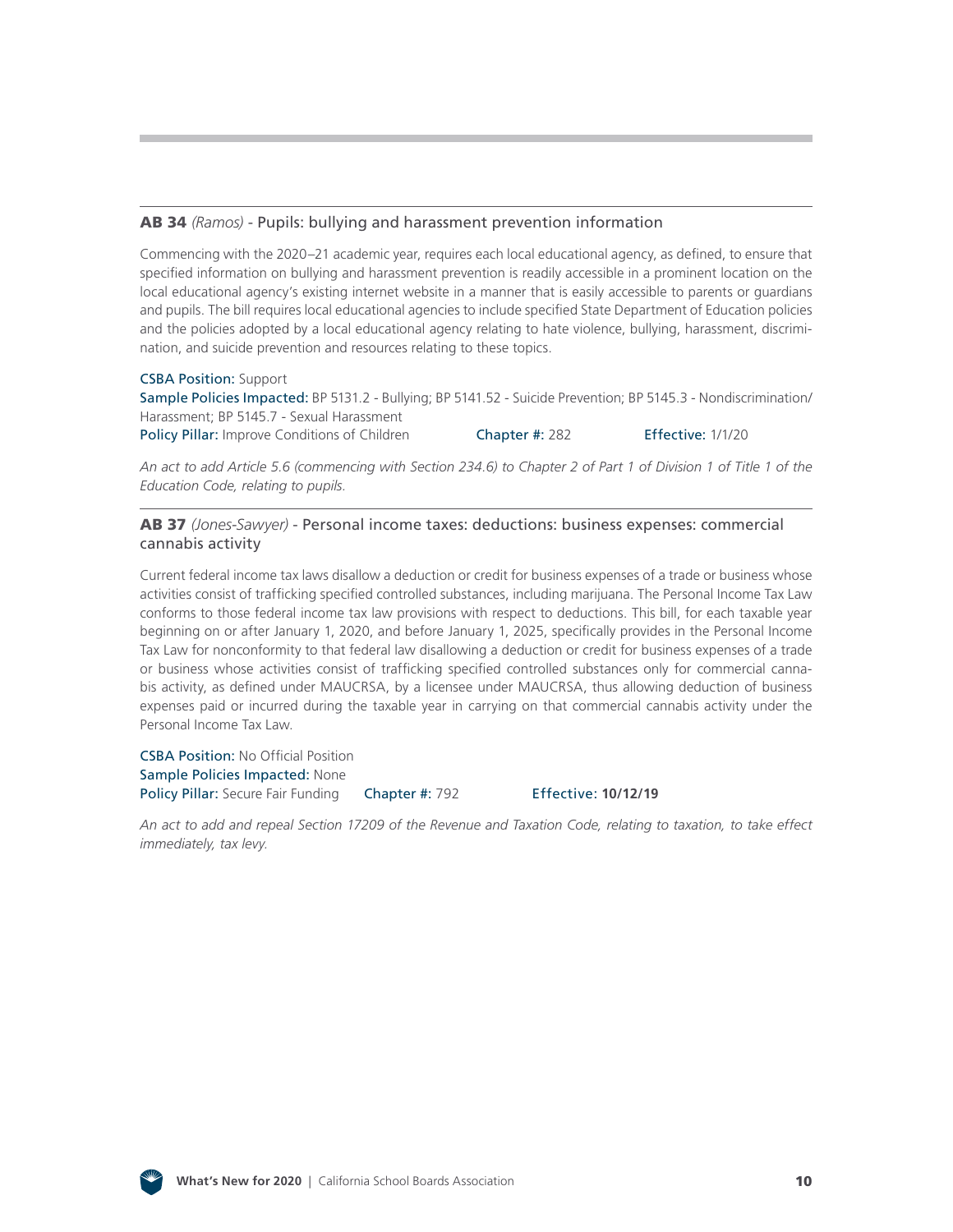### **AB 34** *(Ramos)* - Pupils: bullying and harassment prevention information

Commencing with the 2020–21 academic year, requires each local educational agency, as defined, to ensure that specified information on bullying and harassment prevention is readily accessible in a prominent location on the local educational agency's existing internet website in a manner that is easily accessible to parents or guardians and pupils. The bill requires local educational agencies to include specified State Department of Education policies and the policies adopted by a local educational agency relating to hate violence, bullying, harassment, discrimination, and suicide prevention and resources relating to these topics.

CSBA Position: Support
Sample Policies Impacted: BP 5131.2 - Bullying; BP 5141.52 - Suicide Prevention; BP 5145.3 - Nondiscrimination/Harassment; BP 5145.7 - Sexual Harassment
Policy Pillar: Improve Conditions of Children    Chapter #: 282    Effective: 1/1/20

*An act to add Article 5.6 (commencing with Section 234.6) to Chapter 2 of Part 1 of Division 1 of Title 1 of the Education Code, relating to pupils.*

### **AB 37** *(Jones-Sawyer)* - Personal income taxes: deductions: business expenses: commercial cannabis activity

Current federal income tax laws disallow a deduction or credit for business expenses of a trade or business whose activities consist of trafficking specified controlled substances, including marijuana. The Personal Income Tax Law conforms to those federal income tax law provisions with respect to deductions. This bill, for each taxable year beginning on or after January 1, 2020, and before January 1, 2025, specifically provides in the Personal Income Tax Law for nonconformity to that federal law disallowing a deduction or credit for business expenses of a trade or business whose activities consist of trafficking specified controlled substances only for commercial cannabis activity, as defined under MAUCRSA, by a licensee under MAUCRSA, thus allowing deduction of business expenses paid or incurred during the taxable year in carrying on that commercial cannabis activity under the Personal Income Tax Law.

CSBA Position: No Official Position
Sample Policies Impacted: None
Policy Pillar: Secure Fair Funding    Chapter #: 792    Effective: **10/12/19**

*An act to add and repeal Section 17209 of the Revenue and Taxation Code, relating to taxation, to take effect immediately, tax levy.*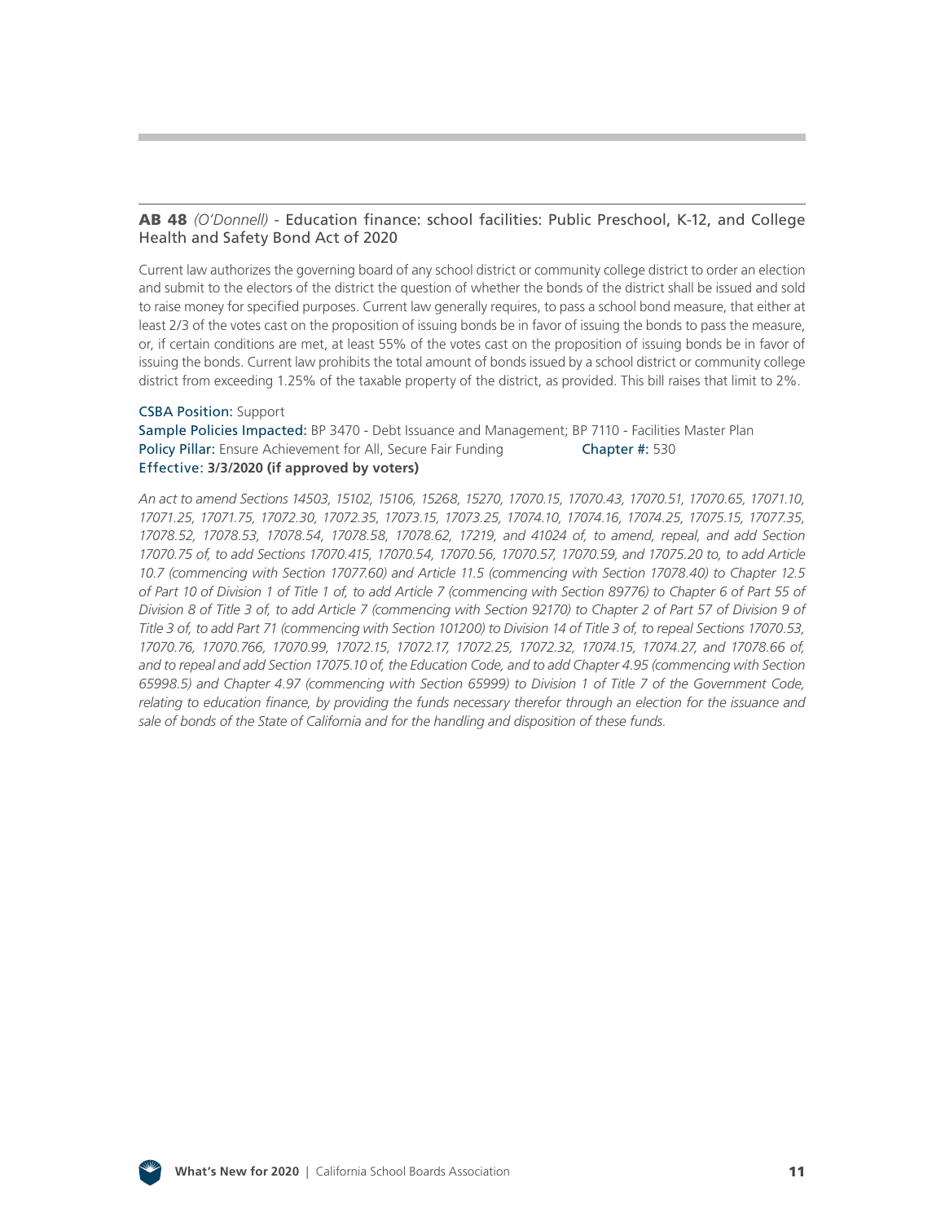**AB 48** *(O'Donnell)* - Education finance: school facilities: Public Preschool, K-12, and College Health and Safety Bond Act of 2020

Current law authorizes the governing board of any school district or community college district to order an election and submit to the electors of the district the question of whether the bonds of the district shall be issued and sold to raise money for specified purposes. Current law generally requires, to pass a school bond measure, that either at least 2/3 of the votes cast on the proposition of issuing bonds be in favor of issuing the bonds to pass the measure, or, if certain conditions are met, at least 55% of the votes cast on the proposition of issuing bonds be in favor of issuing the bonds. Current law prohibits the total amount of bonds issued by a school district or community college district from exceeding 1.25% of the taxable property of the district, as provided. This bill raises that limit to 2%.

CSBA Position: Support
Sample Policies Impacted: BP 3470 - Debt Issuance and Management; BP 7110 - Facilities Master Plan
Policy Pillar: Ensure Achievement for All, Secure Fair Funding Chapter #: 530
Effective: **3/3/2020 (if approved by voters)**

*An act to amend Sections 14503, 15102, 15106, 15268, 15270, 17070.15, 17070.43, 17070.51, 17070.65, 17071.10, 17071.25, 17071.75, 17072.30, 17072.35, 17073.15, 17073.25, 17074.10, 17074.16, 17074.25, 17075.15, 17077.35, 17078.52, 17078.53, 17078.54, 17078.58, 17078.62, 17219, and 41024 of, to amend, repeal, and add Section 17070.75 of, to add Sections 17070.415, 17070.54, 17070.56, 17070.57, 17070.59, and 17075.20 to, to add Article 10.7 (commencing with Section 17077.60) and Article 11.5 (commencing with Section 17078.40) to Chapter 12.5 of Part 10 of Division 1 of Title 1 of, to add Article 7 (commencing with Section 89776) to Chapter 6 of Part 55 of Division 8 of Title 3 of, to add Article 7 (commencing with Section 92170) to Chapter 2 of Part 57 of Division 9 of Title 3 of, to add Part 71 (commencing with Section 101200) to Division 14 of Title 3 of, to repeal Sections 17070.53, 17070.76, 17070.766, 17070.99, 17072.15, 17072.17, 17072.25, 17072.32, 17074.15, 17074.27, and 17078.66 of, and to repeal and add Section 17075.10 of, the Education Code, and to add Chapter 4.95 (commencing with Section 65998.5) and Chapter 4.97 (commencing with Section 65999) to Division 1 of Title 7 of the Government Code, relating to education finance, by providing the funds necessary therefor through an election for the issuance and sale of bonds of the State of California and for the handling and disposition of these funds.*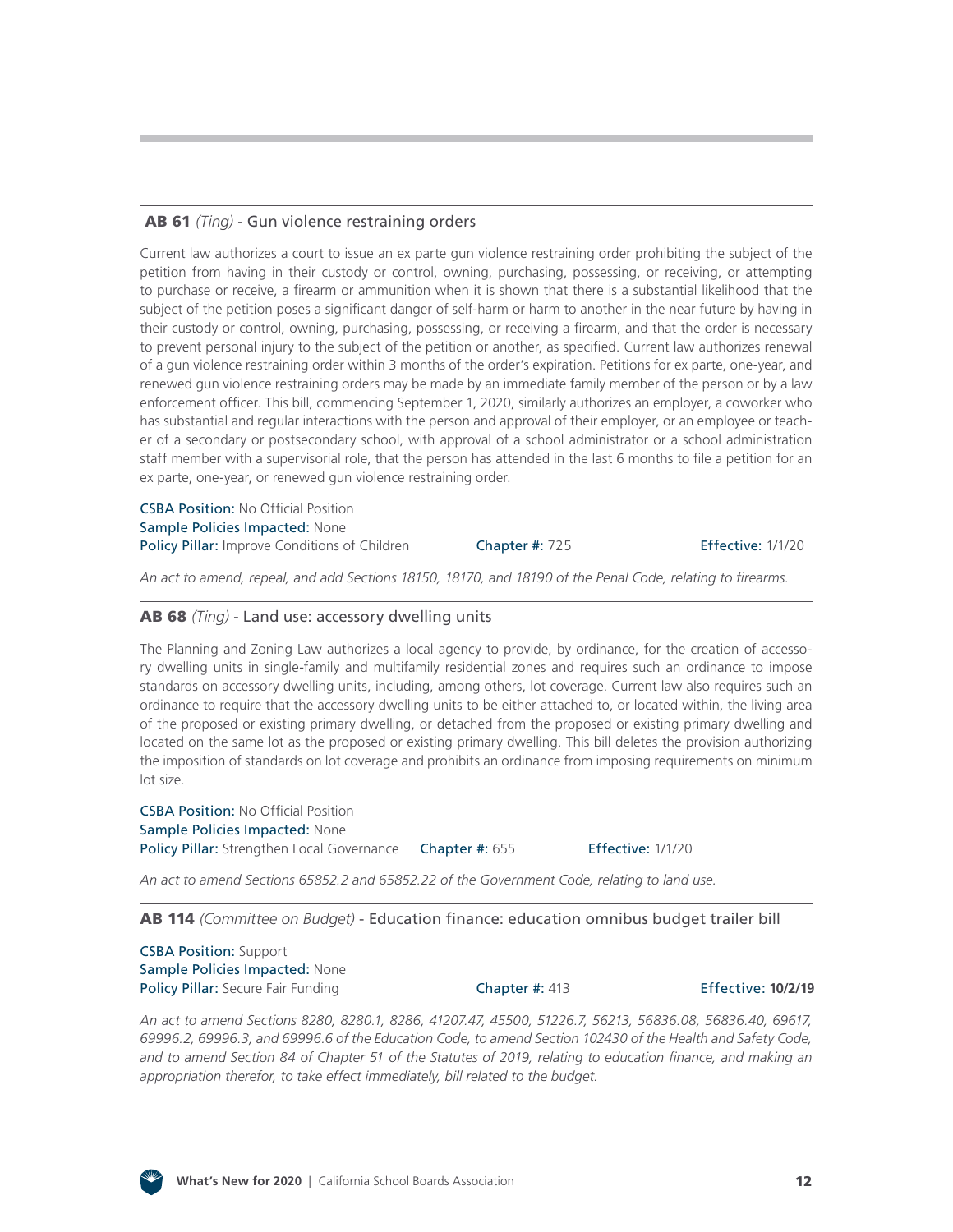**AB 61** *(Ting)* - Gun violence restraining orders

Current law authorizes a court to issue an ex parte gun violence restraining order prohibiting the subject of the petition from having in their custody or control, owning, purchasing, possessing, or receiving, or attempting to purchase or receive, a firearm or ammunition when it is shown that there is a substantial likelihood that the subject of the petition poses a significant danger of self-harm or harm to another in the near future by having in their custody or control, owning, purchasing, possessing, or receiving a firearm, and that the order is necessary to prevent personal injury to the subject of the petition or another, as specified. Current law authorizes renewal of a gun violence restraining order within 3 months of the order's expiration. Petitions for ex parte, one-year, and renewed gun violence restraining orders may be made by an immediate family member of the person or by a law enforcement officer. This bill, commencing September 1, 2020, similarly authorizes an employer, a coworker who has substantial and regular interactions with the person and approval of their employer, or an employee or teacher of a secondary or postsecondary school, with approval of a school administrator or a school administration staff member with a supervisorial role, that the person has attended in the last 6 months to file a petition for an ex parte, one-year, or renewed gun violence restraining order.

CSBA Position: No Official Position
Sample Policies Impacted: None
Policy Pillar: Improve Conditions of Children — Chapter #: 725 — Effective: 1/1/20

*An act to amend, repeal, and add Sections 18150, 18170, and 18190 of the Penal Code, relating to firearms.*

---

**AB 68** *(Ting)* - Land use: accessory dwelling units

The Planning and Zoning Law authorizes a local agency to provide, by ordinance, for the creation of accessory dwelling units in single-family and multifamily residential zones and requires such an ordinance to impose standards on accessory dwelling units, including, among others, lot coverage. Current law also requires such an ordinance to require that the accessory dwelling units to be either attached to, or located within, the living area of the proposed or existing primary dwelling, or detached from the proposed or existing primary dwelling and located on the same lot as the proposed or existing primary dwelling. This bill deletes the provision authorizing the imposition of standards on lot coverage and prohibits an ordinance from imposing requirements on minimum lot size.

CSBA Position: No Official Position
Sample Policies Impacted: None
Policy Pillar: Strengthen Local Governance — Chapter #: 655 — Effective: 1/1/20

*An act to amend Sections 65852.2 and 65852.22 of the Government Code, relating to land use.*

---

**AB 114** *(Committee on Budget)* - Education finance: education omnibus budget trailer bill

CSBA Position: Support
Sample Policies Impacted: None
Policy Pillar: Secure Fair Funding — Chapter #: 413 — Effective: **10/2/19**

*An act to amend Sections 8280, 8280.1, 8286, 41207.47, 45500, 51226.7, 56213, 56836.08, 56836.40, 69617, 69996.2, 69996.3, and 69996.6 of the Education Code, to amend Section 102430 of the Health and Safety Code, and to amend Section 84 of Chapter 51 of the Statutes of 2019, relating to education finance, and making an appropriation therefor, to take effect immediately, bill related to the budget.*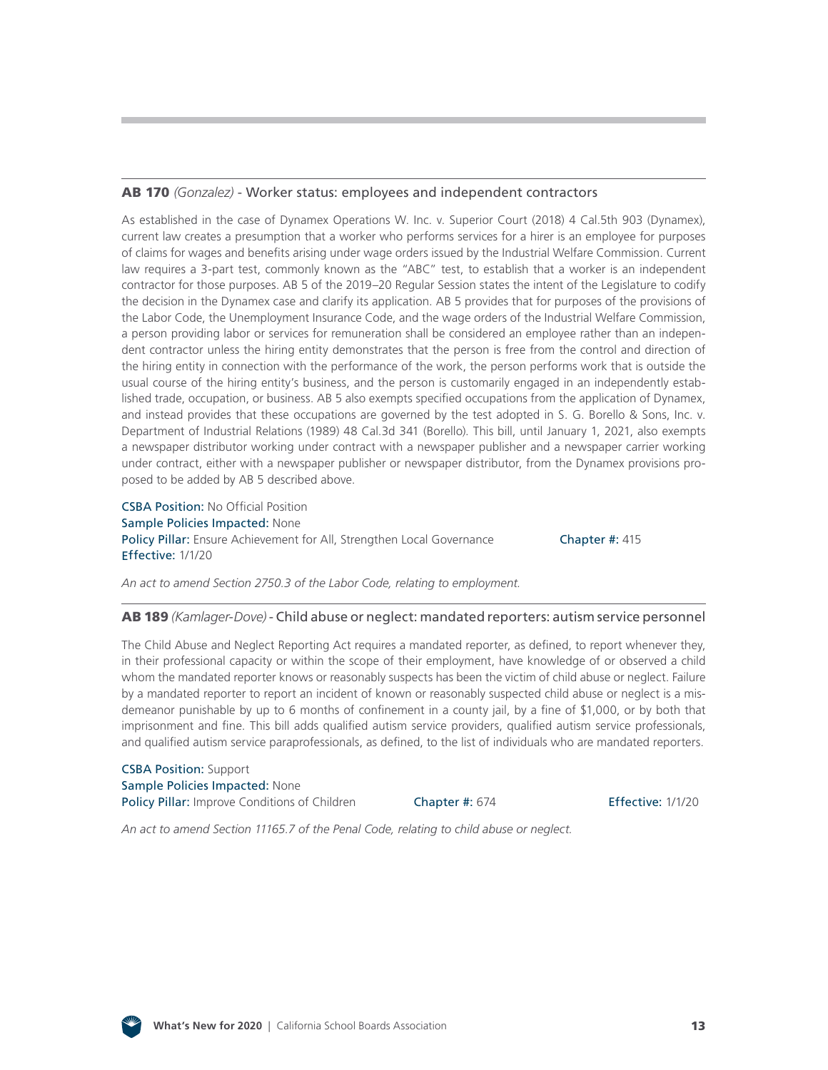### **AB 170** *(Gonzalez)* - Worker status: employees and independent contractors

As established in the case of Dynamex Operations W. Inc. v. Superior Court (2018) 4 Cal.5th 903 (Dynamex), current law creates a presumption that a worker who performs services for a hirer is an employee for purposes of claims for wages and benefits arising under wage orders issued by the Industrial Welfare Commission. Current law requires a 3-part test, commonly known as the "ABC" test, to establish that a worker is an independent contractor for those purposes. AB 5 of the 2019–20 Regular Session states the intent of the Legislature to codify the decision in the Dynamex case and clarify its application. AB 5 provides that for purposes of the provisions of the Labor Code, the Unemployment Insurance Code, and the wage orders of the Industrial Welfare Commission, a person providing labor or services for remuneration shall be considered an employee rather than an independent contractor unless the hiring entity demonstrates that the person is free from the control and direction of the hiring entity in connection with the performance of the work, the person performs work that is outside the usual course of the hiring entity's business, and the person is customarily engaged in an independently established trade, occupation, or business. AB 5 also exempts specified occupations from the application of Dynamex, and instead provides that these occupations are governed by the test adopted in S. G. Borello & Sons, Inc. v. Department of Industrial Relations (1989) 48 Cal.3d 341 (Borello). This bill, until January 1, 2021, also exempts a newspaper distributor working under contract with a newspaper publisher and a newspaper carrier working under contract, either with a newspaper publisher or newspaper distributor, from the Dynamex provisions proposed to be added by AB 5 described above.

**CSBA Position:** No Official Position
**Sample Policies Impacted:** None
**Policy Pillar:** Ensure Achievement for All, Strengthen Local Governance
**Chapter #:** 415
**Effective:** 1/1/20

*An act to amend Section 2750.3 of the Labor Code, relating to employment.*

### **AB 189** *(Kamlager-Dove)* - Child abuse or neglect: mandated reporters: autism service personnel

The Child Abuse and Neglect Reporting Act requires a mandated reporter, as defined, to report whenever they, in their professional capacity or within the scope of their employment, have knowledge of or observed a child whom the mandated reporter knows or reasonably suspects has been the victim of child abuse or neglect. Failure by a mandated reporter to report an incident of known or reasonably suspected child abuse or neglect is a misdemeanor punishable by up to 6 months of confinement in a county jail, by a fine of $1,000, or by both that imprisonment and fine. This bill adds qualified autism service providers, qualified autism service professionals, and qualified autism service paraprofessionals, as defined, to the list of individuals who are mandated reporters.

**CSBA Position:** Support
**Sample Policies Impacted:** None
**Policy Pillar:** Improve Conditions of Children
**Chapter #:** 674
**Effective:** 1/1/20

*An act to amend Section 11165.7 of the Penal Code, relating to child abuse or neglect.*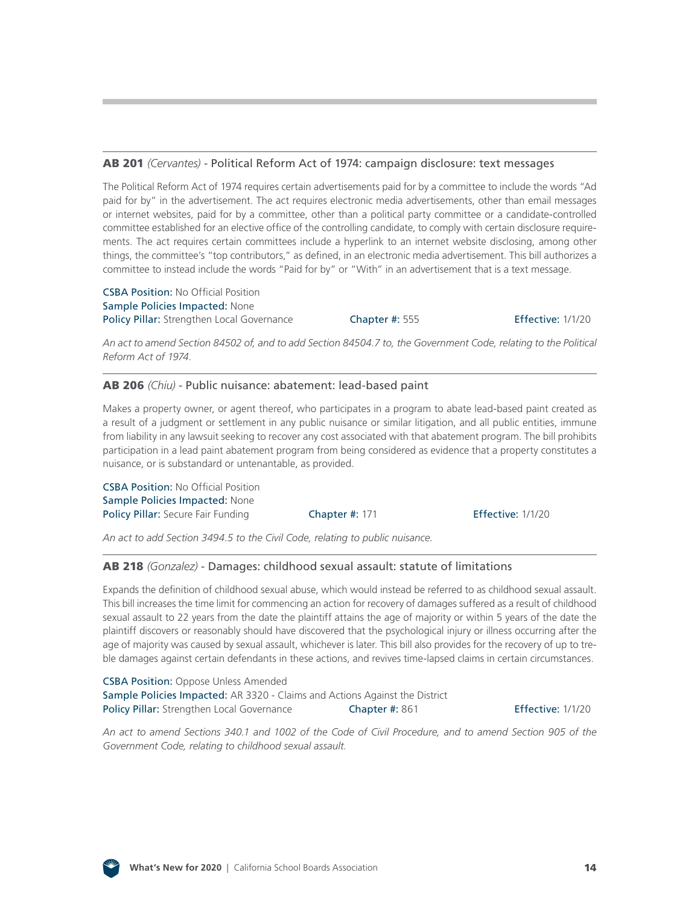### **AB 201** *(Cervantes)* - Political Reform Act of 1974: campaign disclosure: text messages

The Political Reform Act of 1974 requires certain advertisements paid for by a committee to include the words "Ad paid for by" in the advertisement. The act requires electronic media advertisements, other than email messages or internet websites, paid for by a committee, other than a political party committee or a candidate-controlled committee established for an elective office of the controlling candidate, to comply with certain disclosure requirements. The act requires certain committees include a hyperlink to an internet website disclosing, among other things, the committee's "top contributors," as defined, in an electronic media advertisement. This bill authorizes a committee to instead include the words "Paid for by" or "With" in an advertisement that is a text message.

CSBA Position: No Official Position
Sample Policies Impacted: None
Policy Pillar: Strengthen Local Governance   Chapter #: 555   Effective: 1/1/20

*An act to amend Section 84502 of, and to add Section 84504.7 to, the Government Code, relating to the Political Reform Act of 1974.*

### **AB 206** *(Chiu)* - Public nuisance: abatement: lead-based paint

Makes a property owner, or agent thereof, who participates in a program to abate lead-based paint created as a result of a judgment or settlement in any public nuisance or similar litigation, and all public entities, immune from liability in any lawsuit seeking to recover any cost associated with that abatement program. The bill prohibits participation in a lead paint abatement program from being considered as evidence that a property constitutes a nuisance, or is substandard or untenantable, as provided.

CSBA Position: No Official Position
Sample Policies Impacted: None
Policy Pillar: Secure Fair Funding   Chapter #: 171   Effective: 1/1/20

*An act to add Section 3494.5 to the Civil Code, relating to public nuisance.*

### **AB 218** *(Gonzalez)* - Damages: childhood sexual assault: statute of limitations

Expands the definition of childhood sexual abuse, which would instead be referred to as childhood sexual assault. This bill increases the time limit for commencing an action for recovery of damages suffered as a result of childhood sexual assault to 22 years from the date the plaintiff attains the age of majority or within 5 years of the date the plaintiff discovers or reasonably should have discovered that the psychological injury or illness occurring after the age of majority was caused by sexual assault, whichever is later. This bill also provides for the recovery of up to treble damages against certain defendants in these actions, and revives time-lapsed claims in certain circumstances.

CSBA Position: Oppose Unless Amended
Sample Policies Impacted: AR 3320 - Claims and Actions Against the District
Policy Pillar: Strengthen Local Governance   Chapter #: 861   Effective: 1/1/20

*An act to amend Sections 340.1 and 1002 of the Code of Civil Procedure, and to amend Section 905 of the Government Code, relating to childhood sexual assault.*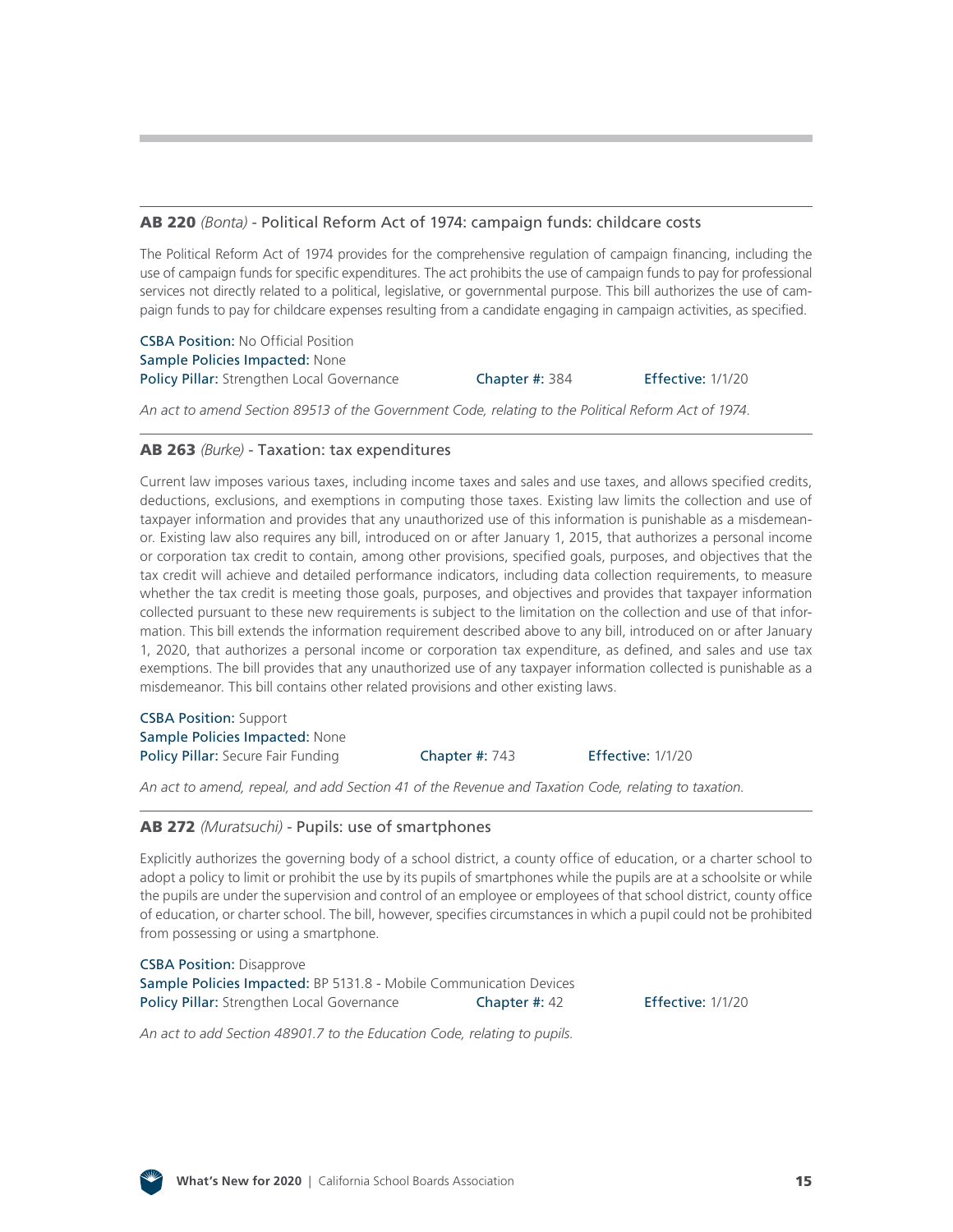### **AB 220** *(Bonta)* - Political Reform Act of 1974: campaign funds: childcare costs

The Political Reform Act of 1974 provides for the comprehensive regulation of campaign financing, including the use of campaign funds for specific expenditures. The act prohibits the use of campaign funds to pay for professional services not directly related to a political, legislative, or governmental purpose. This bill authorizes the use of campaign funds to pay for childcare expenses resulting from a candidate engaging in campaign activities, as specified.

**CSBA Position:** No Official Position
**Sample Policies Impacted:** None
**Policy Pillar:** Strengthen Local Governance **Chapter #:** 384 **Effective:** 1/1/20

*An act to amend Section 89513 of the Government Code, relating to the Political Reform Act of 1974.*

### **AB 263** *(Burke)* - Taxation: tax expenditures

Current law imposes various taxes, including income taxes and sales and use taxes, and allows specified credits, deductions, exclusions, and exemptions in computing those taxes. Existing law limits the collection and use of taxpayer information and provides that any unauthorized use of this information is punishable as a misdemeanor. Existing law also requires any bill, introduced on or after January 1, 2015, that authorizes a personal income or corporation tax credit to contain, among other provisions, specified goals, purposes, and objectives that the tax credit will achieve and detailed performance indicators, including data collection requirements, to measure whether the tax credit is meeting those goals, purposes, and objectives and provides that taxpayer information collected pursuant to these new requirements is subject to the limitation on the collection and use of that information. This bill extends the information requirement described above to any bill, introduced on or after January 1, 2020, that authorizes a personal income or corporation tax expenditure, as defined, and sales and use tax exemptions. The bill provides that any unauthorized use of any taxpayer information collected is punishable as a misdemeanor. This bill contains other related provisions and other existing laws.

**CSBA Position:** Support
**Sample Policies Impacted:** None
**Policy Pillar:** Secure Fair Funding **Chapter #:** 743 **Effective:** 1/1/20

*An act to amend, repeal, and add Section 41 of the Revenue and Taxation Code, relating to taxation.*

### **AB 272** *(Muratsuchi)* - Pupils: use of smartphones

Explicitly authorizes the governing body of a school district, a county office of education, or a charter school to adopt a policy to limit or prohibit the use by its pupils of smartphones while the pupils are at a schoolsite or while the pupils are under the supervision and control of an employee or employees of that school district, county office of education, or charter school. The bill, however, specifies circumstances in which a pupil could not be prohibited from possessing or using a smartphone.

**CSBA Position:** Disapprove
**Sample Policies Impacted:** BP 5131.8 - Mobile Communication Devices
**Policy Pillar:** Strengthen Local Governance **Chapter #:** 42 **Effective:** 1/1/20

*An act to add Section 48901.7 to the Education Code, relating to pupils.*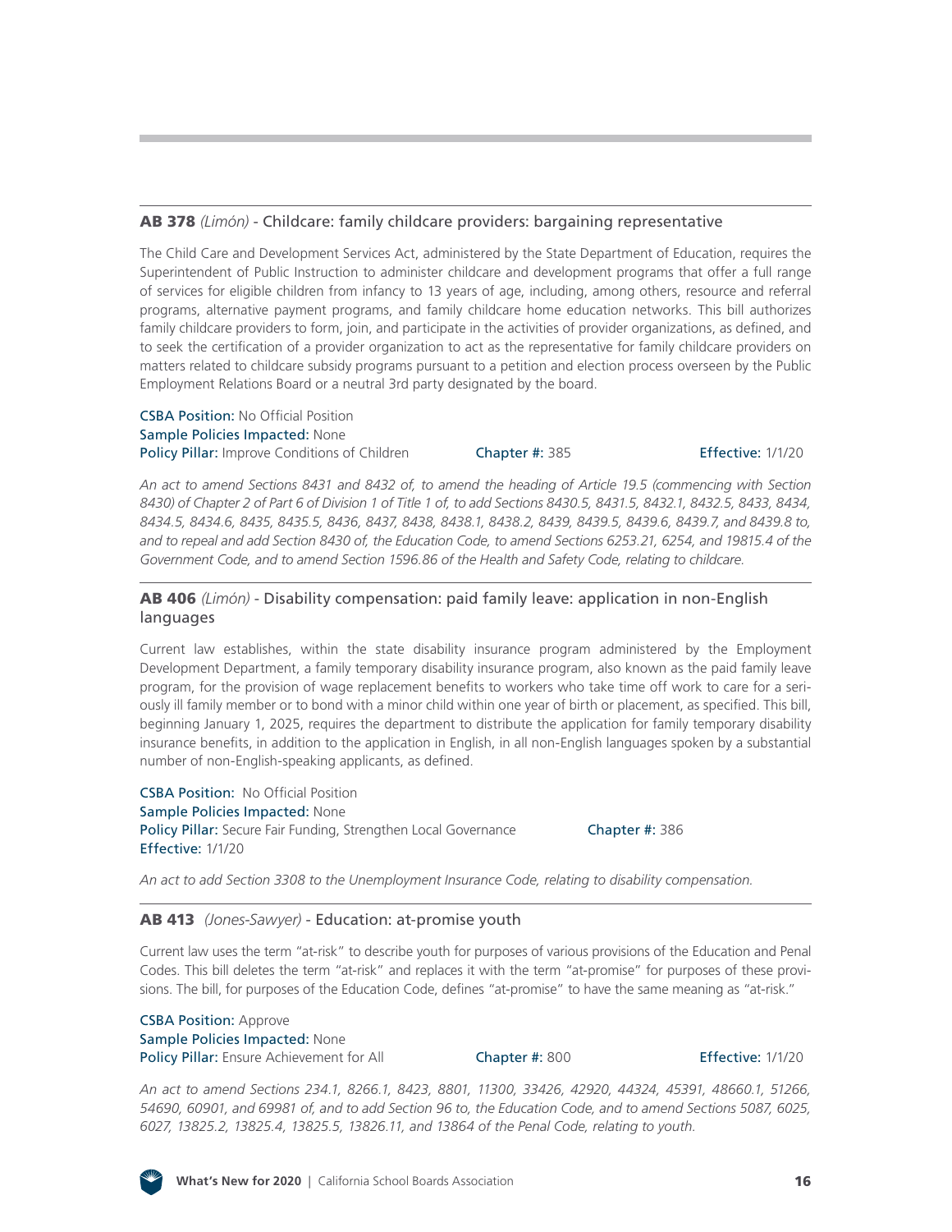### **AB 378** *(Limón)* - Childcare: family childcare providers: bargaining representative

The Child Care and Development Services Act, administered by the State Department of Education, requires the Superintendent of Public Instruction to administer childcare and development programs that offer a full range of services for eligible children from infancy to 13 years of age, including, among others, resource and referral programs, alternative payment programs, and family childcare home education networks. This bill authorizes family childcare providers to form, join, and participate in the activities of provider organizations, as defined, and to seek the certification of a provider organization to act as the representative for family childcare providers on matters related to childcare subsidy programs pursuant to a petition and election process overseen by the Public Employment Relations Board or a neutral 3rd party designated by the board.

CSBA Position: No Official Position
Sample Policies Impacted: None
Policy Pillar: Improve Conditions of Children    Chapter #: 385    Effective: 1/1/20

*An act to amend Sections 8431 and 8432 of, to amend the heading of Article 19.5 (commencing with Section 8430) of Chapter 2 of Part 6 of Division 1 of Title 1 of, to add Sections 8430.5, 8431.5, 8432.1, 8432.5, 8433, 8434, 8434.5, 8434.6, 8435, 8435.5, 8436, 8437, 8438, 8438.1, 8438.2, 8439, 8439.5, 8439.6, 8439.7, and 8439.8 to, and to repeal and add Section 8430 of, the Education Code, to amend Sections 6253.21, 6254, and 19815.4 of the Government Code, and to amend Section 1596.86 of the Health and Safety Code, relating to childcare.*

### **AB 406** *(Limón)* - Disability compensation: paid family leave: application in non-English languages

Current law establishes, within the state disability insurance program administered by the Employment Development Department, a family temporary disability insurance program, also known as the paid family leave program, for the provision of wage replacement benefits to workers who take time off work to care for a seriously ill family member or to bond with a minor child within one year of birth or placement, as specified. This bill, beginning January 1, 2025, requires the department to distribute the application for family temporary disability insurance benefits, in addition to the application in English, in all non-English languages spoken by a substantial number of non-English-speaking applicants, as defined.

CSBA Position: No Official Position
Sample Policies Impacted: None
Policy Pillar: Secure Fair Funding, Strengthen Local Governance    Chapter #: 386
Effective: 1/1/20

*An act to add Section 3308 to the Unemployment Insurance Code, relating to disability compensation.*

### **AB 413** *(Jones-Sawyer)* - Education: at-promise youth

Current law uses the term "at-risk" to describe youth for purposes of various provisions of the Education and Penal Codes. This bill deletes the term "at-risk" and replaces it with the term "at-promise" for purposes of these provisions. The bill, for purposes of the Education Code, defines "at-promise" to have the same meaning as "at-risk."

CSBA Position: Approve
Sample Policies Impacted: None
Policy Pillar: Ensure Achievement for All    Chapter #: 800    Effective: 1/1/20

*An act to amend Sections 234.1, 8266.1, 8423, 8801, 11300, 33426, 42920, 44324, 45391, 48660.1, 51266, 54690, 60901, and 69981 of, and to add Section 96 to, the Education Code, and to amend Sections 5087, 6025, 6027, 13825.2, 13825.4, 13825.5, 13826.11, and 13864 of the Penal Code, relating to youth.*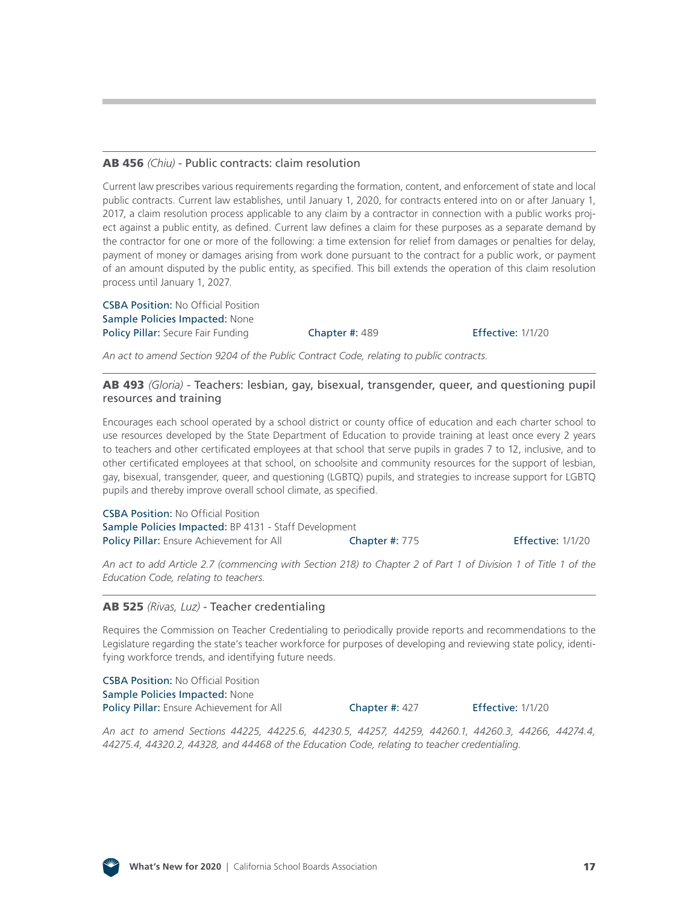### **AB 456** *(Chiu)* - Public contracts: claim resolution

Current law prescribes various requirements regarding the formation, content, and enforcement of state and local public contracts. Current law establishes, until January 1, 2020, for contracts entered into on or after January 1, 2017, a claim resolution process applicable to any claim by a contractor in connection with a public works project against a public entity, as defined. Current law defines a claim for these purposes as a separate demand by the contractor for one or more of the following: a time extension for relief from damages or penalties for delay, payment of money or damages arising from work done pursuant to the contract for a public work, or payment of an amount disputed by the public entity, as specified. This bill extends the operation of this claim resolution process until January 1, 2027.

CSBA Position: No Official Position
Sample Policies Impacted: None
Policy Pillar: Secure Fair Funding
Chapter #: 489
Effective: 1/1/20

*An act to amend Section 9204 of the Public Contract Code, relating to public contracts.*

### **AB 493** *(Gloria)* - Teachers: lesbian, gay, bisexual, transgender, queer, and questioning pupil resources and training

Encourages each school operated by a school district or county office of education and each charter school to use resources developed by the State Department of Education to provide training at least once every 2 years to teachers and other certificated employees at that school that serve pupils in grades 7 to 12, inclusive, and to other certificated employees at that school, on schoolsite and community resources for the support of lesbian, gay, bisexual, transgender, queer, and questioning (LGBTQ) pupils, and strategies to increase support for LGBTQ pupils and thereby improve overall school climate, as specified.

CSBA Position: No Official Position
Sample Policies Impacted: BP 4131 - Staff Development
Policy Pillar: Ensure Achievement for All
Chapter #: 775
Effective: 1/1/20

*An act to add Article 2.7 (commencing with Section 218) to Chapter 2 of Part 1 of Division 1 of Title 1 of the Education Code, relating to teachers.*

### **AB 525** *(Rivas, Luz)* - Teacher credentialing

Requires the Commission on Teacher Credentialing to periodically provide reports and recommendations to the Legislature regarding the state's teacher workforce for purposes of developing and reviewing state policy, identifying workforce trends, and identifying future needs.

CSBA Position: No Official Position
Sample Policies Impacted: None
Policy Pillar: Ensure Achievement for All
Chapter #: 427
Effective: 1/1/20

*An act to amend Sections 44225, 44225.6, 44230.5, 44257, 44259, 44260.1, 44260.3, 44266, 44274.4, 44275.4, 44320.2, 44328, and 44468 of the Education Code, relating to teacher credentialing.*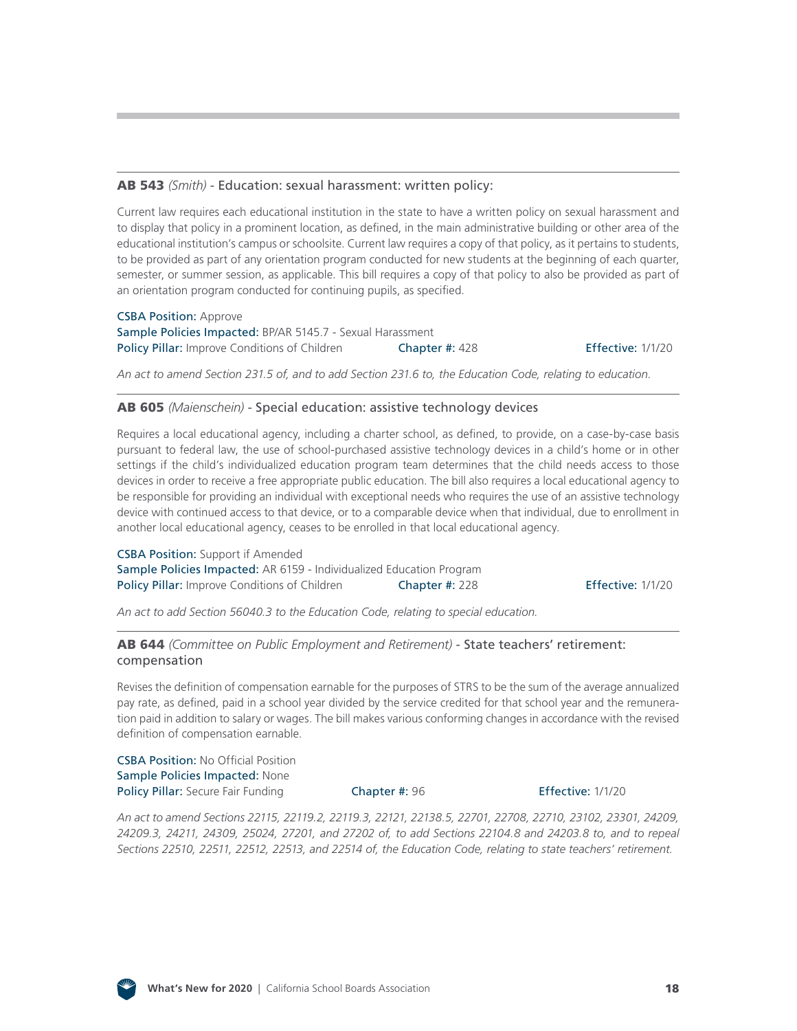### **AB 543** *(Smith)* - Education: sexual harassment: written policy:

Current law requires each educational institution in the state to have a written policy on sexual harassment and to display that policy in a prominent location, as defined, in the main administrative building or other area of the educational institution's campus or schoolsite. Current law requires a copy of that policy, as it pertains to students, to be provided as part of any orientation program conducted for new students at the beginning of each quarter, semester, or summer session, as applicable. This bill requires a copy of that policy to also be provided as part of an orientation program conducted for continuing pupils, as specified.

CSBA Position: Approve
Sample Policies Impacted: BP/AR 5145.7 - Sexual Harassment
Policy Pillar: Improve Conditions of Children  Chapter #: 428  Effective: 1/1/20

*An act to amend Section 231.5 of, and to add Section 231.6 to, the Education Code, relating to education.*

### **AB 605** *(Maienschein)* - Special education: assistive technology devices

Requires a local educational agency, including a charter school, as defined, to provide, on a case-by-case basis pursuant to federal law, the use of school-purchased assistive technology devices in a child's home or in other settings if the child's individualized education program team determines that the child needs access to those devices in order to receive a free appropriate public education. The bill also requires a local educational agency to be responsible for providing an individual with exceptional needs who requires the use of an assistive technology device with continued access to that device, or to a comparable device when that individual, due to enrollment in another local educational agency, ceases to be enrolled in that local educational agency.

CSBA Position: Support if Amended
Sample Policies Impacted: AR 6159 - Individualized Education Program
Policy Pillar: Improve Conditions of Children  Chapter #: 228  Effective: 1/1/20

*An act to add Section 56040.3 to the Education Code, relating to special education.*

### **AB 644** *(Committee on Public Employment and Retirement)* - State teachers' retirement: compensation

Revises the definition of compensation earnable for the purposes of STRS to be the sum of the average annualized pay rate, as defined, paid in a school year divided by the service credited for that school year and the remuneration paid in addition to salary or wages. The bill makes various conforming changes in accordance with the revised definition of compensation earnable.

CSBA Position: No Official Position
Sample Policies Impacted: None
Policy Pillar: Secure Fair Funding  Chapter #: 96  Effective: 1/1/20

*An act to amend Sections 22115, 22119.2, 22119.3, 22121, 22138.5, 22701, 22708, 22710, 23102, 23301, 24209, 24209.3, 24211, 24309, 25024, 27201, and 27202 of, to add Sections 22104.8 and 24203.8 to, and to repeal Sections 22510, 22511, 22512, 22513, and 22514 of, the Education Code, relating to state teachers' retirement.*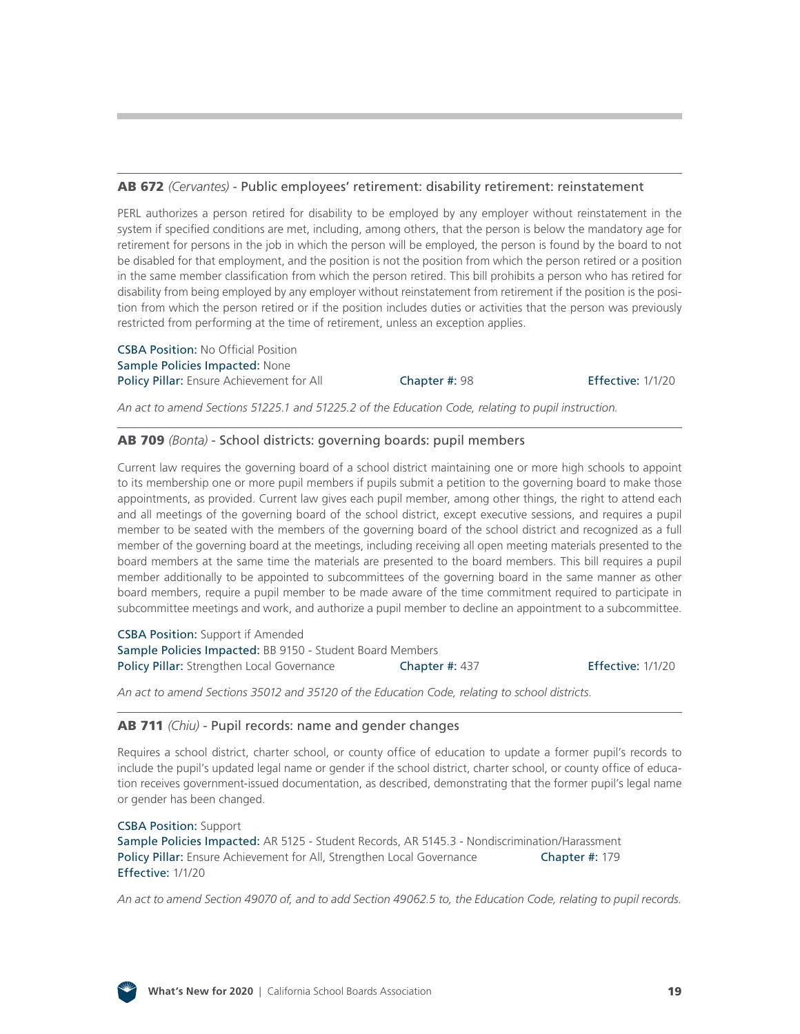**AB 672** *(Cervantes)* - Public employees' retirement: disability retirement: reinstatement

PERL authorizes a person retired for disability to be employed by any employer without reinstatement in the system if specified conditions are met, including, among others, that the person is below the mandatory age for retirement for persons in the job in which the person will be employed, the person is found by the board to not be disabled for that employment, and the position is not the position from which the person retired or a position in the same member classification from which the person retired. This bill prohibits a person who has retired for disability from being employed by any employer without reinstatement from retirement if the position is the position from which the person retired or if the position includes duties or activities that the person was previously restricted from performing at the time of retirement, unless an exception applies.

CSBA Position: No Official Position
Sample Policies Impacted: None
Policy Pillar: Ensure Achievement for All | Chapter #: 98 | Effective: 1/1/20

*An act to amend Sections 51225.1 and 51225.2 of the Education Code, relating to pupil instruction.*

---

**AB 709** *(Bonta)* - School districts: governing boards: pupil members

Current law requires the governing board of a school district maintaining one or more high schools to appoint to its membership one or more pupil members if pupils submit a petition to the governing board to make those appointments, as provided. Current law gives each pupil member, among other things, the right to attend each and all meetings of the governing board of the school district, except executive sessions, and requires a pupil member to be seated with the members of the governing board of the school district and recognized as a full member of the governing board at the meetings, including receiving all open meeting materials presented to the board members at the same time the materials are presented to the board members. This bill requires a pupil member additionally to be appointed to subcommittees of the governing board in the same manner as other board members, require a pupil member to be made aware of the time commitment required to participate in subcommittee meetings and work, and authorize a pupil member to decline an appointment to a subcommittee.

CSBA Position: Support if Amended
Sample Policies Impacted: BB 9150 - Student Board Members
Policy Pillar: Strengthen Local Governance | Chapter #: 437 | Effective: 1/1/20

*An act to amend Sections 35012 and 35120 of the Education Code, relating to school districts.*

---

**AB 711** *(Chiu)* - Pupil records: name and gender changes

Requires a school district, charter school, or county office of education to update a former pupil's records to include the pupil's updated legal name or gender if the school district, charter school, or county office of education receives government-issued documentation, as described, demonstrating that the former pupil's legal name or gender has been changed.

CSBA Position: Support
Sample Policies Impacted: AR 5125 - Student Records, AR 5145.3 - Nondiscrimination/Harassment
Policy Pillar: Ensure Achievement for All, Strengthen Local Governance | Chapter #: 179
Effective: 1/1/20

*An act to amend Section 49070 of, and to add Section 49062.5 to, the Education Code, relating to pupil records.*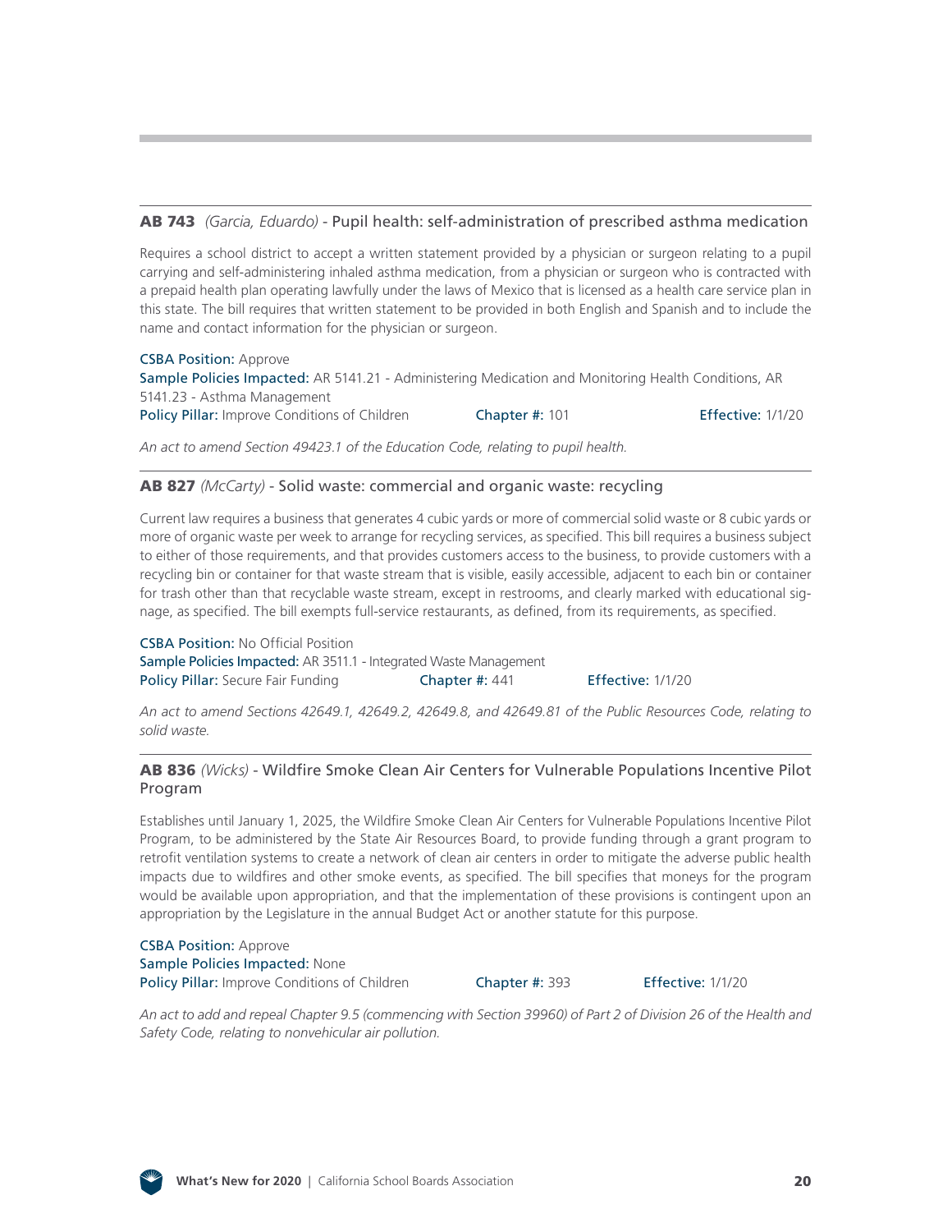### **AB 743** *(Garcia, Eduardo)* - Pupil health: self-administration of prescribed asthma medication

Requires a school district to accept a written statement provided by a physician or surgeon relating to a pupil carrying and self-administering inhaled asthma medication, from a physician or surgeon who is contracted with a prepaid health plan operating lawfully under the laws of Mexico that is licensed as a health care service plan in this state. The bill requires that written statement to be provided in both English and Spanish and to include the name and contact information for the physician or surgeon.

CSBA Position: Approve
Sample Policies Impacted: AR 5141.21 - Administering Medication and Monitoring Health Conditions, AR 5141.23 - Asthma Management
Policy Pillar: Improve Conditions of Children Chapter #: 101 Effective: 1/1/20

*An act to amend Section 49423.1 of the Education Code, relating to pupil health.*

### **AB 827** *(McCarty)* - Solid waste: commercial and organic waste: recycling

Current law requires a business that generates 4 cubic yards or more of commercial solid waste or 8 cubic yards or more of organic waste per week to arrange for recycling services, as specified. This bill requires a business subject to either of those requirements, and that provides customers access to the business, to provide customers with a recycling bin or container for that waste stream that is visible, easily accessible, adjacent to each bin or container for trash other than that recyclable waste stream, except in restrooms, and clearly marked with educational signage, as specified. The bill exempts full-service restaurants, as defined, from its requirements, as specified.

CSBA Position: No Official Position
Sample Policies Impacted: AR 3511.1 - Integrated Waste Management
Policy Pillar: Secure Fair Funding Chapter #: 441 Effective: 1/1/20

*An act to amend Sections 42649.1, 42649.2, 42649.8, and 42649.81 of the Public Resources Code, relating to solid waste.*

### **AB 836** *(Wicks)* - Wildfire Smoke Clean Air Centers for Vulnerable Populations Incentive Pilot Program

Establishes until January 1, 2025, the Wildfire Smoke Clean Air Centers for Vulnerable Populations Incentive Pilot Program, to be administered by the State Air Resources Board, to provide funding through a grant program to retrofit ventilation systems to create a network of clean air centers in order to mitigate the adverse public health impacts due to wildfires and other smoke events, as specified. The bill specifies that moneys for the program would be available upon appropriation, and that the implementation of these provisions is contingent upon an appropriation by the Legislature in the annual Budget Act or another statute for this purpose.

CSBA Position: Approve
Sample Policies Impacted: None
Policy Pillar: Improve Conditions of Children Chapter #: 393 Effective: 1/1/20

*An act to add and repeal Chapter 9.5 (commencing with Section 39960) of Part 2 of Division 26 of the Health and Safety Code, relating to nonvehicular air pollution.*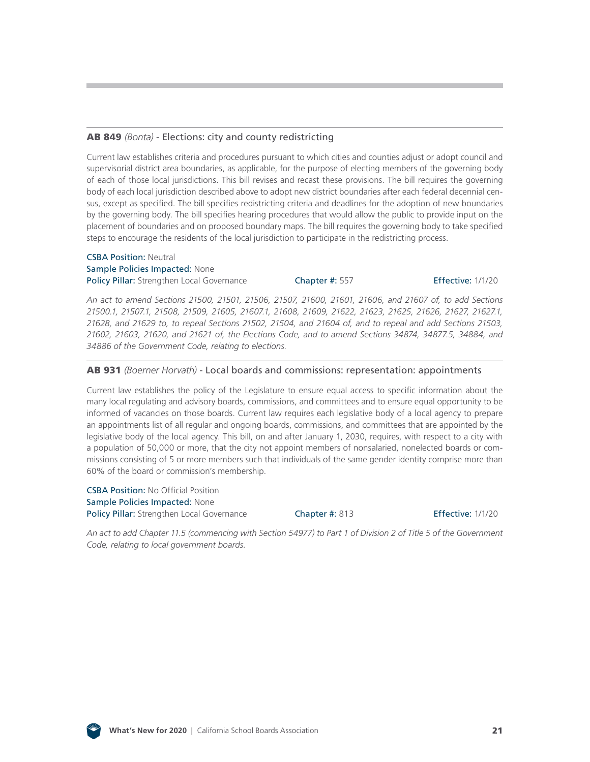### **AB 849** *(Bonta)* - Elections: city and county redistricting

Current law establishes criteria and procedures pursuant to which cities and counties adjust or adopt council and supervisorial district area boundaries, as applicable, for the purpose of electing members of the governing body of each of those local jurisdictions. This bill revises and recast these provisions. The bill requires the governing body of each local jurisdiction described above to adopt new district boundaries after each federal decennial census, except as specified. The bill specifies redistricting criteria and deadlines for the adoption of new boundaries by the governing body. The bill specifies hearing procedures that would allow the public to provide input on the placement of boundaries and on proposed boundary maps. The bill requires the governing body to take specified steps to encourage the residents of the local jurisdiction to participate in the redistricting process.

CSBA Position: Neutral
Sample Policies Impacted: None
Policy Pillar: Strengthen Local Governance | Chapter #: 557 | Effective: 1/1/20

*An act to amend Sections 21500, 21501, 21506, 21507, 21600, 21601, 21606, and 21607 of, to add Sections 21500.1, 21507.1, 21508, 21509, 21605, 21607.1, 21608, 21609, 21622, 21623, 21625, 21626, 21627, 21627.1, 21628, and 21629 to, to repeal Sections 21502, 21504, and 21604 of, and to repeal and add Sections 21503, 21602, 21603, 21620, and 21621 of, the Elections Code, and to amend Sections 34874, 34877.5, 34884, and 34886 of the Government Code, relating to elections.*

### **AB 931** *(Boerner Horvath)* - Local boards and commissions: representation: appointments

Current law establishes the policy of the Legislature to ensure equal access to specific information about the many local regulating and advisory boards, commissions, and committees and to ensure equal opportunity to be informed of vacancies on those boards. Current law requires each legislative body of a local agency to prepare an appointments list of all regular and ongoing boards, commissions, and committees that are appointed by the legislative body of the local agency. This bill, on and after January 1, 2030, requires, with respect to a city with a population of 50,000 or more, that the city not appoint members of nonsalaried, nonelected boards or commissions consisting of 5 or more members such that individuals of the same gender identity comprise more than 60% of the board or commission's membership.

CSBA Position: No Official Position
Sample Policies Impacted: None
Policy Pillar: Strengthen Local Governance | Chapter #: 813 | Effective: 1/1/20

*An act to add Chapter 11.5 (commencing with Section 54977) to Part 1 of Division 2 of Title 5 of the Government Code, relating to local government boards.*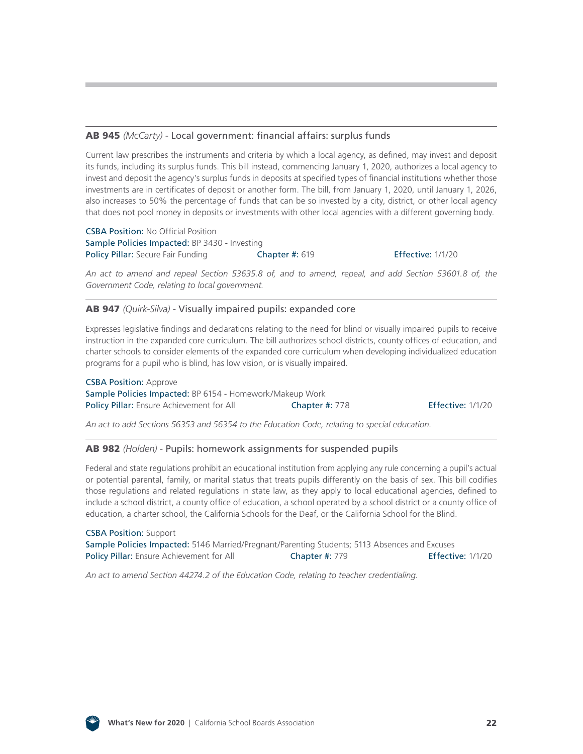### **AB 945** *(McCarty)* - Local government: financial affairs: surplus funds

Current law prescribes the instruments and criteria by which a local agency, as defined, may invest and deposit its funds, including its surplus funds. This bill instead, commencing January 1, 2020, authorizes a local agency to invest and deposit the agency's surplus funds in deposits at specified types of financial institutions whether those investments are in certificates of deposit or another form. The bill, from January 1, 2020, until January 1, 2026, also increases to 50% the percentage of funds that can be so invested by a city, district, or other local agency that does not pool money in deposits or investments with other local agencies with a different governing body.

CSBA Position: No Official Position
Sample Policies Impacted: BP 3430 - Investing
Policy Pillar: Secure Fair Funding | Chapter #: 619 | Effective: 1/1/20

*An act to amend and repeal Section 53635.8 of, and to amend, repeal, and add Section 53601.8 of, the Government Code, relating to local government.*

### **AB 947** *(Quirk-Silva)* - Visually impaired pupils: expanded core

Expresses legislative findings and declarations relating to the need for blind or visually impaired pupils to receive instruction in the expanded core curriculum. The bill authorizes school districts, county offices of education, and charter schools to consider elements of the expanded core curriculum when developing individualized education programs for a pupil who is blind, has low vision, or is visually impaired.

CSBA Position: Approve
Sample Policies Impacted: BP 6154 - Homework/Makeup Work
Policy Pillar: Ensure Achievement for All | Chapter #: 778 | Effective: 1/1/20

*An act to add Sections 56353 and 56354 to the Education Code, relating to special education.*

### **AB 982** *(Holden)* - Pupils: homework assignments for suspended pupils

Federal and state regulations prohibit an educational institution from applying any rule concerning a pupil's actual or potential parental, family, or marital status that treats pupils differently on the basis of sex. This bill codifies those regulations and related regulations in state law, as they apply to local educational agencies, defined to include a school district, a county office of education, a school operated by a school district or a county office of education, a charter school, the California Schools for the Deaf, or the California School for the Blind.

CSBA Position: Support
Sample Policies Impacted: 5146 Married/Pregnant/Parenting Students; 5113 Absences and Excuses
Policy Pillar: Ensure Achievement for All | Chapter #: 779 | Effective: 1/1/20

*An act to amend Section 44274.2 of the Education Code, relating to teacher credentialing.*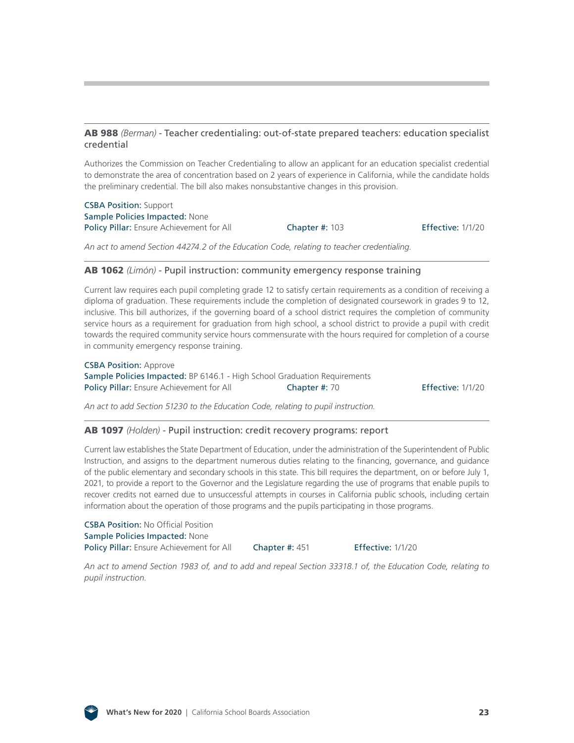### **AB 988** *(Berman)* - Teacher credentialing: out-of-state prepared teachers: education specialist credential

Authorizes the Commission on Teacher Credentialing to allow an applicant for an education specialist credential to demonstrate the area of concentration based on 2 years of experience in California, while the candidate holds the preliminary credential. The bill also makes nonsubstantive changes in this provision.

CSBA Position: Support
Sample Policies Impacted: None
Policy Pillar: Ensure Achievement for All Chapter #: 103 Effective: 1/1/20

*An act to amend Section 44274.2 of the Education Code, relating to teacher credentialing.*

### **AB 1062** *(Limón)* - Pupil instruction: community emergency response training

Current law requires each pupil completing grade 12 to satisfy certain requirements as a condition of receiving a diploma of graduation. These requirements include the completion of designated coursework in grades 9 to 12, inclusive. This bill authorizes, if the governing board of a school district requires the completion of community service hours as a requirement for graduation from high school, a school district to provide a pupil with credit towards the required community service hours commensurate with the hours required for completion of a course in community emergency response training.

CSBA Position: Approve
Sample Policies Impacted: BP 6146.1 - High School Graduation Requirements
Policy Pillar: Ensure Achievement for All Chapter #: 70 Effective: 1/1/20

*An act to add Section 51230 to the Education Code, relating to pupil instruction.*

### **AB 1097** *(Holden)* - Pupil instruction: credit recovery programs: report

Current law establishes the State Department of Education, under the administration of the Superintendent of Public Instruction, and assigns to the department numerous duties relating to the financing, governance, and guidance of the public elementary and secondary schools in this state. This bill requires the department, on or before July 1, 2021, to provide a report to the Governor and the Legislature regarding the use of programs that enable pupils to recover credits not earned due to unsuccessful attempts in courses in California public schools, including certain information about the operation of those programs and the pupils participating in those programs.

CSBA Position: No Official Position
Sample Policies Impacted: None
Policy Pillar: Ensure Achievement for All Chapter #: 451 Effective: 1/1/20

*An act to amend Section 1983 of, and to add and repeal Section 33318.1 of, the Education Code, relating to pupil instruction.*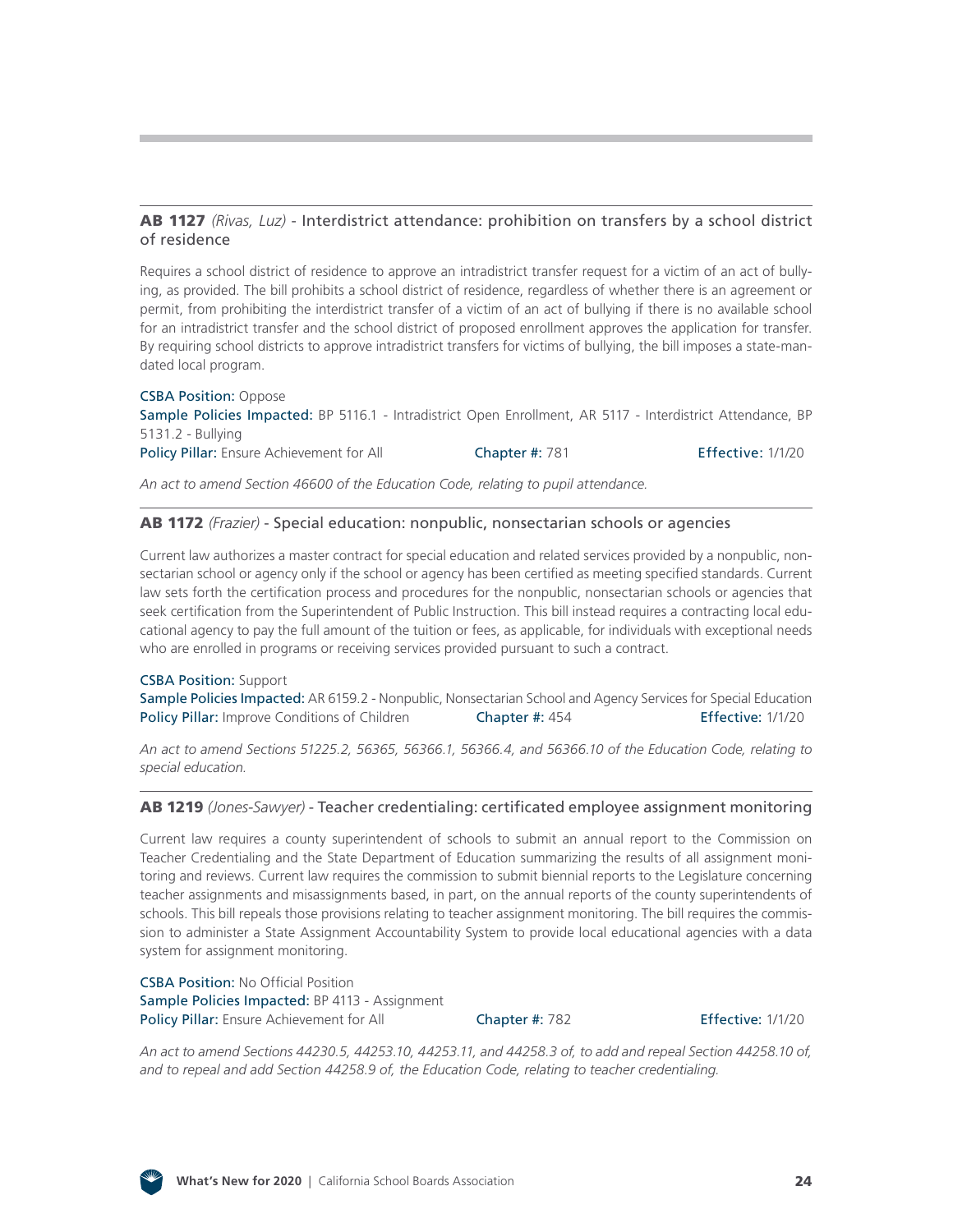### **AB 1127** *(Rivas, Luz)* - Interdistrict attendance: prohibition on transfers by a school district of residence

Requires a school district of residence to approve an intradistrict transfer request for a victim of an act of bullying, as provided. The bill prohibits a school district of residence, regardless of whether there is an agreement or permit, from prohibiting the interdistrict transfer of a victim of an act of bullying if there is no available school for an intradistrict transfer and the school district of proposed enrollment approves the application for transfer. By requiring school districts to approve intradistrict transfers for victims of bullying, the bill imposes a state-mandated local program.

CSBA Position: Oppose
Sample Policies Impacted: BP 5116.1 - Intradistrict Open Enrollment, AR 5117 - Interdistrict Attendance, BP 5131.2 - Bullying
Policy Pillar: Ensure Achievement for All | Chapter #: 781 | Effective: 1/1/20

*An act to amend Section 46600 of the Education Code, relating to pupil attendance.*

### **AB 1172** *(Frazier)* - Special education: nonpublic, nonsectarian schools or agencies

Current law authorizes a master contract for special education and related services provided by a nonpublic, nonsectarian school or agency only if the school or agency has been certified as meeting specified standards. Current law sets forth the certification process and procedures for the nonpublic, nonsectarian schools or agencies that seek certification from the Superintendent of Public Instruction. This bill instead requires a contracting local educational agency to pay the full amount of the tuition or fees, as applicable, for individuals with exceptional needs who are enrolled in programs or receiving services provided pursuant to such a contract.

CSBA Position: Support
Sample Policies Impacted: AR 6159.2 - Nonpublic, Nonsectarian School and Agency Services for Special Education
Policy Pillar: Improve Conditions of Children | Chapter #: 454 | Effective: 1/1/20

*An act to amend Sections 51225.2, 56365, 56366.1, 56366.4, and 56366.10 of the Education Code, relating to special education.*

### **AB 1219** *(Jones-Sawyer)* - Teacher credentialing: certificated employee assignment monitoring

Current law requires a county superintendent of schools to submit an annual report to the Commission on Teacher Credentialing and the State Department of Education summarizing the results of all assignment monitoring and reviews. Current law requires the commission to submit biennial reports to the Legislature concerning teacher assignments and misassignments based, in part, on the annual reports of the county superintendents of schools. This bill repeals those provisions relating to teacher assignment monitoring. The bill requires the commission to administer a State Assignment Accountability System to provide local educational agencies with a data system for assignment monitoring.

CSBA Position: No Official Position
Sample Policies Impacted: BP 4113 - Assignment
Policy Pillar: Ensure Achievement for All | Chapter #: 782 | Effective: 1/1/20

*An act to amend Sections 44230.5, 44253.10, 44253.11, and 44258.3 of, to add and repeal Section 44258.10 of, and to repeal and add Section 44258.9 of, the Education Code, relating to teacher credentialing.*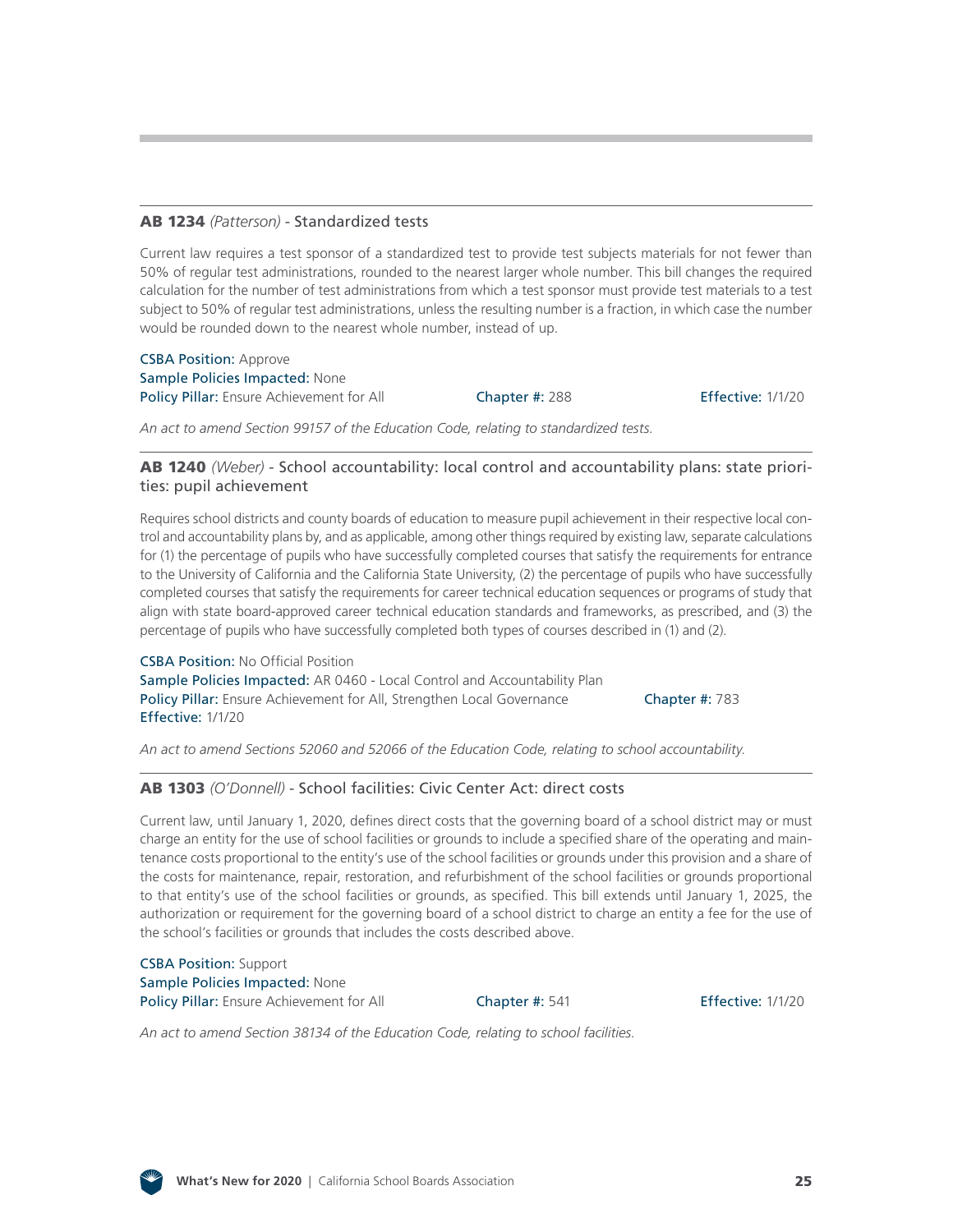### **AB 1234** *(Patterson)* - Standardized tests

Current law requires a test sponsor of a standardized test to provide test subjects materials for not fewer than 50% of regular test administrations, rounded to the nearest larger whole number. This bill changes the required calculation for the number of test administrations from which a test sponsor must provide test materials to a test subject to 50% of regular test administrations, unless the resulting number is a fraction, in which case the number would be rounded down to the nearest whole number, instead of up.

CSBA Position: Approve
Sample Policies Impacted: None
Policy Pillar: Ensure Achievement for All  Chapter #: 288  Effective: 1/1/20

*An act to amend Section 99157 of the Education Code, relating to standardized tests.*

### **AB 1240** *(Weber)* - School accountability: local control and accountability plans: state priorities: pupil achievement

Requires school districts and county boards of education to measure pupil achievement in their respective local control and accountability plans by, and as applicable, among other things required by existing law, separate calculations for (1) the percentage of pupils who have successfully completed courses that satisfy the requirements for entrance to the University of California and the California State University, (2) the percentage of pupils who have successfully completed courses that satisfy the requirements for career technical education sequences or programs of study that align with state board-approved career technical education standards and frameworks, as prescribed, and (3) the percentage of pupils who have successfully completed both types of courses described in (1) and (2).

CSBA Position: No Official Position
Sample Policies Impacted: AR 0460 - Local Control and Accountability Plan
Policy Pillar: Ensure Achievement for All, Strengthen Local Governance  Chapter #: 783
Effective: 1/1/20

*An act to amend Sections 52060 and 52066 of the Education Code, relating to school accountability.*

### **AB 1303** *(O'Donnell)* - School facilities: Civic Center Act: direct costs

Current law, until January 1, 2020, defines direct costs that the governing board of a school district may or must charge an entity for the use of school facilities or grounds to include a specified share of the operating and maintenance costs proportional to the entity's use of the school facilities or grounds under this provision and a share of the costs for maintenance, repair, restoration, and refurbishment of the school facilities or grounds proportional to that entity's use of the school facilities or grounds, as specified. This bill extends until January 1, 2025, the authorization or requirement for the governing board of a school district to charge an entity a fee for the use of the school's facilities or grounds that includes the costs described above.

CSBA Position: Support
Sample Policies Impacted: None
Policy Pillar: Ensure Achievement for All  Chapter #: 541  Effective: 1/1/20

*An act to amend Section 38134 of the Education Code, relating to school facilities.*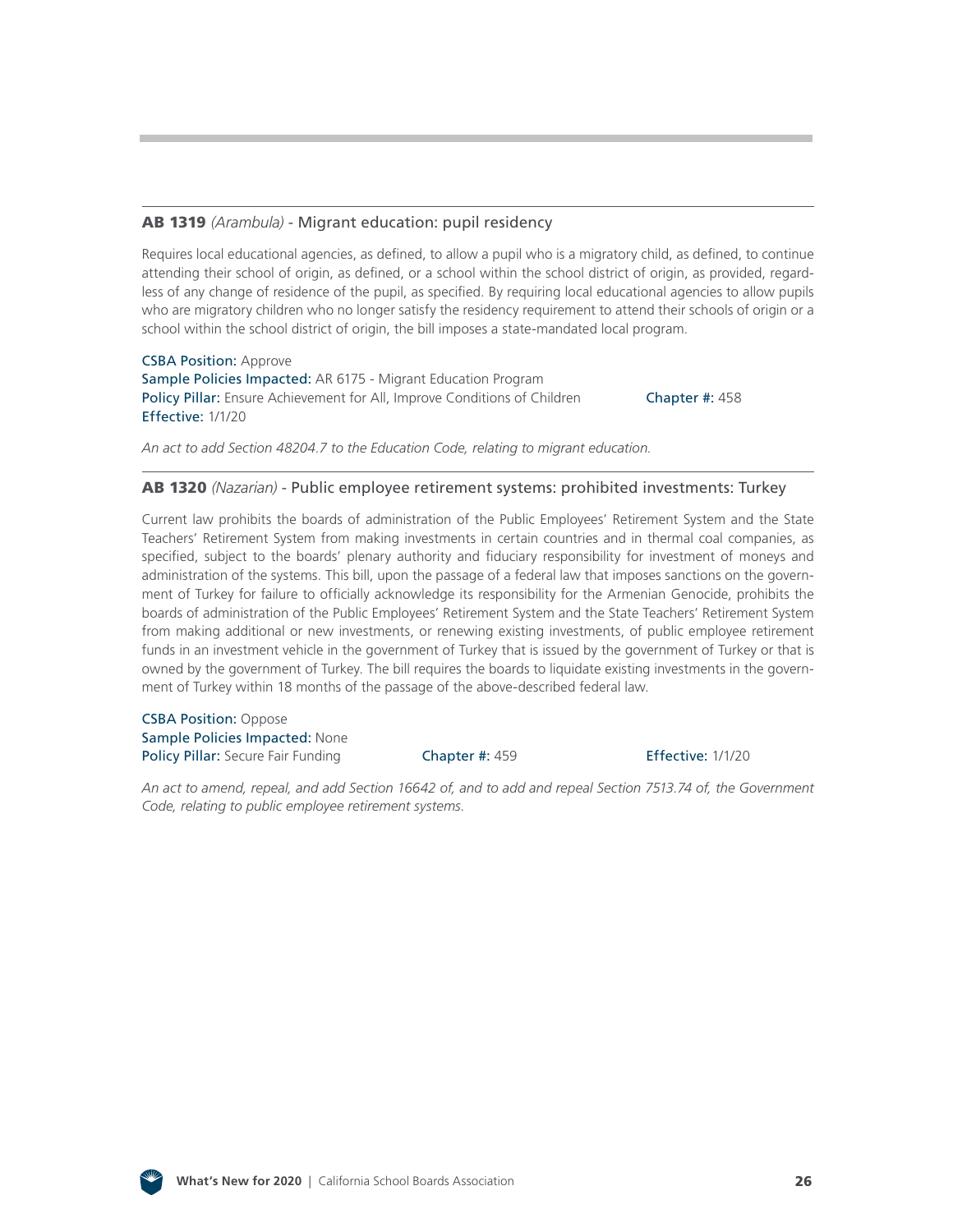### **AB 1319** *(Arambula)* - Migrant education: pupil residency

Requires local educational agencies, as defined, to allow a pupil who is a migratory child, as defined, to continue attending their school of origin, as defined, or a school within the school district of origin, as provided, regardless of any change of residence of the pupil, as specified. By requiring local educational agencies to allow pupils who are migratory children who no longer satisfy the residency requirement to attend their schools of origin or a school within the school district of origin, the bill imposes a state-mandated local program.

**CSBA Position:** Approve
**Sample Policies Impacted:** AR 6175 - Migrant Education Program
**Policy Pillar:** Ensure Achievement for All, Improve Conditions of Children
**Chapter #:** 458
**Effective:** 1/1/20

*An act to add Section 48204.7 to the Education Code, relating to migrant education.*

### **AB 1320** *(Nazarian)* - Public employee retirement systems: prohibited investments: Turkey

Current law prohibits the boards of administration of the Public Employees' Retirement System and the State Teachers' Retirement System from making investments in certain countries and in thermal coal companies, as specified, subject to the boards' plenary authority and fiduciary responsibility for investment of moneys and administration of the systems. This bill, upon the passage of a federal law that imposes sanctions on the government of Turkey for failure to officially acknowledge its responsibility for the Armenian Genocide, prohibits the boards of administration of the Public Employees' Retirement System and the State Teachers' Retirement System from making additional or new investments, or renewing existing investments, of public employee retirement funds in an investment vehicle in the government of Turkey that is issued by the government of Turkey or that is owned by the government of Turkey. The bill requires the boards to liquidate existing investments in the government of Turkey within 18 months of the passage of the above-described federal law.

**CSBA Position:** Oppose
**Sample Policies Impacted:** None
**Policy Pillar:** Secure Fair Funding
**Chapter #:** 459
**Effective:** 1/1/20

*An act to amend, repeal, and add Section 16642 of, and to add and repeal Section 7513.74 of, the Government Code, relating to public employee retirement systems.*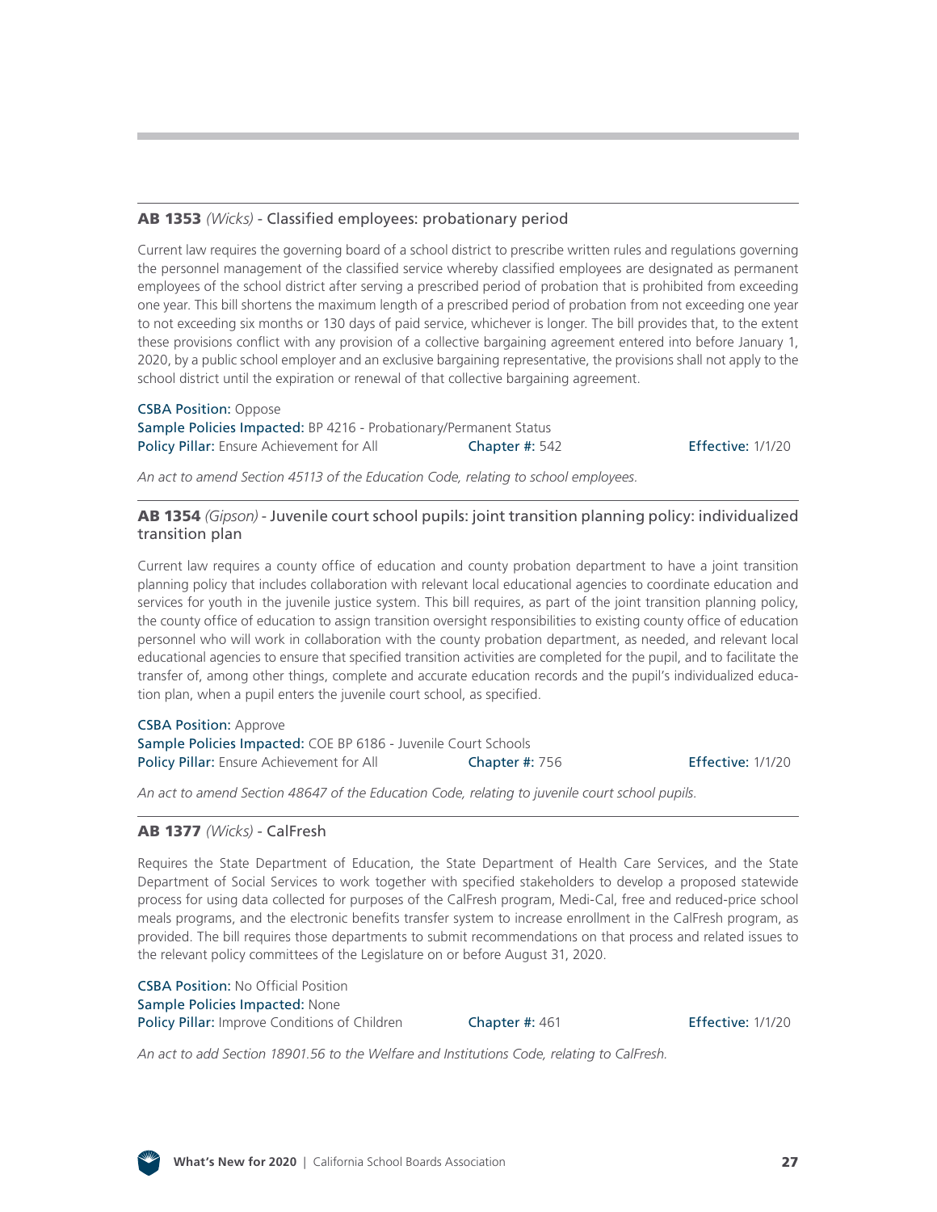### **AB 1353** *(Wicks)* - Classified employees: probationary period

Current law requires the governing board of a school district to prescribe written rules and regulations governing the personnel management of the classified service whereby classified employees are designated as permanent employees of the school district after serving a prescribed period of probation that is prohibited from exceeding one year. This bill shortens the maximum length of a prescribed period of probation from not exceeding one year to not exceeding six months or 130 days of paid service, whichever is longer. The bill provides that, to the extent these provisions conflict with any provision of a collective bargaining agreement entered into before January 1, 2020, by a public school employer and an exclusive bargaining representative, the provisions shall not apply to the school district until the expiration or renewal of that collective bargaining agreement.

CSBA Position: Oppose
Sample Policies Impacted: BP 4216 - Probationary/Permanent Status
Policy Pillar: Ensure Achievement for All | Chapter #: 542 | Effective: 1/1/20

*An act to amend Section 45113 of the Education Code, relating to school employees.*

### **AB 1354** *(Gipson)* - Juvenile court school pupils: joint transition planning policy: individualized transition plan

Current law requires a county office of education and county probation department to have a joint transition planning policy that includes collaboration with relevant local educational agencies to coordinate education and services for youth in the juvenile justice system. This bill requires, as part of the joint transition planning policy, the county office of education to assign transition oversight responsibilities to existing county office of education personnel who will work in collaboration with the county probation department, as needed, and relevant local educational agencies to ensure that specified transition activities are completed for the pupil, and to facilitate the transfer of, among other things, complete and accurate education records and the pupil's individualized education plan, when a pupil enters the juvenile court school, as specified.

CSBA Position: Approve
Sample Policies Impacted: COE BP 6186 - Juvenile Court Schools
Policy Pillar: Ensure Achievement for All | Chapter #: 756 | Effective: 1/1/20

*An act to amend Section 48647 of the Education Code, relating to juvenile court school pupils.*

### **AB 1377** *(Wicks)* - CalFresh

Requires the State Department of Education, the State Department of Health Care Services, and the State Department of Social Services to work together with specified stakeholders to develop a proposed statewide process for using data collected for purposes of the CalFresh program, Medi-Cal, free and reduced-price school meals programs, and the electronic benefits transfer system to increase enrollment in the CalFresh program, as provided. The bill requires those departments to submit recommendations on that process and related issues to the relevant policy committees of the Legislature on or before August 31, 2020.

CSBA Position: No Official Position
Sample Policies Impacted: None
Policy Pillar: Improve Conditions of Children | Chapter #: 461 | Effective: 1/1/20

*An act to add Section 18901.56 to the Welfare and Institutions Code, relating to CalFresh.*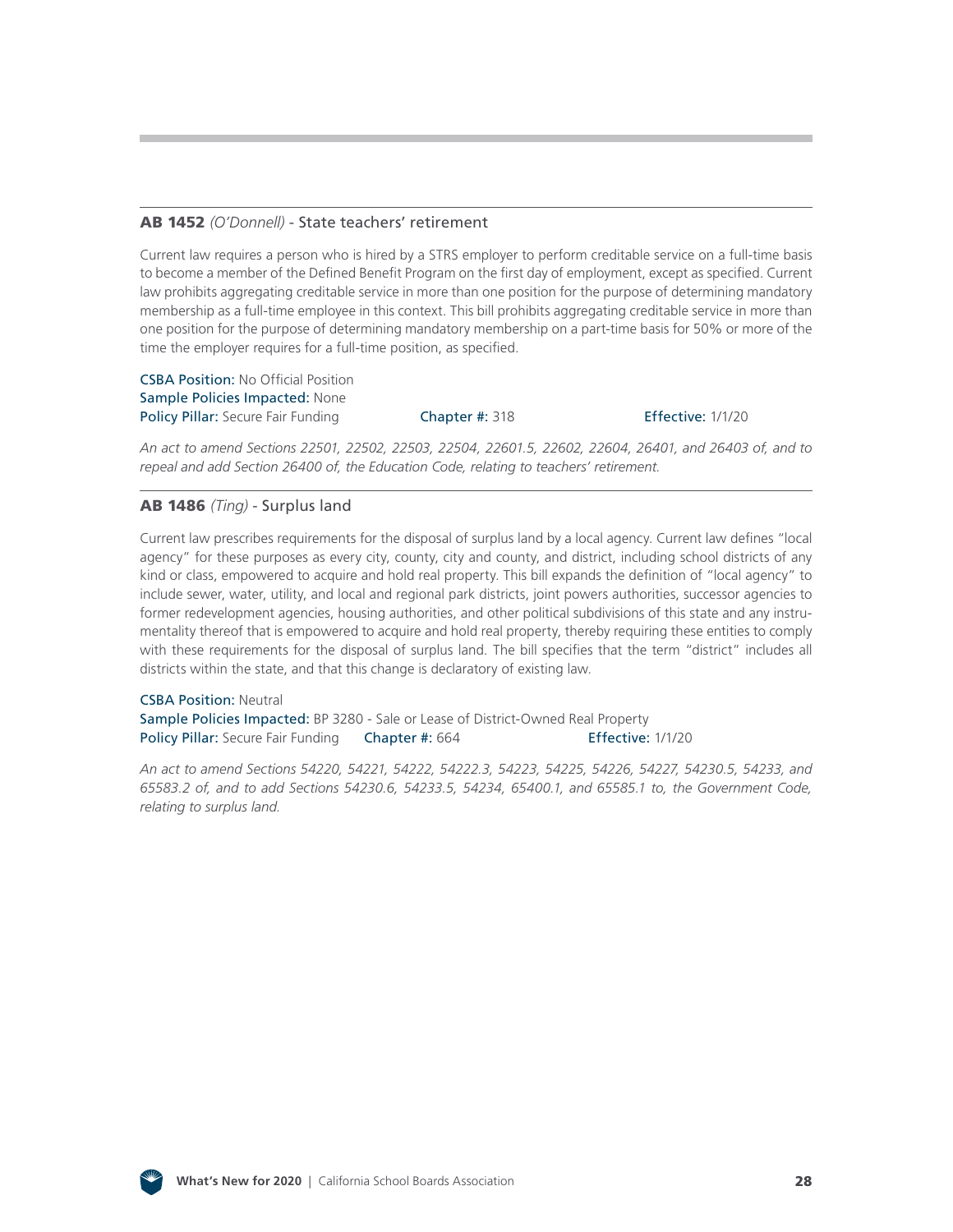### **AB 1452** *(O'Donnell)* - State teachers' retirement

Current law requires a person who is hired by a STRS employer to perform creditable service on a full-time basis to become a member of the Defined Benefit Program on the first day of employment, except as specified. Current law prohibits aggregating creditable service in more than one position for the purpose of determining mandatory membership as a full-time employee in this context. This bill prohibits aggregating creditable service in more than one position for the purpose of determining mandatory membership on a part-time basis for 50% or more of the time the employer requires for a full-time position, as specified.

CSBA Position: No Official Position
Sample Policies Impacted: None
Policy Pillar: Secure Fair Funding Chapter #: 318 Effective: 1/1/20

*An act to amend Sections 22501, 22502, 22503, 22504, 22601.5, 22602, 22604, 26401, and 26403 of, and to repeal and add Section 26400 of, the Education Code, relating to teachers' retirement.*

### **AB 1486** *(Ting)* - Surplus land

Current law prescribes requirements for the disposal of surplus land by a local agency. Current law defines "local agency" for these purposes as every city, county, city and county, and district, including school districts of any kind or class, empowered to acquire and hold real property. This bill expands the definition of "local agency" to include sewer, water, utility, and local and regional park districts, joint powers authorities, successor agencies to former redevelopment agencies, housing authorities, and other political subdivisions of this state and any instrumentality thereof that is empowered to acquire and hold real property, thereby requiring these entities to comply with these requirements for the disposal of surplus land. The bill specifies that the term "district" includes all districts within the state, and that this change is declaratory of existing law.

CSBA Position: Neutral
Sample Policies Impacted: BP 3280 - Sale or Lease of District-Owned Real Property
Policy Pillar: Secure Fair Funding Chapter #: 664 Effective: 1/1/20

*An act to amend Sections 54220, 54221, 54222, 54222.3, 54223, 54225, 54226, 54227, 54230.5, 54233, and 65583.2 of, and to add Sections 54230.6, 54233.5, 54234, 65400.1, and 65585.1 to, the Government Code, relating to surplus land.*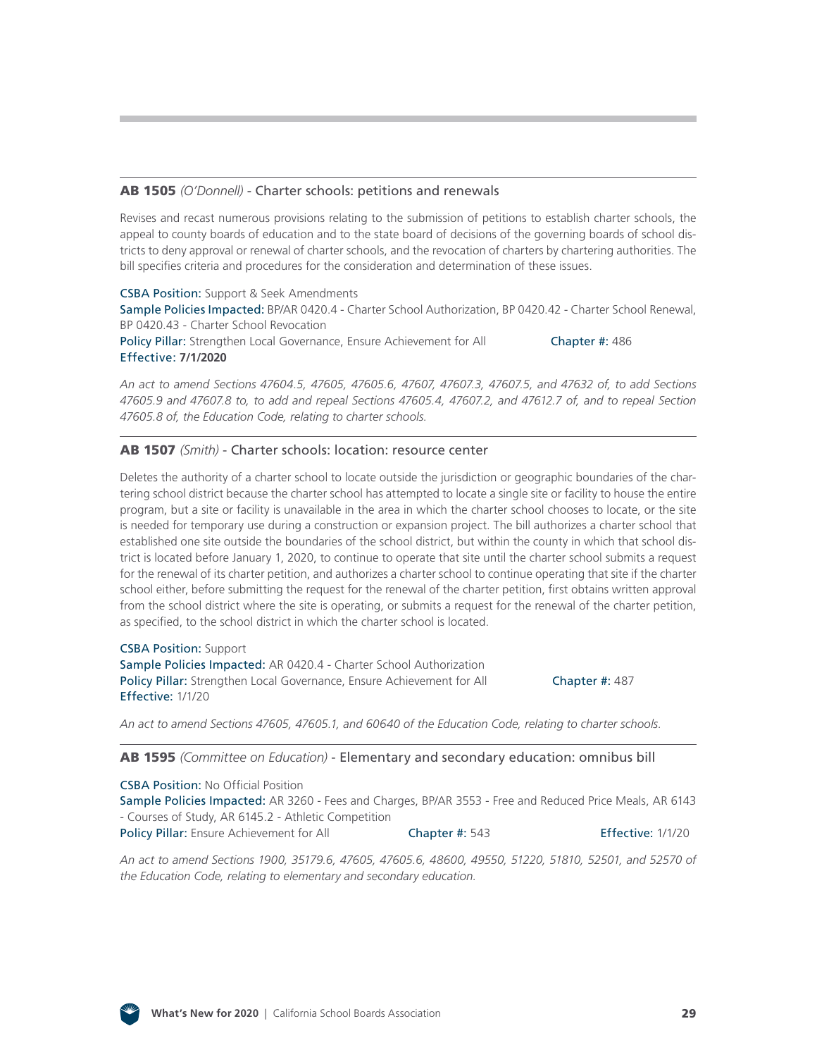### **AB 1505** *(O'Donnell)* - Charter schools: petitions and renewals

Revises and recast numerous provisions relating to the submission of petitions to establish charter schools, the appeal to county boards of education and to the state board of decisions of the governing boards of school districts to deny approval or renewal of charter schools, and the revocation of charters by chartering authorities. The bill specifies criteria and procedures for the consideration and determination of these issues.

CSBA Position: Support & Seek Amendments
Sample Policies Impacted: BP/AR 0420.4 - Charter School Authorization, BP 0420.42 - Charter School Renewal, BP 0420.43 - Charter School Revocation
Policy Pillar: Strengthen Local Governance, Ensure Achievement for All Chapter #: 486
Effective: **7/1/2020**

*An act to amend Sections 47604.5, 47605, 47605.6, 47607, 47607.3, 47607.5, and 47632 of, to add Sections 47605.9 and 47607.8 to, to add and repeal Sections 47605.4, 47607.2, and 47612.7 of, and to repeal Section 47605.8 of, the Education Code, relating to charter schools.*

### **AB 1507** *(Smith)* - Charter schools: location: resource center

Deletes the authority of a charter school to locate outside the jurisdiction or geographic boundaries of the chartering school district because the charter school has attempted to locate a single site or facility to house the entire program, but a site or facility is unavailable in the area in which the charter school chooses to locate, or the site is needed for temporary use during a construction or expansion project. The bill authorizes a charter school that established one site outside the boundaries of the school district, but within the county in which that school district is located before January 1, 2020, to continue to operate that site until the charter school submits a request for the renewal of its charter petition, and authorizes a charter school to continue operating that site if the charter school either, before submitting the request for the renewal of the charter petition, first obtains written approval from the school district where the site is operating, or submits a request for the renewal of the charter petition, as specified, to the school district in which the charter school is located.

CSBA Position: Support
Sample Policies Impacted: AR 0420.4 - Charter School Authorization
Policy Pillar: Strengthen Local Governance, Ensure Achievement for All Chapter #: 487
Effective: 1/1/20

*An act to amend Sections 47605, 47605.1, and 60640 of the Education Code, relating to charter schools.*

### **AB 1595** *(Committee on Education)* - Elementary and secondary education: omnibus bill

CSBA Position: No Official Position
Sample Policies Impacted: AR 3260 - Fees and Charges, BP/AR 3553 - Free and Reduced Price Meals, AR 6143 - Courses of Study, AR 6145.2 - Athletic Competition
Policy Pillar: Ensure Achievement for All Chapter #: 543 Effective: 1/1/20

*An act to amend Sections 1900, 35179.6, 47605, 47605.6, 48600, 49550, 51220, 51810, 52501, and 52570 of the Education Code, relating to elementary and secondary education.*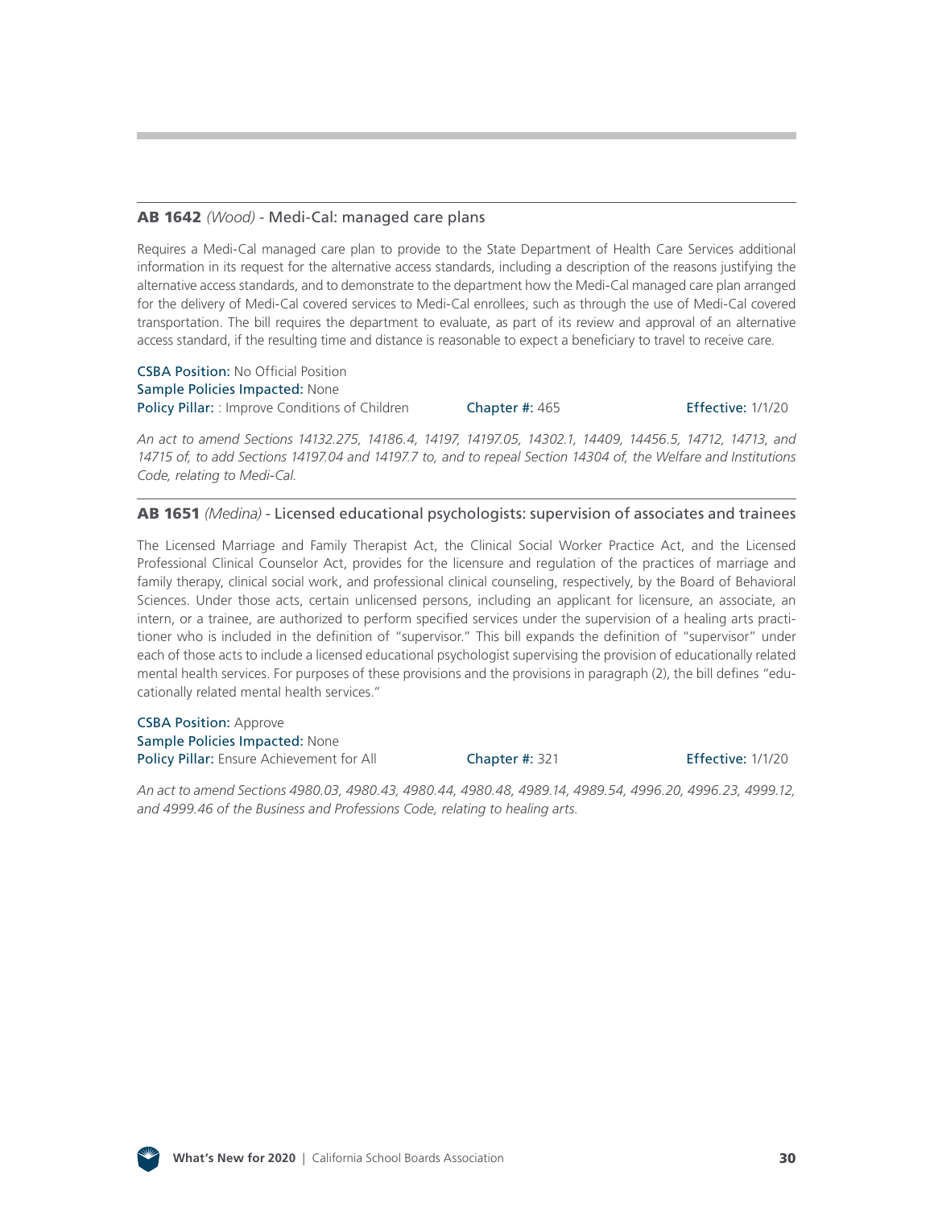### **AB 1642** *(Wood)* - Medi-Cal: managed care plans

Requires a Medi-Cal managed care plan to provide to the State Department of Health Care Services additional information in its request for the alternative access standards, including a description of the reasons justifying the alternative access standards, and to demonstrate to the department how the Medi-Cal managed care plan arranged for the delivery of Medi-Cal covered services to Medi-Cal enrollees, such as through the use of Medi-Cal covered transportation. The bill requires the department to evaluate, as part of its review and approval of an alternative access standard, if the resulting time and distance is reasonable to expect a beneficiary to travel to receive care.

CSBA Position: No Official Position
Sample Policies Impacted: None
Policy Pillar: : Improve Conditions of Children  Chapter #: 465  Effective: 1/1/20

*An act to amend Sections 14132.275, 14186.4, 14197, 14197.05, 14302.1, 14409, 14456.5, 14712, 14713, and 14715 of, to add Sections 14197.04 and 14197.7 to, and to repeal Section 14304 of, the Welfare and Institutions Code, relating to Medi-Cal.*

### **AB 1651** *(Medina)* - Licensed educational psychologists: supervision of associates and trainees

The Licensed Marriage and Family Therapist Act, the Clinical Social Worker Practice Act, and the Licensed Professional Clinical Counselor Act, provides for the licensure and regulation of the practices of marriage and family therapy, clinical social work, and professional clinical counseling, respectively, by the Board of Behavioral Sciences. Under those acts, certain unlicensed persons, including an applicant for licensure, an associate, an intern, or a trainee, are authorized to perform specified services under the supervision of a healing arts practitioner who is included in the definition of "supervisor." This bill expands the definition of "supervisor" under each of those acts to include a licensed educational psychologist supervising the provision of educationally related mental health services. For purposes of these provisions and the provisions in paragraph (2), the bill defines "educationally related mental health services."

CSBA Position: Approve
Sample Policies Impacted: None
Policy Pillar: Ensure Achievement for All  Chapter #: 321  Effective: 1/1/20

*An act to amend Sections 4980.03, 4980.43, 4980.44, 4980.48, 4989.14, 4989.54, 4996.20, 4996.23, 4999.12, and 4999.46 of the Business and Professions Code, relating to healing arts.*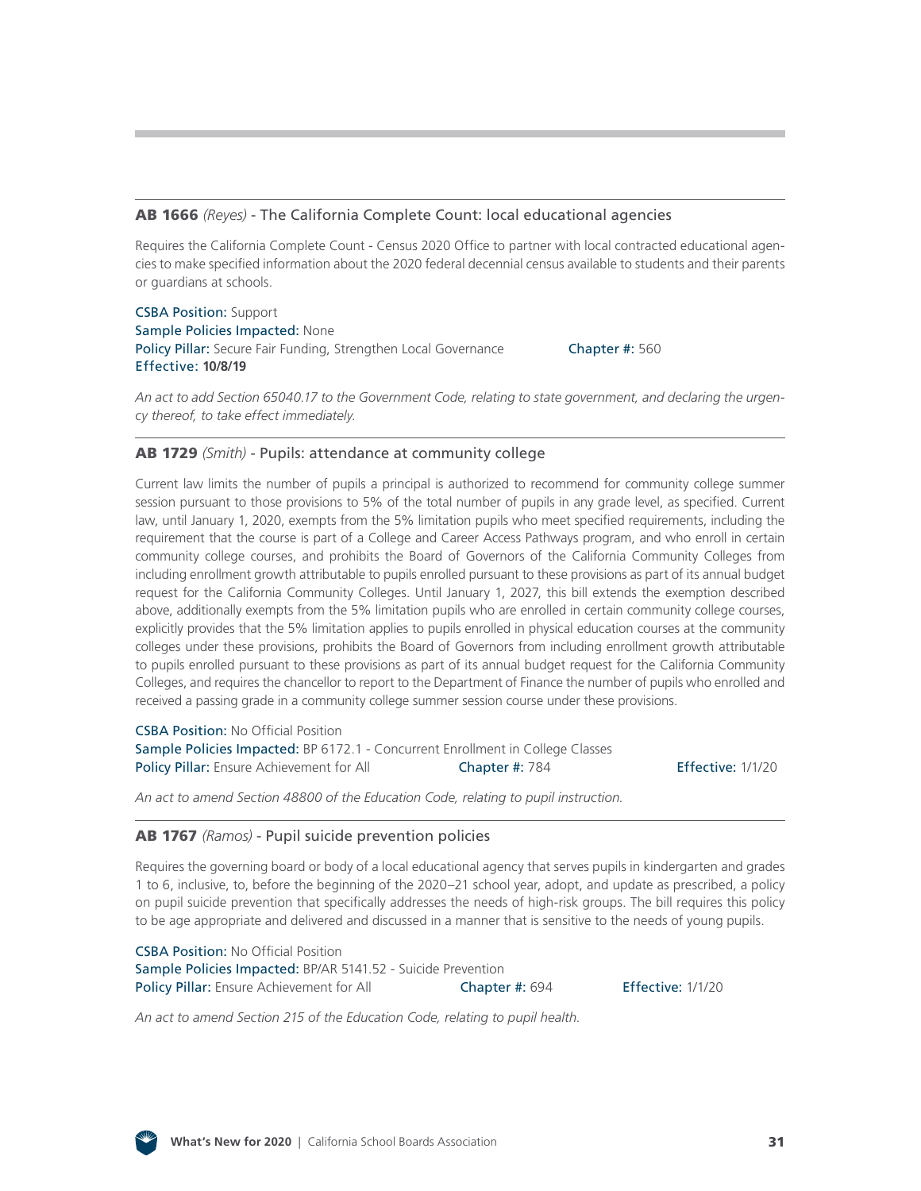### **AB 1666** *(Reyes)* - The California Complete Count: local educational agencies

Requires the California Complete Count - Census 2020 Office to partner with local contracted educational agencies to make specified information about the 2020 federal decennial census available to students and their parents or guardians at schools.

CSBA Position: Support
Sample Policies Impacted: None
Policy Pillar: Secure Fair Funding, Strengthen Local Governance    Chapter #: 560
Effective: **10/8/19**

*An act to add Section 65040.17 to the Government Code, relating to state government, and declaring the urgency thereof, to take effect immediately.*

### **AB 1729** *(Smith)* - Pupils: attendance at community college

Current law limits the number of pupils a principal is authorized to recommend for community college summer session pursuant to those provisions to 5% of the total number of pupils in any grade level, as specified. Current law, until January 1, 2020, exempts from the 5% limitation pupils who meet specified requirements, including the requirement that the course is part of a College and Career Access Pathways program, and who enroll in certain community college courses, and prohibits the Board of Governors of the California Community Colleges from including enrollment growth attributable to pupils enrolled pursuant to these provisions as part of its annual budget request for the California Community Colleges. Until January 1, 2027, this bill extends the exemption described above, additionally exempts from the 5% limitation pupils who are enrolled in certain community college courses, explicitly provides that the 5% limitation applies to pupils enrolled in physical education courses at the community colleges under these provisions, prohibits the Board of Governors from including enrollment growth attributable to pupils enrolled pursuant to these provisions as part of its annual budget request for the California Community Colleges, and requires the chancellor to report to the Department of Finance the number of pupils who enrolled and received a passing grade in a community college summer session course under these provisions.

CSBA Position: No Official Position
Sample Policies Impacted: BP 6172.1 - Concurrent Enrollment in College Classes
Policy Pillar: Ensure Achievement for All    Chapter #: 784    Effective: 1/1/20

*An act to amend Section 48800 of the Education Code, relating to pupil instruction.*

### **AB 1767** *(Ramos)* - Pupil suicide prevention policies

Requires the governing board or body of a local educational agency that serves pupils in kindergarten and grades 1 to 6, inclusive, to, before the beginning of the 2020–21 school year, adopt, and update as prescribed, a policy on pupil suicide prevention that specifically addresses the needs of high-risk groups. The bill requires this policy to be age appropriate and delivered and discussed in a manner that is sensitive to the needs of young pupils.

CSBA Position: No Official Position
Sample Policies Impacted: BP/AR 5141.52 - Suicide Prevention
Policy Pillar: Ensure Achievement for All    Chapter #: 694    Effective: 1/1/20

*An act to amend Section 215 of the Education Code, relating to pupil health.*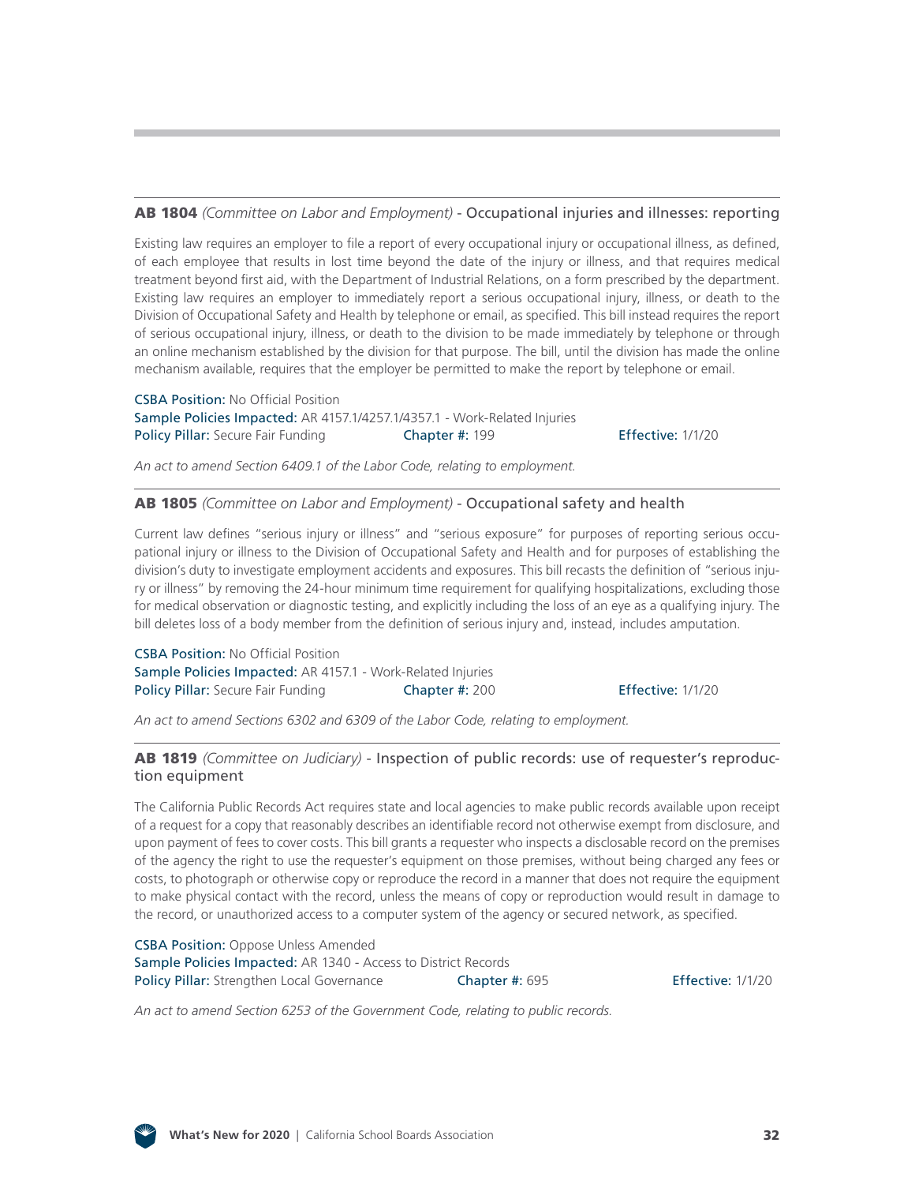**AB 1804** *(Committee on Labor and Employment)* - Occupational injuries and illnesses: reporting

Existing law requires an employer to file a report of every occupational injury or occupational illness, as defined, of each employee that results in lost time beyond the date of the injury or illness, and that requires medical treatment beyond first aid, with the Department of Industrial Relations, on a form prescribed by the department. Existing law requires an employer to immediately report a serious occupational injury, illness, or death to the Division of Occupational Safety and Health by telephone or email, as specified. This bill instead requires the report of serious occupational injury, illness, or death to the division to be made immediately by telephone or through an online mechanism established by the division for that purpose. The bill, until the division has made the online mechanism available, requires that the employer be permitted to make the report by telephone or email.

CSBA Position: No Official Position
Sample Policies Impacted: AR 4157.1/4257.1/4357.1 - Work-Related Injuries
Policy Pillar: Secure Fair Funding Chapter #: 199 Effective: 1/1/20

*An act to amend Section 6409.1 of the Labor Code, relating to employment.*

**AB 1805** *(Committee on Labor and Employment)* - Occupational safety and health

Current law defines "serious injury or illness" and "serious exposure" for purposes of reporting serious occupational injury or illness to the Division of Occupational Safety and Health and for purposes of establishing the division's duty to investigate employment accidents and exposures. This bill recasts the definition of "serious injury or illness" by removing the 24-hour minimum time requirement for qualifying hospitalizations, excluding those for medical observation or diagnostic testing, and explicitly including the loss of an eye as a qualifying injury. The bill deletes loss of a body member from the definition of serious injury and, instead, includes amputation.

CSBA Position: No Official Position
Sample Policies Impacted: AR 4157.1 - Work-Related Injuries
Policy Pillar: Secure Fair Funding Chapter #: 200 Effective: 1/1/20

*An act to amend Sections 6302 and 6309 of the Labor Code, relating to employment.*

**AB 1819** *(Committee on Judiciary)* - Inspection of public records: use of requester's reproduction equipment

The California Public Records Act requires state and local agencies to make public records available upon receipt of a request for a copy that reasonably describes an identifiable record not otherwise exempt from disclosure, and upon payment of fees to cover costs. This bill grants a requester who inspects a disclosable record on the premises of the agency the right to use the requester's equipment on those premises, without being charged any fees or costs, to photograph or otherwise copy or reproduce the record in a manner that does not require the equipment to make physical contact with the record, unless the means of copy or reproduction would result in damage to the record, or unauthorized access to a computer system of the agency or secured network, as specified.

CSBA Position: Oppose Unless Amended
Sample Policies Impacted: AR 1340 - Access to District Records
Policy Pillar: Strengthen Local Governance Chapter #: 695 Effective: 1/1/20

*An act to amend Section 6253 of the Government Code, relating to public records.*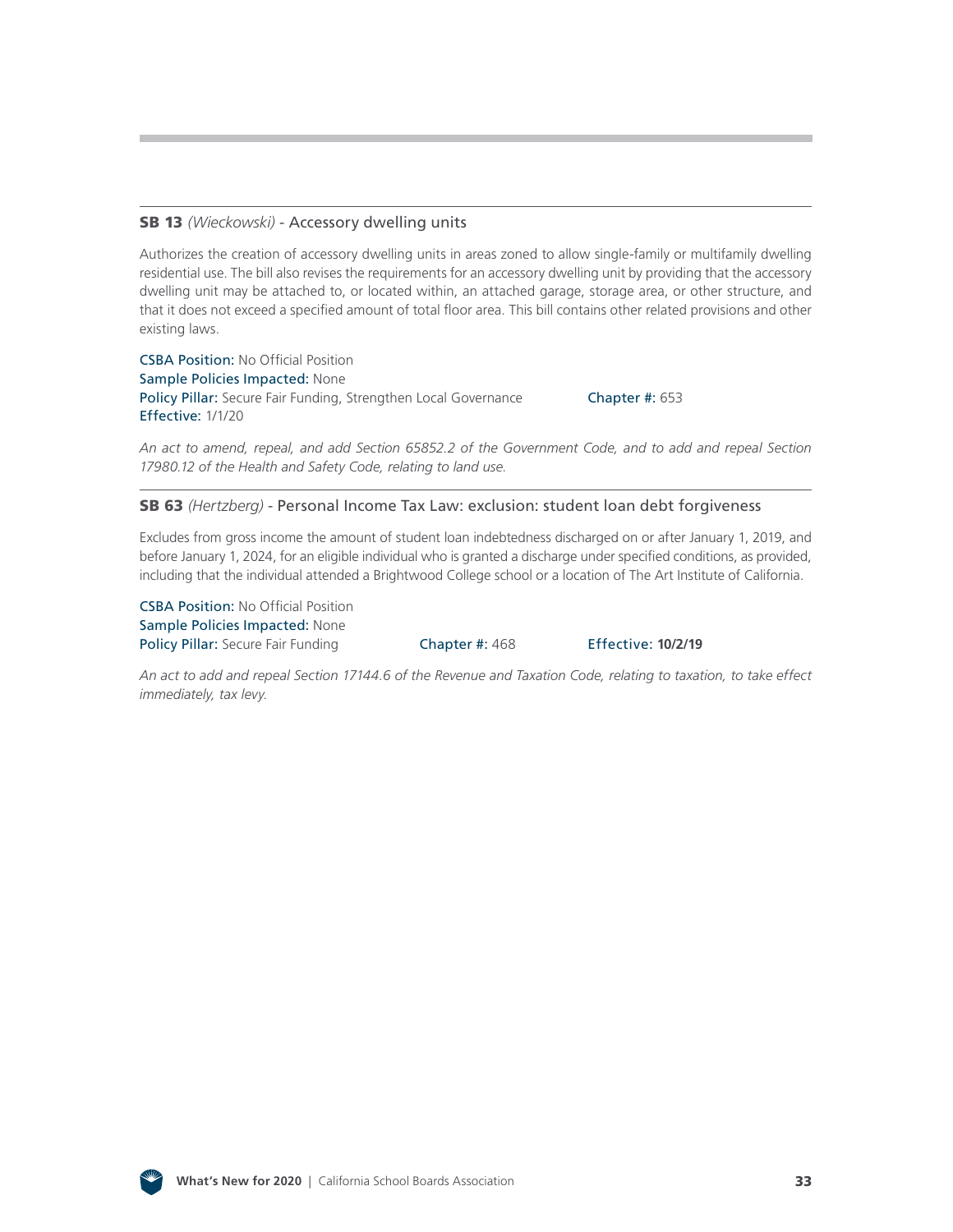### **SB 13** *(Wieckowski)* - Accessory dwelling units

Authorizes the creation of accessory dwelling units in areas zoned to allow single-family or multifamily dwelling residential use. The bill also revises the requirements for an accessory dwelling unit by providing that the accessory dwelling unit may be attached to, or located within, an attached garage, storage area, or other structure, and that it does not exceed a specified amount of total floor area. This bill contains other related provisions and other existing laws.

CSBA Position: No Official Position
Sample Policies Impacted: None
Policy Pillar: Secure Fair Funding, Strengthen Local Governance
Chapter #: 653
Effective: 1/1/20

*An act to amend, repeal, and add Section 65852.2 of the Government Code, and to add and repeal Section 17980.12 of the Health and Safety Code, relating to land use.*

### **SB 63** *(Hertzberg)* - Personal Income Tax Law: exclusion: student loan debt forgiveness

Excludes from gross income the amount of student loan indebtedness discharged on or after January 1, 2019, and before January 1, 2024, for an eligible individual who is granted a discharge under specified conditions, as provided, including that the individual attended a Brightwood College school or a location of The Art Institute of California.

CSBA Position: No Official Position
Sample Policies Impacted: None
Policy Pillar: Secure Fair Funding
Chapter #: 468
Effective: **10/2/19**

*An act to add and repeal Section 17144.6 of the Revenue and Taxation Code, relating to taxation, to take effect immediately, tax levy.*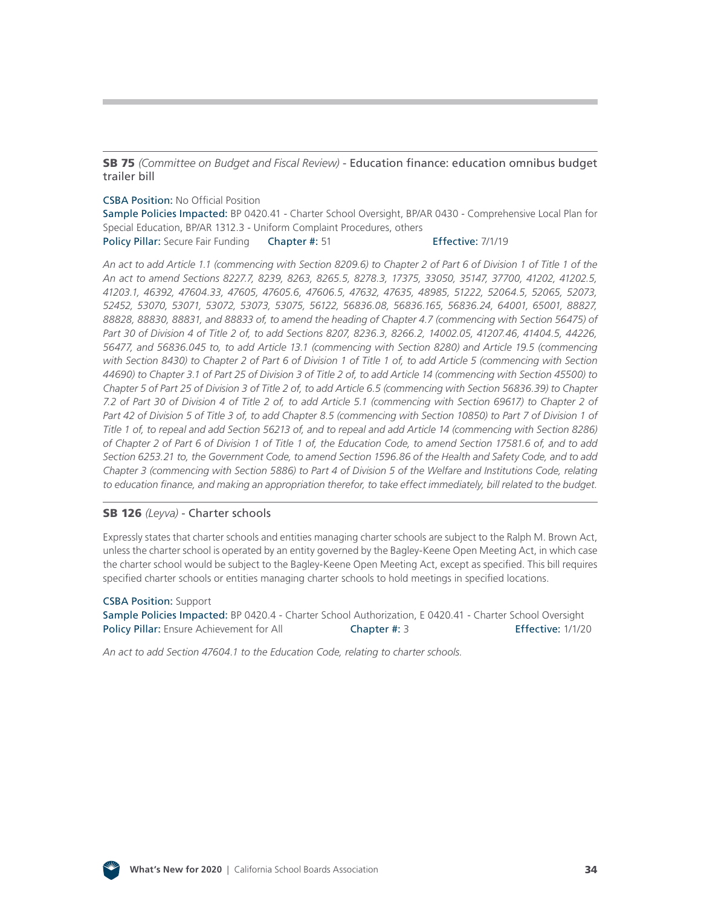**SB 75** *(Committee on Budget and Fiscal Review)* - Education finance: education omnibus budget trailer bill

CSBA Position: No Official Position
Sample Policies Impacted: BP 0420.41 - Charter School Oversight, BP/AR 0430 - Comprehensive Local Plan for Special Education, BP/AR 1312.3 - Uniform Complaint Procedures, others
Policy Pillar: Secure Fair Funding Chapter #: 51 Effective: 7/1/19

*An act to add Article 1.1 (commencing with Section 8209.6) to Chapter 2 of Part 6 of Division 1 of Title 1 of the An act to amend Sections 8227.7, 8239, 8263, 8265.5, 8278.3, 17375, 33050, 35147, 37700, 41202, 41202.5, 41203.1, 46392, 47604.33, 47605, 47605.6, 47606.5, 47632, 47635, 48985, 51222, 52064.5, 52065, 52073, 52452, 53070, 53071, 53072, 53073, 53075, 56122, 56836.08, 56836.165, 56836.24, 64001, 65001, 88827, 88828, 88830, 88831, and 88833 of, to amend the heading of Chapter 4.7 (commencing with Section 56475) of Part 30 of Division 4 of Title 2 of, to add Sections 8207, 8236.3, 8266.2, 14002.05, 41207.46, 41404.5, 44226, 56477, and 56836.045 to, to add Article 13.1 (commencing with Section 8280) and Article 19.5 (commencing with Section 8430) to Chapter 2 of Part 6 of Division 1 of Title 1 of, to add Article 5 (commencing with Section 44690) to Chapter 3.1 of Part 25 of Division 3 of Title 2 of, to add Article 14 (commencing with Section 45500) to Chapter 5 of Part 25 of Division 3 of Title 2 of, to add Article 6.5 (commencing with Section 56836.39) to Chapter 7.2 of Part 30 of Division 4 of Title 2 of, to add Article 5.1 (commencing with Section 69617) to Chapter 2 of Part 42 of Division 5 of Title 3 of, to add Chapter 8.5 (commencing with Section 10850) to Part 7 of Division 1 of Title 1 of, to repeal and add Section 56213 of, and to repeal and add Article 14 (commencing with Section 8286) of Chapter 2 of Part 6 of Division 1 of Title 1 of, the Education Code, to amend Section 17581.6 of, and to add Section 6253.21 to, the Government Code, to amend Section 1596.86 of the Health and Safety Code, and to add Chapter 3 (commencing with Section 5886) to Part 4 of Division 5 of the Welfare and Institutions Code, relating to education finance, and making an appropriation therefor, to take effect immediately, bill related to the budget.*

**SB 126** *(Leyva)* - Charter schools

Expressly states that charter schools and entities managing charter schools are subject to the Ralph M. Brown Act, unless the charter school is operated by an entity governed by the Bagley-Keene Open Meeting Act, in which case the charter school would be subject to the Bagley-Keene Open Meeting Act, except as specified. This bill requires specified charter schools or entities managing charter schools to hold meetings in specified locations.

CSBA Position: Support
Sample Policies Impacted: BP 0420.4 - Charter School Authorization, E 0420.41 - Charter School Oversight
Policy Pillar: Ensure Achievement for All Chapter #: 3 Effective: 1/1/20

*An act to add Section 47604.1 to the Education Code, relating to charter schools.*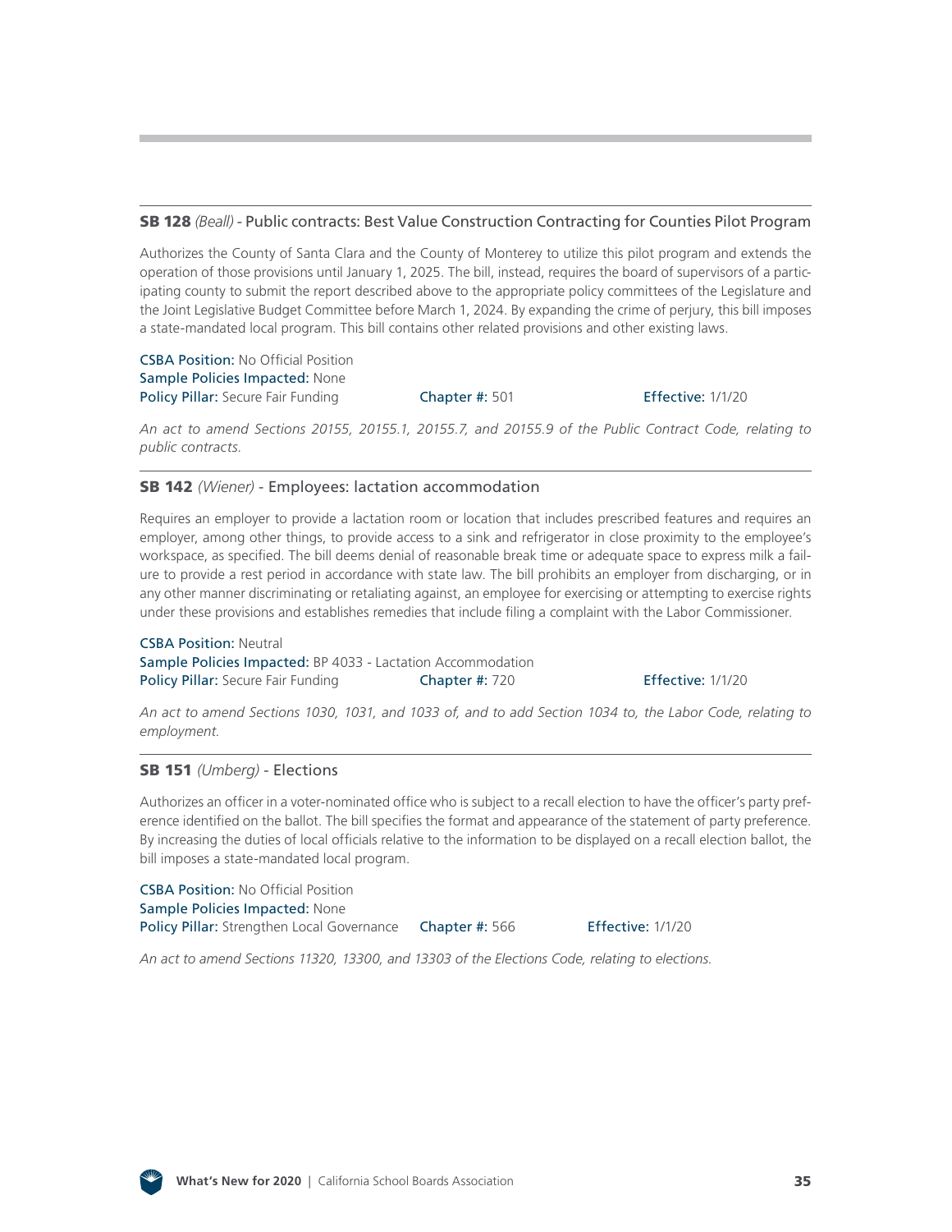**SB 128** *(Beall)* - Public contracts: Best Value Construction Contracting for Counties Pilot Program

Authorizes the County of Santa Clara and the County of Monterey to utilize this pilot program and extends the operation of those provisions until January 1, 2025. The bill, instead, requires the board of supervisors of a participating county to submit the report described above to the appropriate policy committees of the Legislature and the Joint Legislative Budget Committee before March 1, 2024. By expanding the crime of perjury, this bill imposes a state-mandated local program. This bill contains other related provisions and other existing laws.

CSBA Position: No Official Position
Sample Policies Impacted: None
Policy Pillar: Secure Fair Funding    Chapter #: 501    Effective: 1/1/20

*An act to amend Sections 20155, 20155.1, 20155.7, and 20155.9 of the Public Contract Code, relating to public contracts.*

**SB 142** *(Wiener)* - Employees: lactation accommodation

Requires an employer to provide a lactation room or location that includes prescribed features and requires an employer, among other things, to provide access to a sink and refrigerator in close proximity to the employee's workspace, as specified. The bill deems denial of reasonable break time or adequate space to express milk a failure to provide a rest period in accordance with state law. The bill prohibits an employer from discharging, or in any other manner discriminating or retaliating against, an employee for exercising or attempting to exercise rights under these provisions and establishes remedies that include filing a complaint with the Labor Commissioner.

CSBA Position: Neutral
Sample Policies Impacted: BP 4033 - Lactation Accommodation
Policy Pillar: Secure Fair Funding    Chapter #: 720    Effective: 1/1/20

*An act to amend Sections 1030, 1031, and 1033 of, and to add Section 1034 to, the Labor Code, relating to employment.*

**SB 151** *(Umberg)* - Elections

Authorizes an officer in a voter-nominated office who is subject to a recall election to have the officer's party preference identified on the ballot. The bill specifies the format and appearance of the statement of party preference. By increasing the duties of local officials relative to the information to be displayed on a recall election ballot, the bill imposes a state-mandated local program.

CSBA Position: No Official Position
Sample Policies Impacted: None
Policy Pillar: Strengthen Local Governance    Chapter #: 566    Effective: 1/1/20

*An act to amend Sections 11320, 13300, and 13303 of the Elections Code, relating to elections.*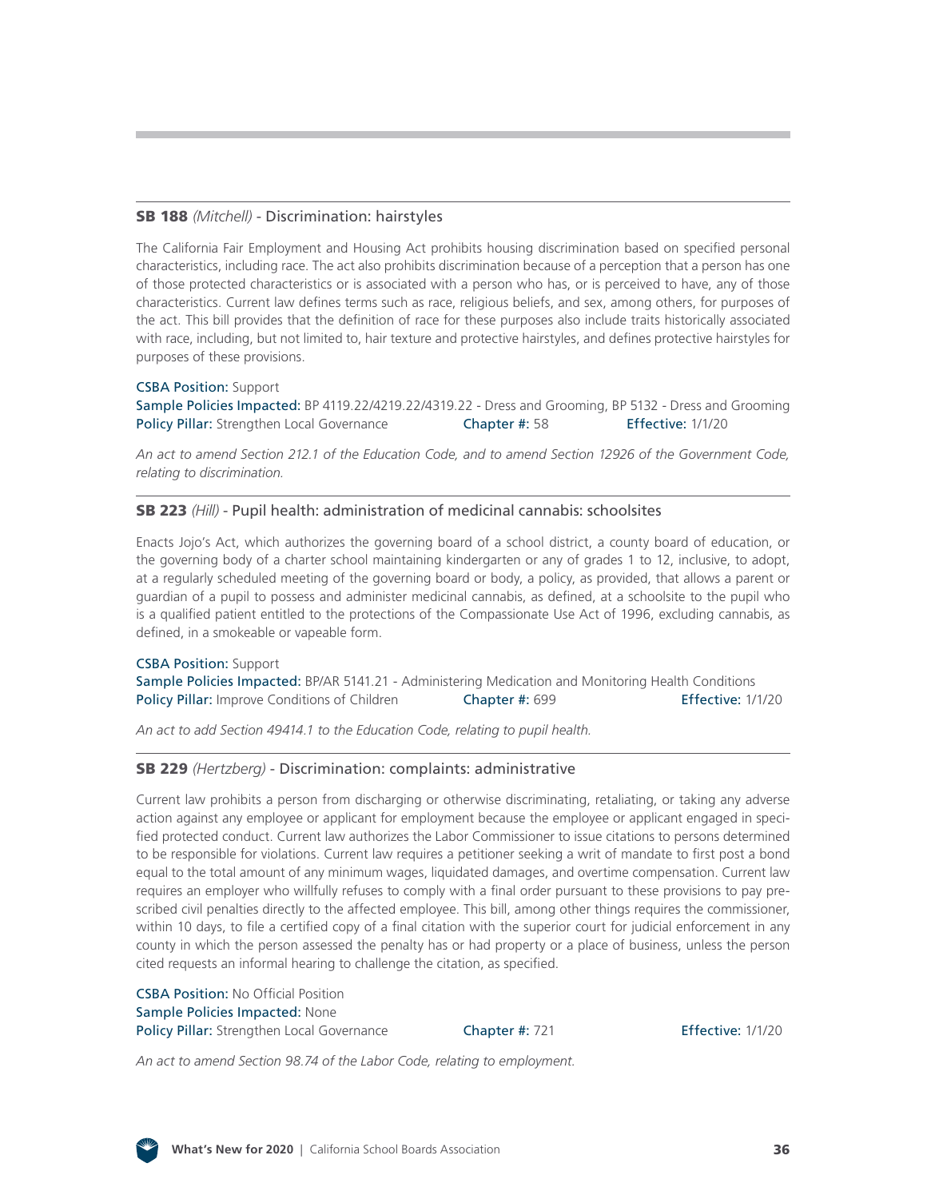### **SB 188** *(Mitchell)* - Discrimination: hairstyles

The California Fair Employment and Housing Act prohibits housing discrimination based on specified personal characteristics, including race. The act also prohibits discrimination because of a perception that a person has one of those protected characteristics or is associated with a person who has, or is perceived to have, any of those characteristics. Current law defines terms such as race, religious beliefs, and sex, among others, for purposes of the act. This bill provides that the definition of race for these purposes also include traits historically associated with race, including, but not limited to, hair texture and protective hairstyles, and defines protective hairstyles for purposes of these provisions.

CSBA Position: Support
Sample Policies Impacted: BP 4119.22/4219.22/4319.22 - Dress and Grooming, BP 5132 - Dress and Grooming
Policy Pillar: Strengthen Local Governance Chapter #: 58 Effective: 1/1/20

*An act to amend Section 212.1 of the Education Code, and to amend Section 12926 of the Government Code, relating to discrimination.*

### **SB 223** *(Hill)* - Pupil health: administration of medicinal cannabis: schoolsites

Enacts Jojo's Act, which authorizes the governing board of a school district, a county board of education, or the governing body of a charter school maintaining kindergarten or any of grades 1 to 12, inclusive, to adopt, at a regularly scheduled meeting of the governing board or body, a policy, as provided, that allows a parent or guardian of a pupil to possess and administer medicinal cannabis, as defined, at a schoolsite to the pupil who is a qualified patient entitled to the protections of the Compassionate Use Act of 1996, excluding cannabis, as defined, in a smokeable or vapeable form.

CSBA Position: Support
Sample Policies Impacted: BP/AR 5141.21 - Administering Medication and Monitoring Health Conditions
Policy Pillar: Improve Conditions of Children Chapter #: 699 Effective: 1/1/20

*An act to add Section 49414.1 to the Education Code, relating to pupil health.*

### **SB 229** *(Hertzberg)* - Discrimination: complaints: administrative

Current law prohibits a person from discharging or otherwise discriminating, retaliating, or taking any adverse action against any employee or applicant for employment because the employee or applicant engaged in specified protected conduct. Current law authorizes the Labor Commissioner to issue citations to persons determined to be responsible for violations. Current law requires a petitioner seeking a writ of mandate to first post a bond equal to the total amount of any minimum wages, liquidated damages, and overtime compensation. Current law requires an employer who willfully refuses to comply with a final order pursuant to these provisions to pay prescribed civil penalties directly to the affected employee. This bill, among other things requires the commissioner, within 10 days, to file a certified copy of a final citation with the superior court for judicial enforcement in any county in which the person assessed the penalty has or had property or a place of business, unless the person cited requests an informal hearing to challenge the citation, as specified.

CSBA Position: No Official Position
Sample Policies Impacted: None
Policy Pillar: Strengthen Local Governance Chapter #: 721 Effective: 1/1/20

*An act to amend Section 98.74 of the Labor Code, relating to employment.*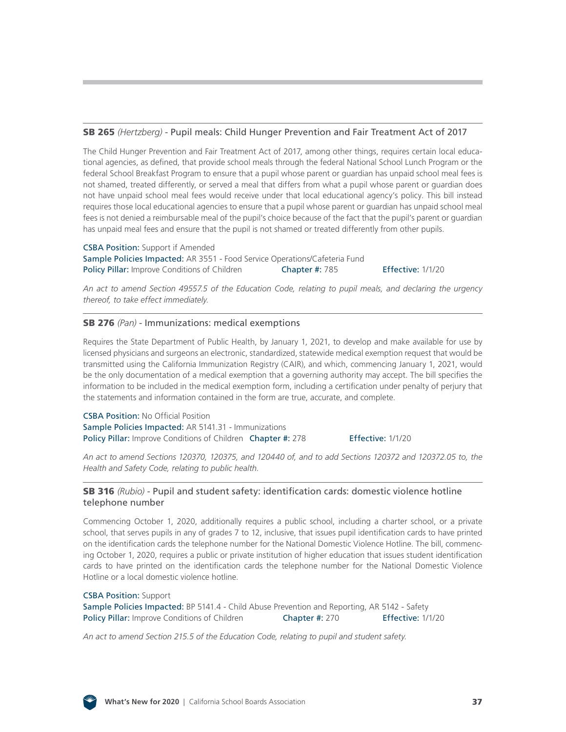### **SB 265** *(Hertzberg)* - Pupil meals: Child Hunger Prevention and Fair Treatment Act of 2017

The Child Hunger Prevention and Fair Treatment Act of 2017, among other things, requires certain local educational agencies, as defined, that provide school meals through the federal National School Lunch Program or the federal School Breakfast Program to ensure that a pupil whose parent or guardian has unpaid school meal fees is not shamed, treated differently, or served a meal that differs from what a pupil whose parent or guardian does not have unpaid school meal fees would receive under that local educational agency's policy. This bill instead requires those local educational agencies to ensure that a pupil whose parent or guardian has unpaid school meal fees is not denied a reimbursable meal of the pupil's choice because of the fact that the pupil's parent or guardian has unpaid meal fees and ensure that the pupil is not shamed or treated differently from other pupils.

CSBA Position: Support if Amended
Sample Policies Impacted: AR 3551 - Food Service Operations/Cafeteria Fund
Policy Pillar: Improve Conditions of Children Chapter #: 785 Effective: 1/1/20

*An act to amend Section 49557.5 of the Education Code, relating to pupil meals, and declaring the urgency thereof, to take effect immediately.*

### **SB 276** *(Pan)* - Immunizations: medical exemptions

Requires the State Department of Public Health, by January 1, 2021, to develop and make available for use by licensed physicians and surgeons an electronic, standardized, statewide medical exemption request that would be transmitted using the California Immunization Registry (CAIR), and which, commencing January 1, 2021, would be the only documentation of a medical exemption that a governing authority may accept. The bill specifies the information to be included in the medical exemption form, including a certification under penalty of perjury that the statements and information contained in the form are true, accurate, and complete.

CSBA Position: No Official Position
Sample Policies Impacted: AR 5141.31 - Immunizations
Policy Pillar: Improve Conditions of Children Chapter #: 278 Effective: 1/1/20

*An act to amend Sections 120370, 120375, and 120440 of, and to add Sections 120372 and 120372.05 to, the Health and Safety Code, relating to public health.*

### **SB 316** *(Rubio)* - Pupil and student safety: identification cards: domestic violence hotline telephone number

Commencing October 1, 2020, additionally requires a public school, including a charter school, or a private school, that serves pupils in any of grades 7 to 12, inclusive, that issues pupil identification cards to have printed on the identification cards the telephone number for the National Domestic Violence Hotline. The bill, commencing October 1, 2020, requires a public or private institution of higher education that issues student identification cards to have printed on the identification cards the telephone number for the National Domestic Violence Hotline or a local domestic violence hotline.

CSBA Position: Support
Sample Policies Impacted: BP 5141.4 - Child Abuse Prevention and Reporting, AR 5142 - Safety
Policy Pillar: Improve Conditions of Children Chapter #: 270 Effective: 1/1/20

*An act to amend Section 215.5 of the Education Code, relating to pupil and student safety.*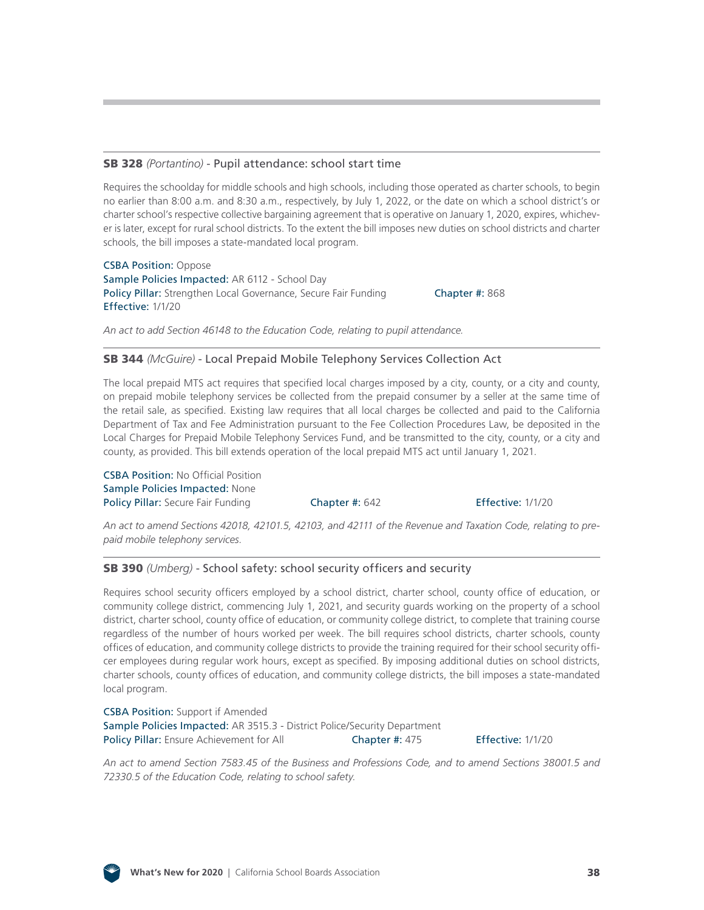### **SB 328** *(Portantino)* - Pupil attendance: school start time

Requires the schoolday for middle schools and high schools, including those operated as charter schools, to begin no earlier than 8:00 a.m. and 8:30 a.m., respectively, by July 1, 2022, or the date on which a school district's or charter school's respective collective bargaining agreement that is operative on January 1, 2020, expires, whichever is later, except for rural school districts. To the extent the bill imposes new duties on school districts and charter schools, the bill imposes a state-mandated local program.

CSBA Position: Oppose
Sample Policies Impacted: AR 6112 - School Day
Policy Pillar: Strengthen Local Governance, Secure Fair Funding
Chapter #: 868
Effective: 1/1/20

*An act to add Section 46148 to the Education Code, relating to pupil attendance.*

### **SB 344** *(McGuire)* - Local Prepaid Mobile Telephony Services Collection Act

The local prepaid MTS act requires that specified local charges imposed by a city, county, or a city and county, on prepaid mobile telephony services be collected from the prepaid consumer by a seller at the same time of the retail sale, as specified. Existing law requires that all local charges be collected and paid to the California Department of Tax and Fee Administration pursuant to the Fee Collection Procedures Law, be deposited in the Local Charges for Prepaid Mobile Telephony Services Fund, and be transmitted to the city, county, or a city and county, as provided. This bill extends operation of the local prepaid MTS act until January 1, 2021.

CSBA Position: No Official Position
Sample Policies Impacted: None
Policy Pillar: Secure Fair Funding
Chapter #: 642
Effective: 1/1/20

*An act to amend Sections 42018, 42101.5, 42103, and 42111 of the Revenue and Taxation Code, relating to prepaid mobile telephony services.*

### **SB 390** *(Umberg)* - School safety: school security officers and security

Requires school security officers employed by a school district, charter school, county office of education, or community college district, commencing July 1, 2021, and security guards working on the property of a school district, charter school, county office of education, or community college district, to complete that training course regardless of the number of hours worked per week. The bill requires school districts, charter schools, county offices of education, and community college districts to provide the training required for their school security officer employees during regular work hours, except as specified. By imposing additional duties on school districts, charter schools, county offices of education, and community college districts, the bill imposes a state-mandated local program.

CSBA Position: Support if Amended
Sample Policies Impacted: AR 3515.3 - District Police/Security Department
Policy Pillar: Ensure Achievement for All
Chapter #: 475
Effective: 1/1/20

*An act to amend Section 7583.45 of the Business and Professions Code, and to amend Sections 38001.5 and 72330.5 of the Education Code, relating to school safety.*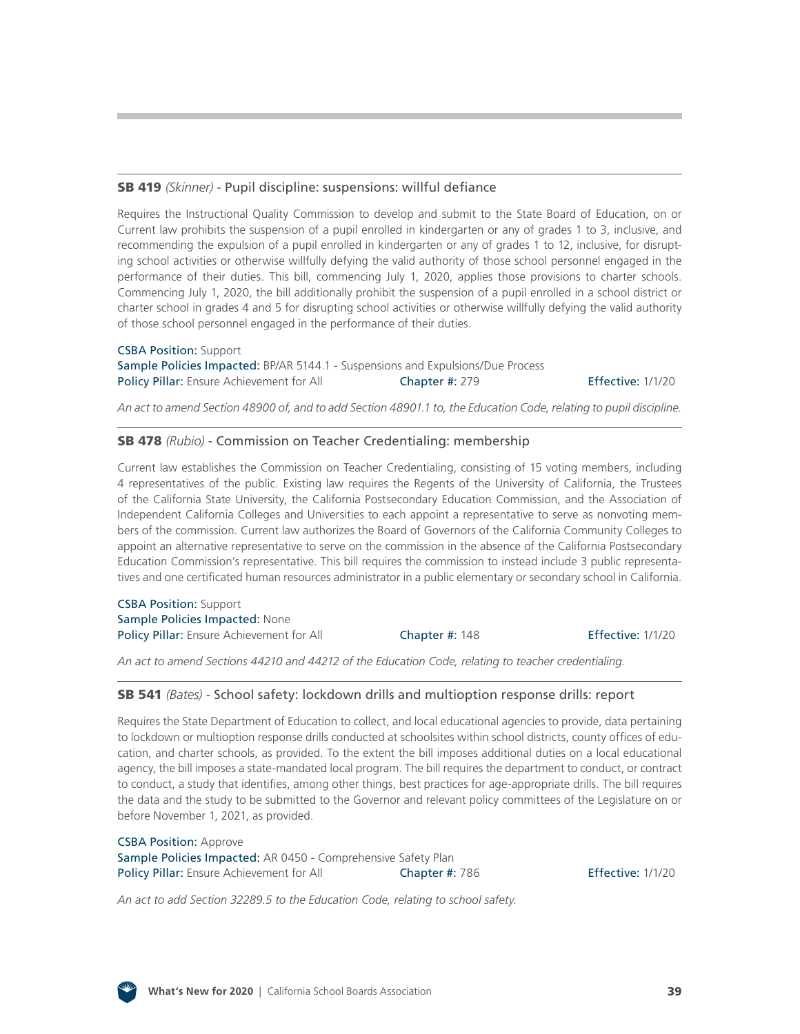**SB 419** *(Skinner)* - Pupil discipline: suspensions: willful defiance

Requires the Instructional Quality Commission to develop and submit to the State Board of Education, on or Current law prohibits the suspension of a pupil enrolled in kindergarten or any of grades 1 to 3, inclusive, and recommending the expulsion of a pupil enrolled in kindergarten or any of grades 1 to 12, inclusive, for disrupting school activities or otherwise willfully defying the valid authority of those school personnel engaged in the performance of their duties. This bill, commencing July 1, 2020, applies those provisions to charter schools. Commencing July 1, 2020, the bill additionally prohibit the suspension of a pupil enrolled in a school district or charter school in grades 4 and 5 for disrupting school activities or otherwise willfully defying the valid authority of those school personnel engaged in the performance of their duties.

CSBA Position: Support
Sample Policies Impacted: BP/AR 5144.1 - Suspensions and Expulsions/Due Process
Policy Pillar: Ensure Achievement for All  Chapter #: 279  Effective: 1/1/20

*An act to amend Section 48900 of, and to add Section 48901.1 to, the Education Code, relating to pupil discipline.*

---

**SB 478** *(Rubio)* - Commission on Teacher Credentialing: membership

Current law establishes the Commission on Teacher Credentialing, consisting of 15 voting members, including 4 representatives of the public. Existing law requires the Regents of the University of California, the Trustees of the California State University, the California Postsecondary Education Commission, and the Association of Independent California Colleges and Universities to each appoint a representative to serve as nonvoting members of the commission. Current law authorizes the Board of Governors of the California Community Colleges to appoint an alternative representative to serve on the commission in the absence of the California Postsecondary Education Commission's representative. This bill requires the commission to instead include 3 public representatives and one certificated human resources administrator in a public elementary or secondary school in California.

CSBA Position: Support
Sample Policies Impacted: None
Policy Pillar: Ensure Achievement for All  Chapter #: 148  Effective: 1/1/20

*An act to amend Sections 44210 and 44212 of the Education Code, relating to teacher credentialing.*

---

**SB 541** *(Bates)* - School safety: lockdown drills and multioption response drills: report

Requires the State Department of Education to collect, and local educational agencies to provide, data pertaining to lockdown or multioption response drills conducted at schoolsites within school districts, county offices of education, and charter schools, as provided. To the extent the bill imposes additional duties on a local educational agency, the bill imposes a state-mandated local program. The bill requires the department to conduct, or contract to conduct, a study that identifies, among other things, best practices for age-appropriate drills. The bill requires the data and the study to be submitted to the Governor and relevant policy committees of the Legislature on or before November 1, 2021, as provided.

CSBA Position: Approve
Sample Policies Impacted: AR 0450 - Comprehensive Safety Plan
Policy Pillar: Ensure Achievement for All  Chapter #: 786  Effective: 1/1/20

*An act to add Section 32289.5 to the Education Code, relating to school safety.*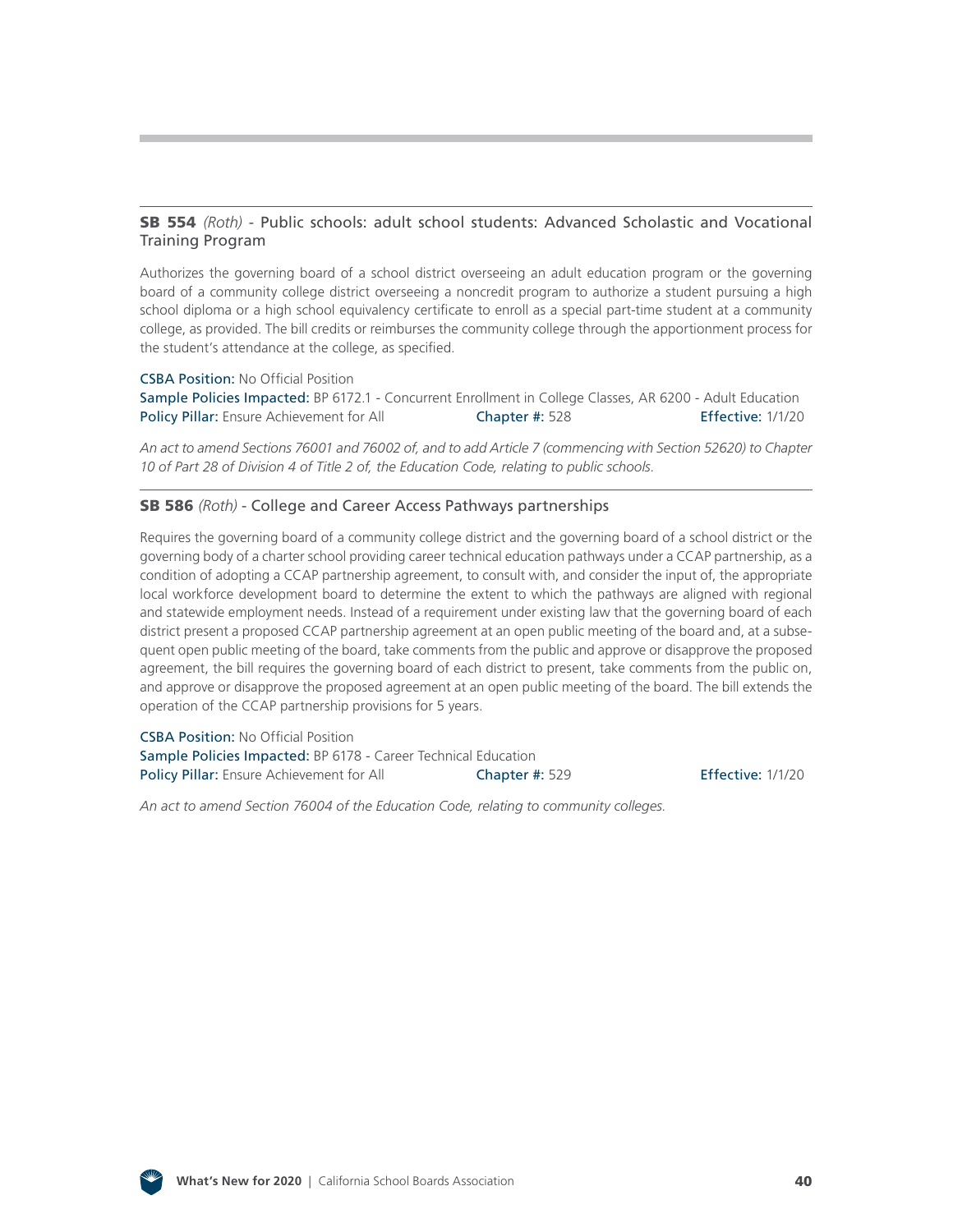### **SB 554** *(Roth)* - Public schools: adult school students: Advanced Scholastic and Vocational Training Program

Authorizes the governing board of a school district overseeing an adult education program or the governing board of a community college district overseeing a noncredit program to authorize a student pursuing a high school diploma or a high school equivalency certificate to enroll as a special part-time student at a community college, as provided. The bill credits or reimburses the community college through the apportionment process for the student's attendance at the college, as specified.

CSBA Position: No Official Position
Sample Policies Impacted: BP 6172.1 - Concurrent Enrollment in College Classes, AR 6200 - Adult Education
Policy Pillar: Ensure Achievement for All  Chapter #: 528  Effective: 1/1/20

*An act to amend Sections 76001 and 76002 of, and to add Article 7 (commencing with Section 52620) to Chapter 10 of Part 28 of Division 4 of Title 2 of, the Education Code, relating to public schools.*

### **SB 586** *(Roth)* - College and Career Access Pathways partnerships

Requires the governing board of a community college district and the governing board of a school district or the governing body of a charter school providing career technical education pathways under a CCAP partnership, as a condition of adopting a CCAP partnership agreement, to consult with, and consider the input of, the appropriate local workforce development board to determine the extent to which the pathways are aligned with regional and statewide employment needs. Instead of a requirement under existing law that the governing board of each district present a proposed CCAP partnership agreement at an open public meeting of the board and, at a subsequent open public meeting of the board, take comments from the public and approve or disapprove the proposed agreement, the bill requires the governing board of each district to present, take comments from the public on, and approve or disapprove the proposed agreement at an open public meeting of the board. The bill extends the operation of the CCAP partnership provisions for 5 years.

CSBA Position: No Official Position
Sample Policies Impacted: BP 6178 - Career Technical Education
Policy Pillar: Ensure Achievement for All  Chapter #: 529  Effective: 1/1/20

*An act to amend Section 76004 of the Education Code, relating to community colleges.*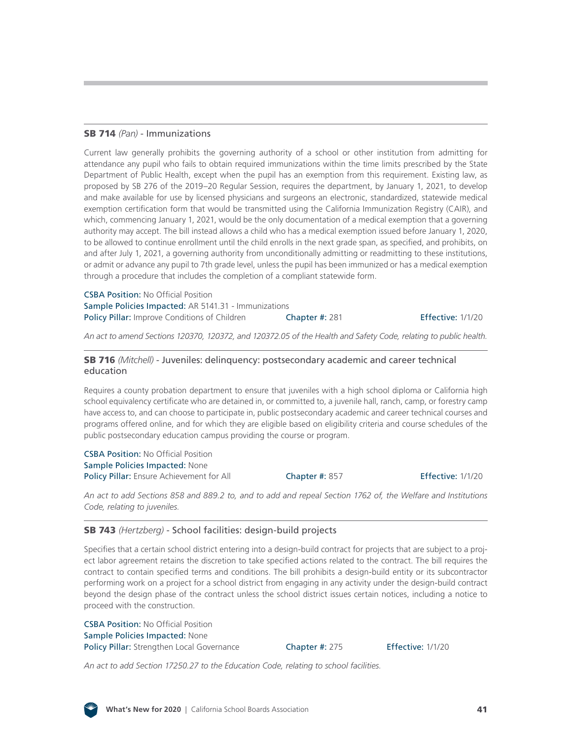### **SB 714** *(Pan)* - Immunizations

Current law generally prohibits the governing authority of a school or other institution from admitting for attendance any pupil who fails to obtain required immunizations within the time limits prescribed by the State Department of Public Health, except when the pupil has an exemption from this requirement. Existing law, as proposed by SB 276 of the 2019–20 Regular Session, requires the department, by January 1, 2021, to develop and make available for use by licensed physicians and surgeons an electronic, standardized, statewide medical exemption certification form that would be transmitted using the California Immunization Registry (CAIR), and which, commencing January 1, 2021, would be the only documentation of a medical exemption that a governing authority may accept. The bill instead allows a child who has a medical exemption issued before January 1, 2020, to be allowed to continue enrollment until the child enrolls in the next grade span, as specified, and prohibits, on and after July 1, 2021, a governing authority from unconditionally admitting or readmitting to these institutions, or admit or advance any pupil to 7th grade level, unless the pupil has been immunized or has a medical exemption through a procedure that includes the completion of a compliant statewide form.

CSBA Position: No Official Position
Sample Policies Impacted: AR 5141.31 - Immunizations
Policy Pillar: Improve Conditions of Children    Chapter #: 281    Effective: 1/1/20

*An act to amend Sections 120370, 120372, and 120372.05 of the Health and Safety Code, relating to public health.*

### **SB 716** *(Mitchell)* - Juveniles: delinquency: postsecondary academic and career technical education

Requires a county probation department to ensure that juveniles with a high school diploma or California high school equivalency certificate who are detained in, or committed to, a juvenile hall, ranch, camp, or forestry camp have access to, and can choose to participate in, public postsecondary academic and career technical courses and programs offered online, and for which they are eligible based on eligibility criteria and course schedules of the public postsecondary education campus providing the course or program.

CSBA Position: No Official Position
Sample Policies Impacted: None
Policy Pillar: Ensure Achievement for All    Chapter #: 857    Effective: 1/1/20

*An act to add Sections 858 and 889.2 to, and to add and repeal Section 1762 of, the Welfare and Institutions Code, relating to juveniles.*

### **SB 743** *(Hertzberg)* - School facilities: design-build projects

Specifies that a certain school district entering into a design-build contract for projects that are subject to a project labor agreement retains the discretion to take specified actions related to the contract. The bill requires the contract to contain specified terms and conditions. The bill prohibits a design-build entity or its subcontractor performing work on a project for a school district from engaging in any activity under the design-build contract beyond the design phase of the contract unless the school district issues certain notices, including a notice to proceed with the construction.

CSBA Position: No Official Position
Sample Policies Impacted: None
Policy Pillar: Strengthen Local Governance    Chapter #: 275    Effective: 1/1/20

*An act to add Section 17250.27 to the Education Code, relating to school facilities.*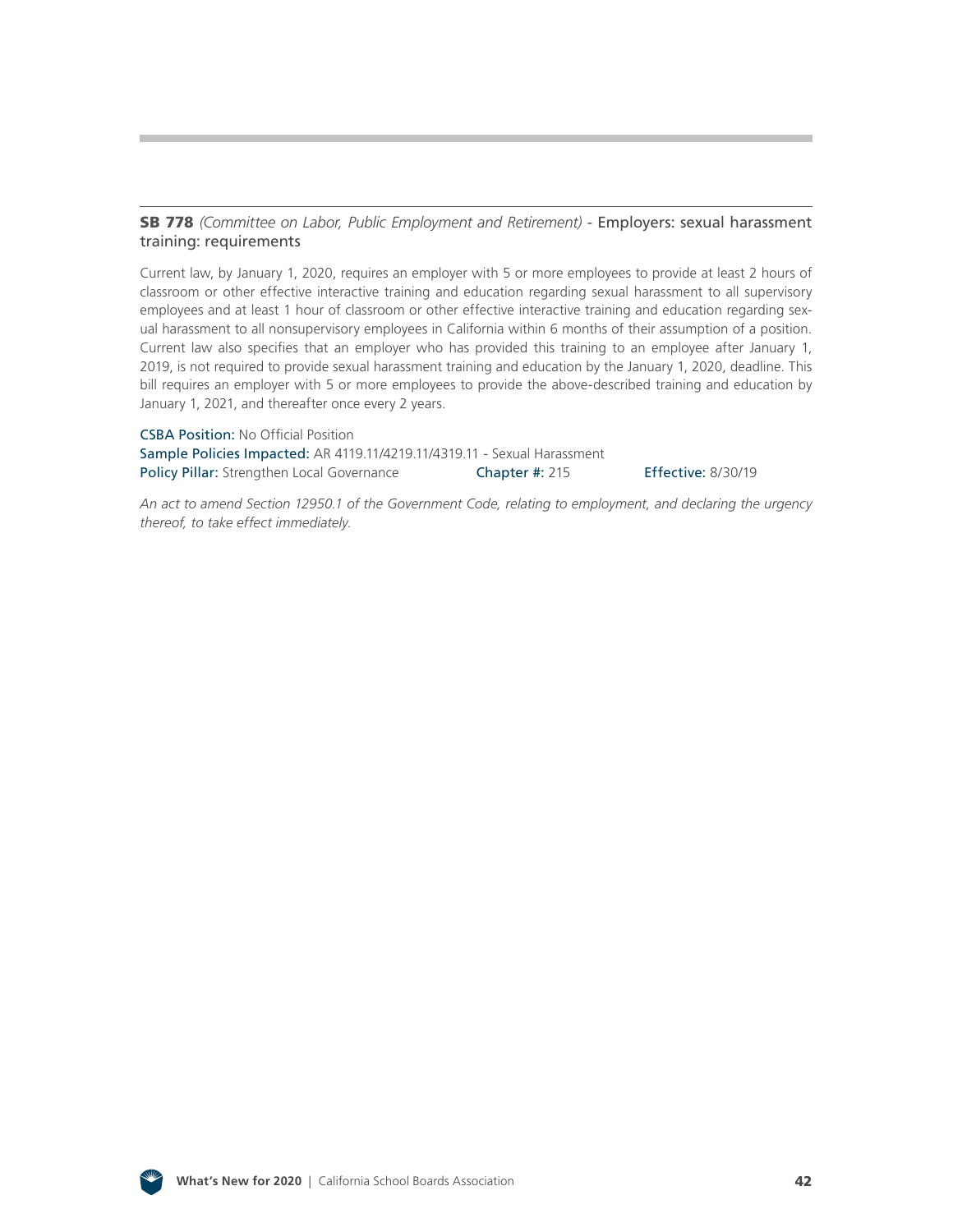**SB 778** *(Committee on Labor, Public Employment and Retirement)* - Employers: sexual harassment training: requirements

Current law, by January 1, 2020, requires an employer with 5 or more employees to provide at least 2 hours of classroom or other effective interactive training and education regarding sexual harassment to all supervisory employees and at least 1 hour of classroom or other effective interactive training and education regarding sexual harassment to all nonsupervisory employees in California within 6 months of their assumption of a position. Current law also specifies that an employer who has provided this training to an employee after January 1, 2019, is not required to provide sexual harassment training and education by the January 1, 2020, deadline. This bill requires an employer with 5 or more employees to provide the above-described training and education by January 1, 2021, and thereafter once every 2 years.

**CSBA Position:** No Official Position
**Sample Policies Impacted:** AR 4119.11/4219.11/4319.11 - Sexual Harassment
**Policy Pillar:** Strengthen Local Governance **Chapter #:** 215 **Effective:** 8/30/19

*An act to amend Section 12950.1 of the Government Code, relating to employment, and declaring the urgency thereof, to take effect immediately.*